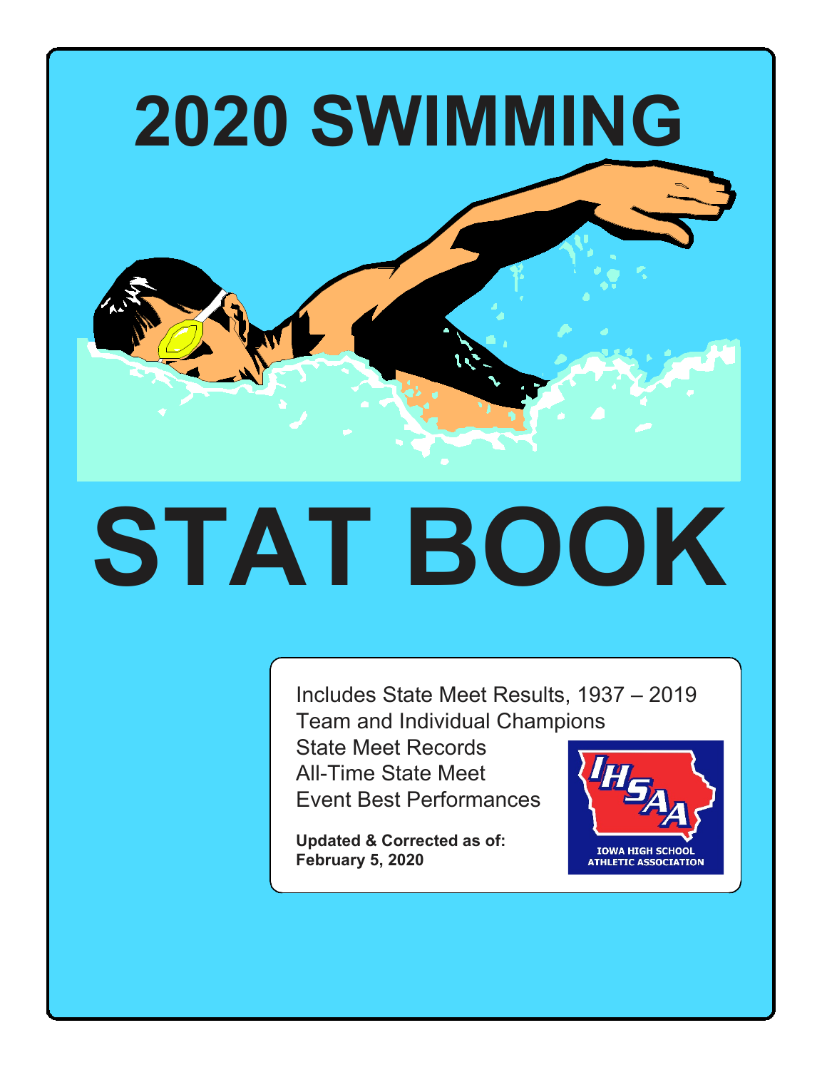# 2020 SWIMMING

# STAT BOOK

Includes State Meet Results, 1937 – 2019
Team and Individual Champions
State Meet Records
All-Time State Meet
Event Best Performances

**Updated & Corrected as of:**
**February 5, 2020**

IHSAA
IOWA HIGH SCHOOL ATHLETIC ASSOCIATION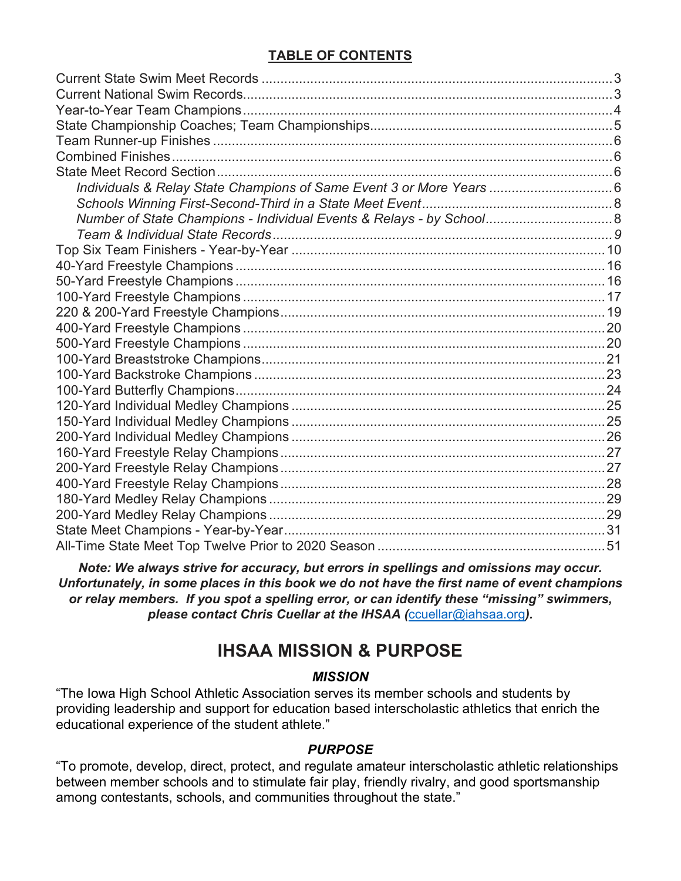## TABLE OF CONTENTS

| | |
|---|---|
| Current State Swim Meet Records | 3 |
| Current National Swim Records | 3 |
| Year-to-Year Team Champions | 4 |
| State Championship Coaches; Team Championships | 5 |
| Team Runner-up Finishes | 6 |
| Combined Finishes | 6 |
| State Meet Record Section | 6 |
| *Individuals & Relay State Champions of Same Event 3 or More Years* | *6* |
| *Schools Winning First-Second-Third in a State Meet Event* | *8* |
| *Number of State Champions - Individual Events & Relays - by School* | *8* |
| *Team & Individual State Records* | *9* |
| Top Six Team Finishers - Year-by-Year | 10 |
| 40-Yard Freestyle Champions | 16 |
| 50-Yard Freestyle Champions | 16 |
| 100-Yard Freestyle Champions | 17 |
| 220 & 200-Yard Freestyle Champions | 19 |
| 400-Yard Freestyle Champions | 20 |
| 500-Yard Freestyle Champions | 20 |
| 100-Yard Breaststroke Champions | 21 |
| 100-Yard Backstroke Champions | 23 |
| 100-Yard Butterfly Champions | 24 |
| 120-Yard Individual Medley Champions | 25 |
| 150-Yard Individual Medley Champions | 25 |
| 200-Yard Individual Medley Champions | 26 |
| 160-Yard Freestyle Relay Champions | 27 |
| 200-Yard Freestyle Relay Champions | 27 |
| 400-Yard Freestyle Relay Champions | 28 |
| 180-Yard Medley Relay Champions | 29 |
| 200-Yard Medley Relay Champions | 29 |
| State Meet Champions - Year-by-Year | 31 |
| All-Time State Meet Top Twelve Prior to 2020 Season | 51 |

***Note: We always strive for accuracy, but errors in spellings and omissions may occur. Unfortunately, in some places in this book we do not have the first name of event champions or relay members. If you spot a spelling error, or can identify these "missing" swimmers, please contact Chris Cuellar at the IHSAA (ccuellar@iahsaa.org).***

# IHSAA MISSION & PURPOSE

### *MISSION*

"The Iowa High School Athletic Association serves its member schools and students by providing leadership and support for education based interscholastic athletics that enrich the educational experience of the student athlete."

### *PURPOSE*

"To promote, develop, direct, protect, and regulate amateur interscholastic athletic relationships between member schools and to stimulate fair play, friendly rivalry, and good sportsmanship among contestants, schools, and communities throughout the state."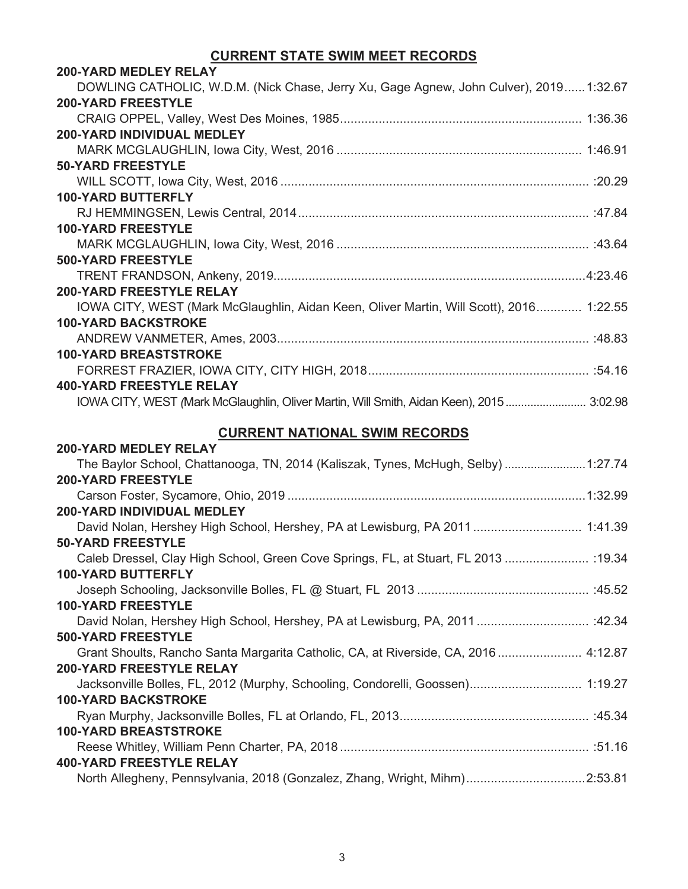## CURRENT STATE SWIM MEET RECORDS

**200-YARD MEDLEY RELAY**
DOWLING CATHOLIC, W.D.M. (Nick Chase, Jerry Xu, Gage Agnew, John Culver), 2019......1:32.67

**200-YARD FREESTYLE**
CRAIG OPPEL, Valley, West Des Moines, 1985.................................................................... 1:36.36

**200-YARD INDIVIDUAL MEDLEY**
MARK MCGLAUGHLIN, Iowa City, West, 2016 ..................................................................... 1:46.91

**50-YARD FREESTYLE**
WILL SCOTT, Iowa City, West, 2016 ........................................................................................ :20.29

**100-YARD BUTTERFLY**
RJ HEMMINGSEN, Lewis Central, 2014.................................................................................. :47.84

**100-YARD FREESTYLE**
MARK MCGLAUGHLIN, Iowa City, West, 2016 ....................................................................... :43.64

**500-YARD FREESTYLE**
TRENT FRANDSON, Ankeny, 2019..........................................................................................4:23.46

**200-YARD FREESTYLE RELAY**
IOWA CITY, WEST (Mark McGlaughlin, Aidan Keen, Oliver Martin, Will Scott), 2016............ 1:22.55

**100-YARD BACKSTROKE**
ANDREW VANMETER, Ames, 2003......................................................................................... :48.83

**100-YARD BREASTSTROKE**
FORREST FRAZIER, IOWA CITY, CITY HIGH, 2018............................................................... :54.16

**400-YARD FREESTYLE RELAY**
IOWA CITY, WEST (Mark McGlaughlin, Oliver Martin, Will Smith, Aidan Keen), 2015 ......................... 3:02.98

## CURRENT NATIONAL SWIM RECORDS

**200-YARD MEDLEY RELAY**
The Baylor School, Chattanooga, TN, 2014 (Kaliszak, Tynes, McHugh, Selby) ........................1:27.74

**200-YARD FREESTYLE**
Carson Foster, Sycamore, Ohio, 2019 .....................................................................................1:32.99

**200-YARD INDIVIDUAL MEDLEY**
David Nolan, Hershey High School, Hershey, PA at Lewisburg, PA 2011 .............................. 1:41.39

**50-YARD FREESTYLE**
Caleb Dressel, Clay High School, Green Cove Springs, FL, at Stuart, FL 2013 ....................... :19.34

**100-YARD BUTTERFLY**
Joseph Schooling, Jacksonville Bolles, FL @ Stuart, FL 2013 ................................................ :45.52

**100-YARD FREESTYLE**
David Nolan, Hershey High School, Hershey, PA at Lewisburg, PA, 2011 ................................ :42.34

**500-YARD FREESTYLE**
Grant Shoults, Rancho Santa Margarita Catholic, CA, at Riverside, CA, 2016 ........................ 4:12.87

**200-YARD FREESTYLE RELAY**
Jacksonville Bolles, FL, 2012 (Murphy, Schooling, Condorelli, Goossen)................................ 1:19.27

**100-YARD BACKSTROKE**
Ryan Murphy, Jacksonville Bolles, FL at Orlando, FL, 2013...................................................... :45.34

**100-YARD BREASTSTROKE**
Reese Whitley, William Penn Charter, PA, 2018 ....................................................................... :51.16

**400-YARD FREESTYLE RELAY**
North Allegheny, Pennsylvania, 2018 (Gonzalez, Zhang, Wright, Mihm)..................................2:53.81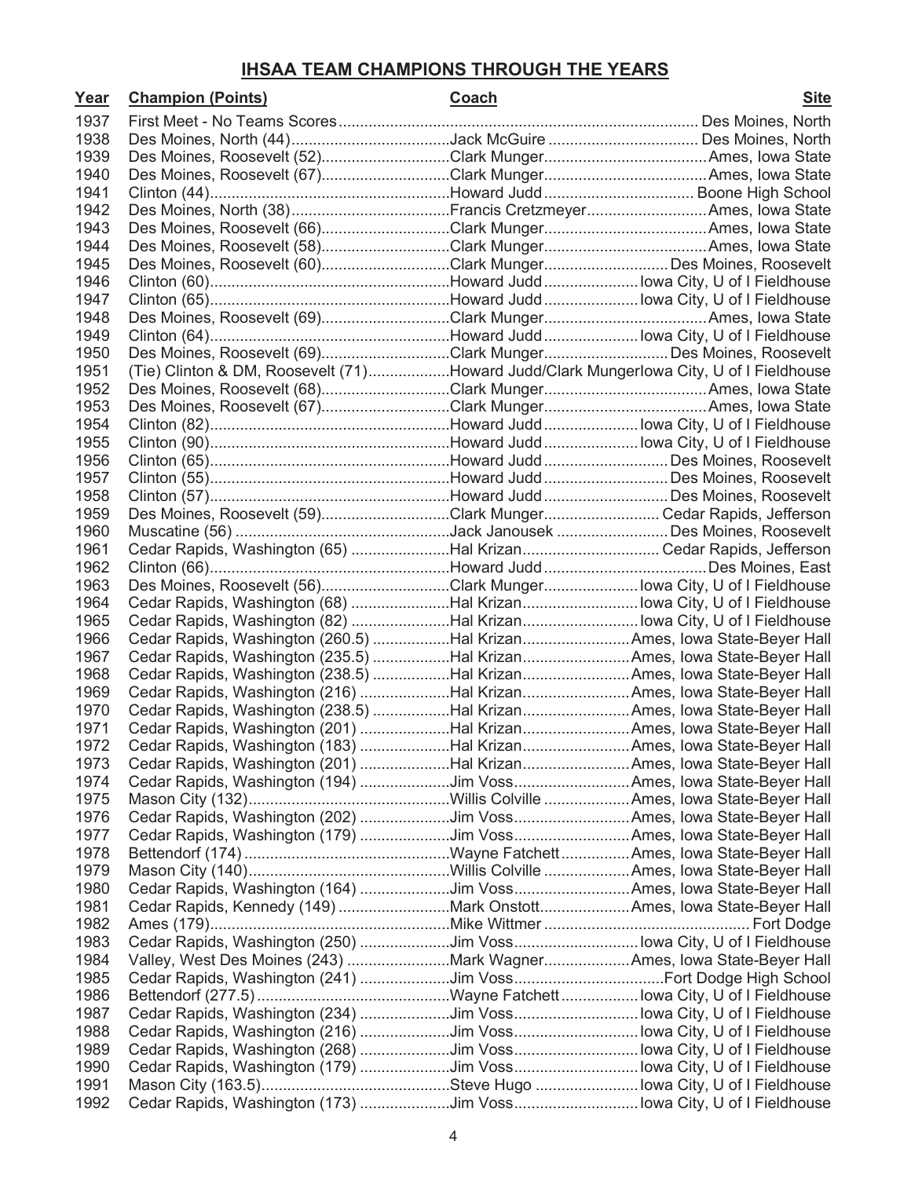## IHSAA TEAM CHAMPIONS THROUGH THE YEARS

| Year | Champion (Points) | Coach | Site |
|---|---|---|---|
| 1937 | First Meet - No Teams Scores | | Des Moines, North |
| 1938 | Des Moines, North (44) | Jack McGuire | Des Moines, North |
| 1939 | Des Moines, Roosevelt (52) | Clark Munger | Ames, Iowa State |
| 1940 | Des Moines, Roosevelt (67) | Clark Munger | Ames, Iowa State |
| 1941 | Clinton (44) | Howard Judd | Boone High School |
| 1942 | Des Moines, North (38) | Francis Cretzmeyer | Ames, Iowa State |
| 1943 | Des Moines, Roosevelt (66) | Clark Munger | Ames, Iowa State |
| 1944 | Des Moines, Roosevelt (58) | Clark Munger | Ames, Iowa State |
| 1945 | Des Moines, Roosevelt (60) | Clark Munger | Des Moines, Roosevelt |
| 1946 | Clinton (60) | Howard Judd | Iowa City, U of I Fieldhouse |
| 1947 | Clinton (65) | Howard Judd | Iowa City, U of I Fieldhouse |
| 1948 | Des Moines, Roosevelt (69) | Clark Munger | Ames, Iowa State |
| 1949 | Clinton (64) | Howard Judd | Iowa City, U of I Fieldhouse |
| 1950 | Des Moines, Roosevelt (69) | Clark Munger | Des Moines, Roosevelt |
| 1951 | (Tie) Clinton & DM, Roosevelt (71) | Howard Judd/Clark Munger | Iowa City, U of I Fieldhouse |
| 1952 | Des Moines, Roosevelt (68) | Clark Munger | Ames, Iowa State |
| 1953 | Des Moines, Roosevelt (67) | Clark Munger | Ames, Iowa State |
| 1954 | Clinton (82) | Howard Judd | Iowa City, U of I Fieldhouse |
| 1955 | Clinton (90) | Howard Judd | Iowa City, U of I Fieldhouse |
| 1956 | Clinton (65) | Howard Judd | Des Moines, Roosevelt |
| 1957 | Clinton (55) | Howard Judd | Des Moines, Roosevelt |
| 1958 | Clinton (57) | Howard Judd | Des Moines, Roosevelt |
| 1959 | Des Moines, Roosevelt (59) | Clark Munger | Cedar Rapids, Jefferson |
| 1960 | Muscatine (56) | Jack Janousek | Des Moines, Roosevelt |
| 1961 | Cedar Rapids, Washington (65) | Hal Krizan | Cedar Rapids, Jefferson |
| 1962 | Clinton (66) | Howard Judd | Des Moines, East |
| 1963 | Des Moines, Roosevelt (56) | Clark Munger | Iowa City, U of I Fieldhouse |
| 1964 | Cedar Rapids, Washington (68) | Hal Krizan | Iowa City, U of I Fieldhouse |
| 1965 | Cedar Rapids, Washington (82) | Hal Krizan | Iowa City, U of I Fieldhouse |
| 1966 | Cedar Rapids, Washington (260.5) | Hal Krizan | Ames, Iowa State-Beyer Hall |
| 1967 | Cedar Rapids, Washington (235.5) | Hal Krizan | Ames, Iowa State-Beyer Hall |
| 1968 | Cedar Rapids, Washington (238.5) | Hal Krizan | Ames, Iowa State-Beyer Hall |
| 1969 | Cedar Rapids, Washington (216) | Hal Krizan | Ames, Iowa State-Beyer Hall |
| 1970 | Cedar Rapids, Washington (238.5) | Hal Krizan | Ames, Iowa State-Beyer Hall |
| 1971 | Cedar Rapids, Washington (201) | Hal Krizan | Ames, Iowa State-Beyer Hall |
| 1972 | Cedar Rapids, Washington (183) | Hal Krizan | Ames, Iowa State-Beyer Hall |
| 1973 | Cedar Rapids, Washington (201) | Hal Krizan | Ames, Iowa State-Beyer Hall |
| 1974 | Cedar Rapids, Washington (194) | Jim Voss | Ames, Iowa State-Beyer Hall |
| 1975 | Mason City (132) | Willis Colville | Ames, Iowa State-Beyer Hall |
| 1976 | Cedar Rapids, Washington (202) | Jim Voss | Ames, Iowa State-Beyer Hall |
| 1977 | Cedar Rapids, Washington (179) | Jim Voss | Ames, Iowa State-Beyer Hall |
| 1978 | Bettendorf (174) | Wayne Fatchett | Ames, Iowa State-Beyer Hall |
| 1979 | Mason City (140) | Willis Colville | Ames, Iowa State-Beyer Hall |
| 1980 | Cedar Rapids, Washington (164) | Jim Voss | Ames, Iowa State-Beyer Hall |
| 1981 | Cedar Rapids, Kennedy (149) | Mark Onstott | Ames, Iowa State-Beyer Hall |
| 1982 | Ames (179) | Mike Wittmer | Fort Dodge |
| 1983 | Cedar Rapids, Washington (250) | Jim Voss | Iowa City, U of I Fieldhouse |
| 1984 | Valley, West Des Moines (243) | Mark Wagner | Ames, Iowa State-Beyer Hall |
| 1985 | Cedar Rapids, Washington (241) | Jim Voss | Fort Dodge High School |
| 1986 | Bettendorf (277.5) | Wayne Fatchett | Iowa City, U of I Fieldhouse |
| 1987 | Cedar Rapids, Washington (234) | Jim Voss | Iowa City, U of I Fieldhouse |
| 1988 | Cedar Rapids, Washington (216) | Jim Voss | Iowa City, U of I Fieldhouse |
| 1989 | Cedar Rapids, Washington (268) | Jim Voss | Iowa City, U of I Fieldhouse |
| 1990 | Cedar Rapids, Washington (179) | Jim Voss | Iowa City, U of I Fieldhouse |
| 1991 | Mason City (163.5) | Steve Hugo | Iowa City, U of I Fieldhouse |
| 1992 | Cedar Rapids, Washington (173) | Jim Voss | Iowa City, U of I Fieldhouse |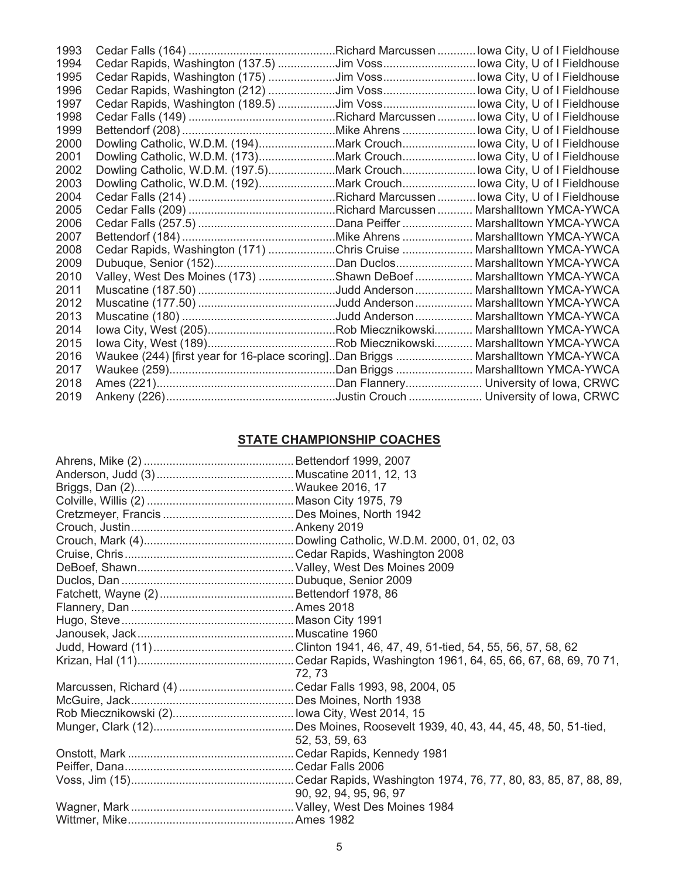| | | | |
|---|---|---|---|
| 1993 | Cedar Falls (164) | Richard Marcussen | Iowa City, U of I Fieldhouse |
| 1994 | Cedar Rapids, Washington (137.5) | Jim Voss | Iowa City, U of I Fieldhouse |
| 1995 | Cedar Rapids, Washington (175) | Jim Voss | Iowa City, U of I Fieldhouse |
| 1996 | Cedar Rapids, Washington (212) | Jim Voss | Iowa City, U of I Fieldhouse |
| 1997 | Cedar Rapids, Washington (189.5) | Jim Voss | Iowa City, U of I Fieldhouse |
| 1998 | Cedar Falls (149) | Richard Marcussen | Iowa City, U of I Fieldhouse |
| 1999 | Bettendorf (208) | Mike Ahrens | Iowa City, U of I Fieldhouse |
| 2000 | Dowling Catholic, W.D.M. (194) | Mark Crouch | Iowa City, U of I Fieldhouse |
| 2001 | Dowling Catholic, W.D.M. (173) | Mark Crouch | Iowa City, U of I Fieldhouse |
| 2002 | Dowling Catholic, W.D.M. (197.5) | Mark Crouch | Iowa City, U of I Fieldhouse |
| 2003 | Dowling Catholic, W.D.M. (192) | Mark Crouch | Iowa City, U of I Fieldhouse |
| 2004 | Cedar Falls (214) | Richard Marcussen | Iowa City, U of I Fieldhouse |
| 2005 | Cedar Falls (209) | Richard Marcussen | Marshalltown YMCA-YWCA |
| 2006 | Cedar Falls (257.5) | Dana Peiffer | Marshalltown YMCA-YWCA |
| 2007 | Bettendorf (184) | Mike Ahrens | Marshalltown YMCA-YWCA |
| 2008 | Cedar Rapids, Washington (171) | Chris Cruise | Marshalltown YMCA-YWCA |
| 2009 | Dubuque, Senior (152) | Dan Duclos | Marshalltown YMCA-YWCA |
| 2010 | Valley, West Des Moines (173) | Shawn DeBoef | Marshalltown YMCA-YWCA |
| 2011 | Muscatine (187.50) | Judd Anderson | Marshalltown YMCA-YWCA |
| 2012 | Muscatine (177.50) | Judd Anderson | Marshalltown YMCA-YWCA |
| 2013 | Muscatine (180) | Judd Anderson | Marshalltown YMCA-YWCA |
| 2014 | Iowa City, West (205) | Rob Miecznikowski | Marshalltown YMCA-YWCA |
| 2015 | Iowa City, West (189) | Rob Miecznikowski | Marshalltown YMCA-YWCA |
| 2016 | Waukee (244) [first year for 16-place scoring] | Dan Briggs | Marshalltown YMCA-YWCA |
| 2017 | Waukee (259) | Dan Briggs | Marshalltown YMCA-YWCA |
| 2018 | Ames (221) | Dan Flannery | University of Iowa, CRWC |
| 2019 | Ankeny (226) | Justin Crouch | University of Iowa, CRWC |

## STATE CHAMPIONSHIP COACHES

| | |
|---|---|
| Ahrens, Mike (2) | Bettendorf 1999, 2007 |
| Anderson, Judd (3) | Muscatine 2011, 12, 13 |
| Briggs, Dan (2) | Waukee 2016, 17 |
| Colville, Willis (2) | Mason City 1975, 79 |
| Cretzmeyer, Francis | Des Moines, North 1942 |
| Crouch, Justin | Ankeny 2019 |
| Crouch, Mark (4) | Dowling Catholic, W.D.M. 2000, 01, 02, 03 |
| Cruise, Chris | Cedar Rapids, Washington 2008 |
| DeBoef, Shawn | Valley, West Des Moines 2009 |
| Duclos, Dan | Dubuque, Senior 2009 |
| Fatchett, Wayne (2) | Bettendorf 1978, 86 |
| Flannery, Dan | Ames 2018 |
| Hugo, Steve | Mason City 1991 |
| Janousek, Jack | Muscatine 1960 |
| Judd, Howard (11) | Clinton 1941, 46, 47, 49, 51-tied, 54, 55, 56, 57, 58, 62 |
| Krizan, Hal (11) | Cedar Rapids, Washington 1961, 64, 65, 66, 67, 68, 69, 70 71, 72, 73 |
| Marcussen, Richard (4) | Cedar Falls 1993, 98, 2004, 05 |
| McGuire, Jack | Des Moines, North 1938 |
| Rob Miecznikowski (2) | Iowa City, West 2014, 15 |
| Munger, Clark (12) | Des Moines, Roosevelt 1939, 40, 43, 44, 45, 48, 50, 51-tied, 52, 53, 59, 63 |
| Onstott, Mark | Cedar Rapids, Kennedy 1981 |
| Peiffer, Dana | Cedar Falls 2006 |
| Voss, Jim (15) | Cedar Rapids, Washington 1974, 76, 77, 80, 83, 85, 87, 88, 89, 90, 92, 94, 95, 96, 97 |
| Wagner, Mark | Valley, West Des Moines 1984 |
| Wittmer, Mike | Ames 1982 |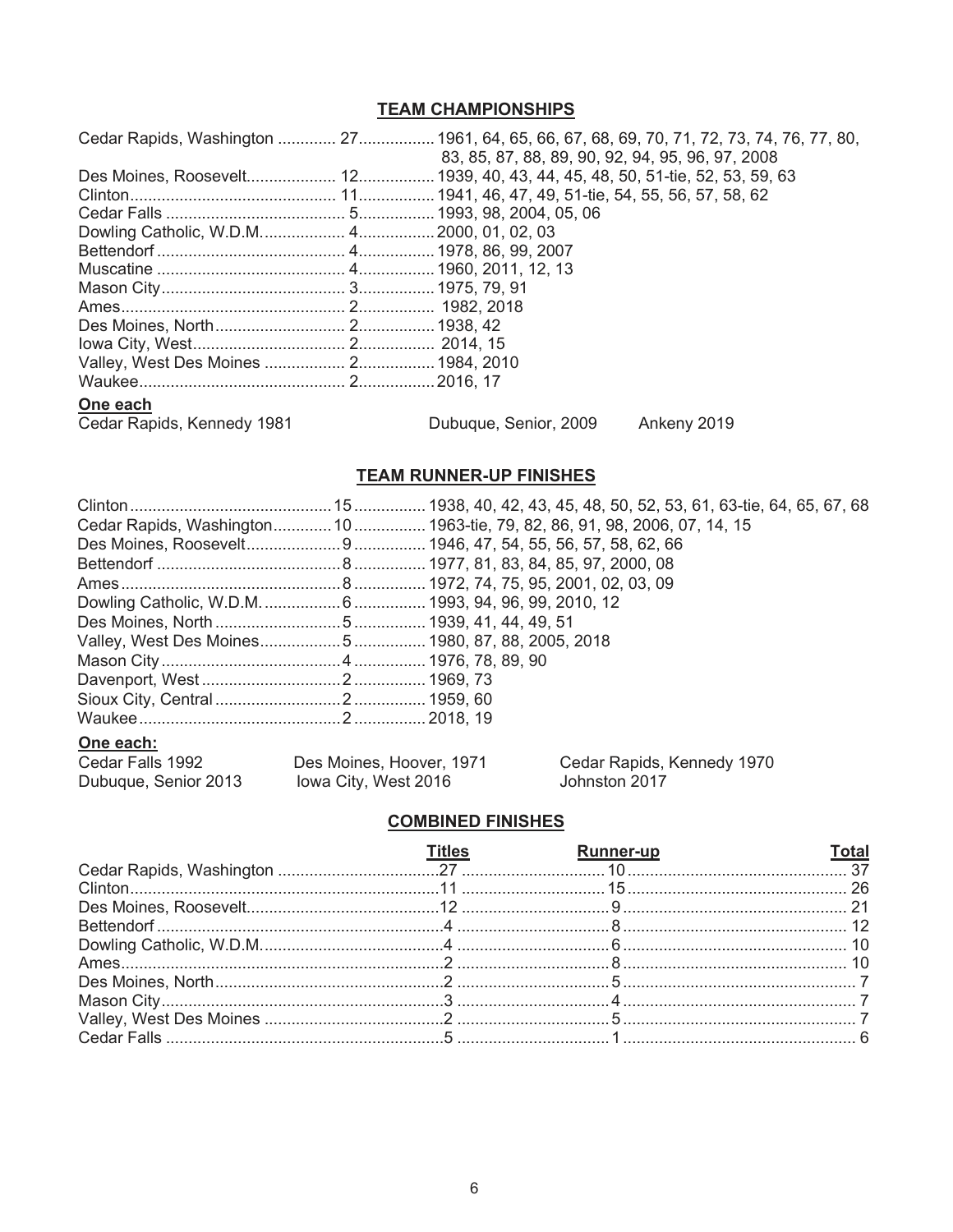## TEAM CHAMPIONSHIPS

| | | |
|---|---|---|
| Cedar Rapids, Washington | 27 | 1961, 64, 65, 66, 67, 68, 69, 70, 71, 72, 73, 74, 76, 77, 80, 83, 85, 87, 88, 89, 90, 92, 94, 95, 96, 97, 2008 |
| Des Moines, Roosevelt | 12 | 1939, 40, 43, 44, 45, 48, 50, 51-tie, 52, 53, 59, 63 |
| Clinton | 11 | 1941, 46, 47, 49, 51-tie, 54, 55, 56, 57, 58, 62 |
| Cedar Falls | 5 | 1993, 98, 2004, 05, 06 |
| Dowling Catholic, W.D.M. | 4 | 2000, 01, 02, 03 |
| Bettendorf | 4 | 1978, 86, 99, 2007 |
| Muscatine | 4 | 1960, 2011, 12, 13 |
| Mason City | 3 | 1975, 79, 91 |
| Ames | 2 | 1982, 2018 |
| Des Moines, North | 2 | 1938, 42 |
| Iowa City, West | 2 | 2014, 15 |
| Valley, West Des Moines | 2 | 1984, 2010 |
| Waukee | 2 | 2016, 17 |

**One each**

Cedar Rapids, Kennedy 1981 | Dubuque, Senior, 2009 | Ankeny 2019

## TEAM RUNNER-UP FINISHES

| | | |
|---|---|---|
| Clinton | 15 | 1938, 40, 42, 43, 45, 48, 50, 52, 53, 61, 63-tie, 64, 65, 67, 68 |
| Cedar Rapids, Washington | 10 | 1963-tie, 79, 82, 86, 91, 98, 2006, 07, 14, 15 |
| Des Moines, Roosevelt | 9 | 1946, 47, 54, 55, 56, 57, 58, 62, 66 |
| Bettendorf | 8 | 1977, 81, 83, 84, 85, 97, 2000, 08 |
| Ames | 8 | 1972, 74, 75, 95, 2001, 02, 03, 09 |
| Dowling Catholic, W.D.M. | 6 | 1993, 94, 96, 99, 2010, 12 |
| Des Moines, North | 5 | 1939, 41, 44, 49, 51 |
| Valley, West Des Moines | 5 | 1980, 87, 88, 2005, 2018 |
| Mason City | 4 | 1976, 78, 89, 90 |
| Davenport, West | 2 | 1969, 73 |
| Sioux City, Central | 2 | 1959, 60 |
| Waukee | 2 | 2018, 19 |

**One each:**

Cedar Falls 1992 | Des Moines, Hoover, 1971 | Cedar Rapids, Kennedy 1970
Dubuque, Senior 2013 | Iowa City, West 2016 | Johnston 2017

## COMBINED FINISHES

| | Titles | Runner-up | Total |
|---|---|---|---|
| Cedar Rapids, Washington | 27 | 10 | 37 |
| Clinton | 11 | 15 | 26 |
| Des Moines, Roosevelt | 12 | 9 | 21 |
| Bettendorf | 4 | 8 | 12 |
| Dowling Catholic, W.D.M. | 4 | 6 | 10 |
| Ames | 2 | 8 | 10 |
| Des Moines, North | 2 | 5 | 7 |
| Mason City | 3 | 4 | 7 |
| Valley, West Des Moines | 2 | 5 | 7 |
| Cedar Falls | 5 | 1 | 6 |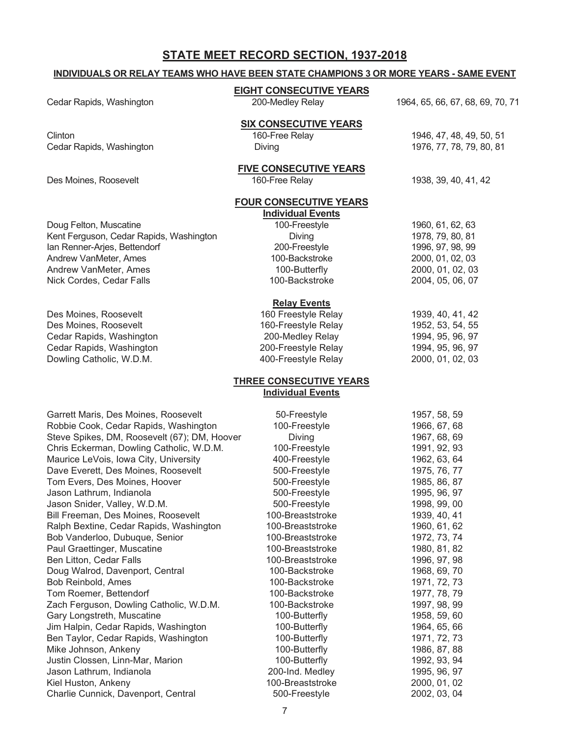# STATE MEET RECORD SECTION, 1937-2018

## INDIVIDUALS OR RELAY TEAMS WHO HAVE BEEN STATE CHAMPIONS 3 OR MORE YEARS - SAME EVENT

### EIGHT CONSECUTIVE YEARS

| | | |
|---|---|---|
| Cedar Rapids, Washington | 200-Medley Relay | 1964, 65, 66, 67, 68, 69, 70, 71 |

### SIX CONSECUTIVE YEARS

| | | |
|---|---|---|
| Clinton | 160-Free Relay | 1946, 47, 48, 49, 50, 51 |
| Cedar Rapids, Washington | Diving | 1976, 77, 78, 79, 80, 81 |

### FIVE CONSECUTIVE YEARS

| | | |
|---|---|---|
| Des Moines, Roosevelt | 160-Free Relay | 1938, 39, 40, 41, 42 |

### FOUR CONSECUTIVE YEARS

**Individual Events**

| | | |
|---|---|---|
| Doug Felton, Muscatine | 100-Freestyle | 1960, 61, 62, 63 |
| Kent Ferguson, Cedar Rapids, Washington | Diving | 1978, 79, 80, 81 |
| Ian Renner-Arjes, Bettendorf | 200-Freestyle | 1996, 97, 98, 99 |
| Andrew VanMeter, Ames | 100-Backstroke | 2000, 01, 02, 03 |
| Andrew VanMeter, Ames | 100-Butterfly | 2000, 01, 02, 03 |
| Nick Cordes, Cedar Falls | 100-Backstroke | 2004, 05, 06, 07 |

**Relay Events**

| | | |
|---|---|---|
| Des Moines, Roosevelt | 160 Freestyle Relay | 1939, 40, 41, 42 |
| Des Moines, Roosevelt | 160-Freestyle Relay | 1952, 53, 54, 55 |
| Cedar Rapids, Washington | 200-Medley Relay | 1994, 95, 96, 97 |
| Cedar Rapids, Washington | 200-Freestyle Relay | 1994, 95, 96, 97 |
| Dowling Catholic, W.D.M. | 400-Freestyle Relay | 2000, 01, 02, 03 |

### THREE CONSECUTIVE YEARS

**Individual Events**

| | | |
|---|---|---|
| Garrett Maris, Des Moines, Roosevelt | 50-Freestyle | 1957, 58, 59 |
| Robbie Cook, Cedar Rapids, Washington | 100-Freestyle | 1966, 67, 68 |
| Steve Spikes, DM, Roosevelt (67); DM, Hoover | Diving | 1967, 68, 69 |
| Chris Eckerman, Dowling Catholic, W.D.M. | 100-Freestyle | 1991, 92, 93 |
| Maurice LeVois, Iowa City, University | 400-Freestyle | 1962, 63, 64 |
| Dave Everett, Des Moines, Roosevelt | 500-Freestyle | 1975, 76, 77 |
| Tom Evers, Des Moines, Hoover | 500-Freestyle | 1985, 86, 87 |
| Jason Lathrum, Indianola | 500-Freestyle | 1995, 96, 97 |
| Jason Snider, Valley, W.D.M. | 500-Freestyle | 1998, 99, 00 |
| Bill Freeman, Des Moines, Roosevelt | 100-Breaststroke | 1939, 40, 41 |
| Ralph Bextine, Cedar Rapids, Washington | 100-Breaststroke | 1960, 61, 62 |
| Bob Vanderloo, Dubuque, Senior | 100-Breaststroke | 1972, 73, 74 |
| Paul Graettinger, Muscatine | 100-Breaststroke | 1980, 81, 82 |
| Ben Litton, Cedar Falls | 100-Breaststroke | 1996, 97, 98 |
| Doug Walrod, Davenport, Central | 100-Backstroke | 1968, 69, 70 |
| Bob Reinbold, Ames | 100-Backstroke | 1971, 72, 73 |
| Tom Roemer, Bettendorf | 100-Backstroke | 1977, 78, 79 |
| Zach Ferguson, Dowling Catholic, W.D.M. | 100-Backstroke | 1997, 98, 99 |
| Gary Longstreth, Muscatine | 100-Butterfly | 1958, 59, 60 |
| Jim Halpin, Cedar Rapids, Washington | 100-Butterfly | 1964, 65, 66 |
| Ben Taylor, Cedar Rapids, Washington | 100-Butterfly | 1971, 72, 73 |
| Mike Johnson, Ankeny | 100-Butterfly | 1986, 87, 88 |
| Justin Clossen, Linn-Mar, Marion | 100-Butterfly | 1992, 93, 94 |
| Jason Lathrum, Indianola | 200-Ind. Medley | 1995, 96, 97 |
| Kiel Huston, Ankeny | 100-Breaststroke | 2000, 01, 02 |
| Charlie Cunnick, Davenport, Central | 500-Freestyle | 2002, 03, 04 |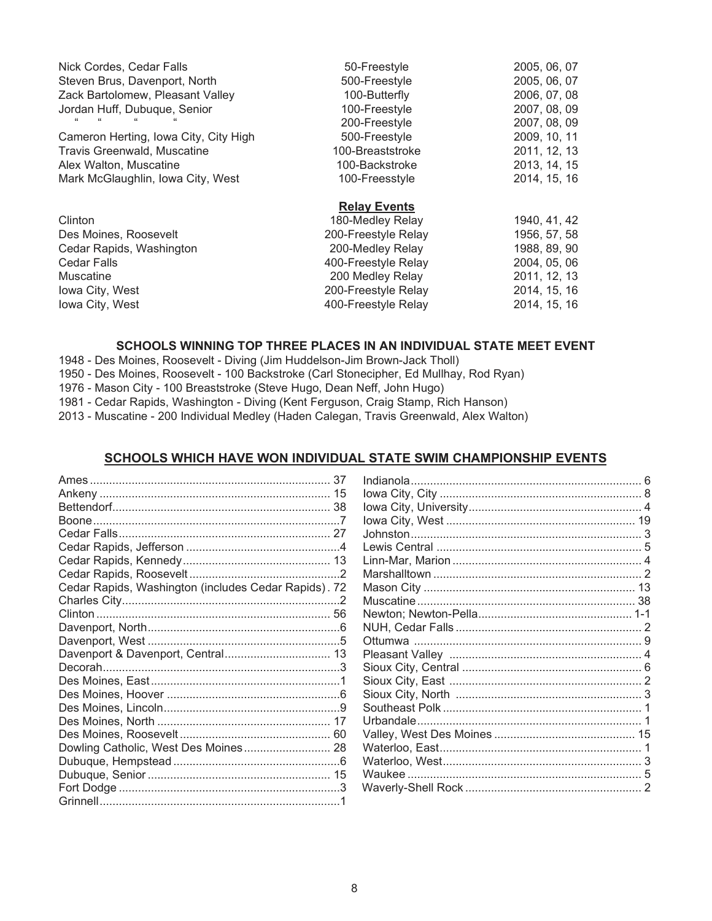| | | |
|---|---|---|
| Nick Cordes, Cedar Falls | 50-Freestyle | 2005, 06, 07 |
| Steven Brus, Davenport, North | 500-Freestyle | 2005, 06, 07 |
| Zack Bartolomew, Pleasant Valley | 100-Butterfly | 2006, 07, 08 |
| Jordan Huff, Dubuque, Senior | 100-Freestyle | 2007, 08, 09 |
| " " " " | 200-Freestyle | 2007, 08, 09 |
| Cameron Herting, Iowa City, City High | 500-Freestyle | 2009, 10, 11 |
| Travis Greenwald, Muscatine | 100-Breaststroke | 2011, 12, 13 |
| Alex Walton, Muscatine | 100-Backstroke | 2013, 14, 15 |
| Mark McGlaughlin, Iowa City, West | 100-Freesstyle | 2014, 15, 16 |

**Relay Events**

| | | |
|---|---|---|
| Clinton | 180-Medley Relay | 1940, 41, 42 |
| Des Moines, Roosevelt | 200-Freestyle Relay | 1956, 57, 58 |
| Cedar Rapids, Washington | 200-Medley Relay | 1988, 89, 90 |
| Cedar Falls | 400-Freestyle Relay | 2004, 05, 06 |
| Muscatine | 200 Medley Relay | 2011, 12, 13 |
| Iowa City, West | 200-Freestyle Relay | 2014, 15, 16 |
| Iowa City, West | 400-Freestyle Relay | 2014, 15, 16 |

## SCHOOLS WINNING TOP THREE PLACES IN AN INDIVIDUAL STATE MEET EVENT

1948 - Des Moines, Roosevelt - Diving (Jim Huddelson-Jim Brown-Jack Tholl)
1950 - Des Moines, Roosevelt - 100 Backstroke (Carl Stonecipher, Ed Mullhay, Rod Ryan)
1976 - Mason City - 100 Breaststroke (Steve Hugo, Dean Neff, John Hugo)
1981 - Cedar Rapids, Washington - Diving (Kent Ferguson, Craig Stamp, Rich Hanson)
2013 - Muscatine - 200 Individual Medley (Haden Calegan, Travis Greenwald, Alex Walton)

## SCHOOLS WHICH HAVE WON INDIVIDUAL STATE SWIM CHAMPIONSHIP EVENTS

| | |
|---|---|
| Ames | 37 |
| Ankeny | 15 |
| Bettendorf | 38 |
| Boone | 7 |
| Cedar Falls | 27 |
| Cedar Rapids, Jefferson | 4 |
| Cedar Rapids, Kennedy | 13 |
| Cedar Rapids, Roosevelt | 2 |
| Cedar Rapids, Washington (includes Cedar Rapids) | 72 |
| Charles City | 2 |
| Clinton | 56 |
| Davenport, North | 6 |
| Davenport, West | 5 |
| Davenport & Davenport, Central | 13 |
| Decorah | 3 |
| Des Moines, East | 1 |
| Des Moines, Hoover | 6 |
| Des Moines, Lincoln | 9 |
| Des Moines, North | 17 |
| Des Moines, Roosevelt | 60 |
| Dowling Catholic, West Des Moines | 28 |
| Dubuque, Hempstead | 6 |
| Dubuque, Senior | 15 |
| Fort Dodge | 3 |
| Grinnell | 1 |
| Indianola | 6 |
| Iowa City, City | 8 |
| Iowa City, University | 4 |
| Iowa City, West | 19 |
| Johnston | 3 |
| Lewis Central | 5 |
| Linn-Mar, Marion | 4 |
| Marshalltown | 2 |
| Mason City | 13 |
| Muscatine | 38 |
| Newton; Newton-Pella | 1-1 |
| NUH, Cedar Falls | 2 |
| Ottumwa | 9 |
| Pleasant Valley | 4 |
| Sioux City, Central | 6 |
| Sioux City, East | 2 |
| Sioux City, North | 3 |
| Southeast Polk | 1 |
| Urbandale | 1 |
| Valley, West Des Moines | 15 |
| Waterloo, East | 1 |
| Waterloo, West | 3 |
| Waukee | 5 |
| Waverly-Shell Rock | 2 |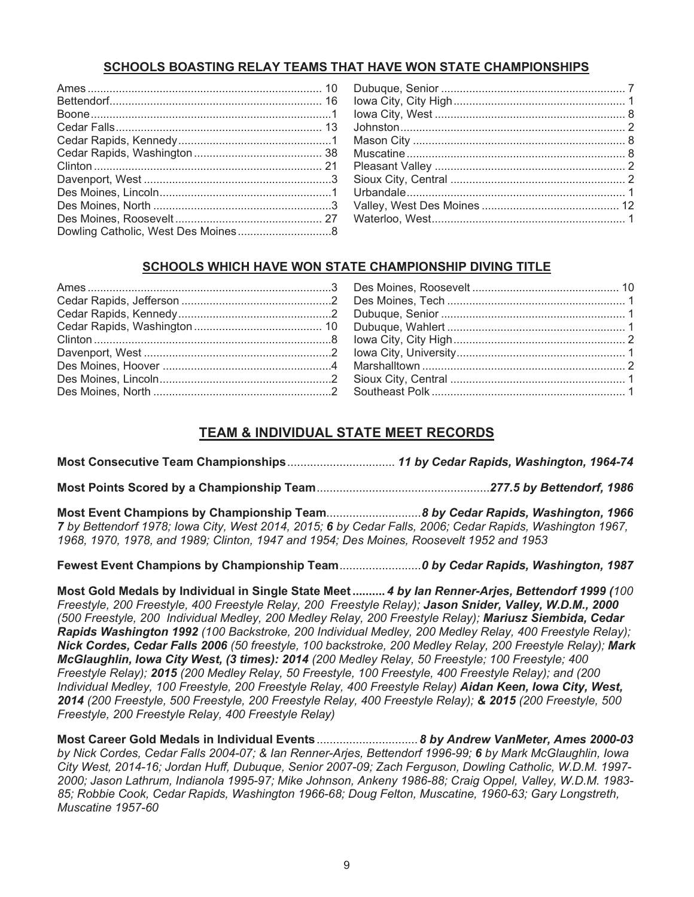## SCHOOLS BOASTING RELAY TEAMS THAT HAVE WON STATE CHAMPIONSHIPS

| | |
|---|---|
| Ames | 10 |
| Bettendorf | 16 |
| Boone | 1 |
| Cedar Falls | 13 |
| Cedar Rapids, Kennedy | 1 |
| Cedar Rapids, Washington | 38 |
| Clinton | 21 |
| Davenport, West | 3 |
| Des Moines, Lincoln | 1 |
| Des Moines, North | 3 |
| Des Moines, Roosevelt | 27 |
| Dowling Catholic, West Des Moines | 8 |
| Dubuque, Senior | 7 |
| Iowa City, City High | 1 |
| Iowa City, West | 8 |
| Johnston | 2 |
| Mason City | 8 |
| Muscatine | 8 |
| Pleasant Valley | 2 |
| Sioux City, Central | 2 |
| Urbandale | 1 |
| Valley, West Des Moines | 12 |
| Waterloo, West | 1 |

## SCHOOLS WHICH HAVE WON STATE CHAMPIONSHIP DIVING TITLE

| | |
|---|---|
| Ames | 3 |
| Cedar Rapids, Jefferson | 2 |
| Cedar Rapids, Kennedy | 2 |
| Cedar Rapids, Washington | 10 |
| Clinton | 8 |
| Davenport, West | 2 |
| Des Moines, Hoover | 4 |
| Des Moines, Lincoln | 2 |
| Des Moines, North | 2 |
| Des Moines, Roosevelt | 10 |
| Des Moines, Tech | 1 |
| Dubuque, Senior | 1 |
| Dubuque, Wahlert | 1 |
| Iowa City, City High | 2 |
| Iowa City, University | 1 |
| Marshalltown | 2 |
| Sioux City, Central | 1 |
| Southeast Polk | 1 |

## TEAM & INDIVIDUAL STATE MEET RECORDS

**Most Consecutive Team Championships**................................ ***11 by Cedar Rapids, Washington, 1964-74***

**Most Points Scored by a Championship Team**.....................................................*277.5 by Bettendorf, 1986*

**Most Event Champions by Championship Team**............................*8 by Cedar Rapids, Washington, 1966*
***7*** *by Bettendorf 1978; Iowa City, West 2014, 2015;* ***6*** *by Cedar Falls, 2006; Cedar Rapids, Washington 1967, 1968, 1970, 1978, and 1989; Clinton, 1947 and 1954; Des Moines, Roosevelt 1952 and 1953*

**Fewest Event Champions by Championship Team**.........................*0 by Cedar Rapids, Washington, 1987*

**Most Gold Medals by Individual in Single State Meet**.......... ***4 by Ian Renner-Arjes, Bettendorf 1999*** *(100 Freestyle, 200 Freestyle, 400 Freestyle Relay, 200 Freestyle Relay);* ***Jason Snider, Valley, W.D.M., 2000*** *(500 Freestyle, 200 Individual Medley, 200 Medley Relay, 200 Freestyle Relay);* ***Mariusz Siembida, Cedar Rapids Washington 1992*** *(100 Backstroke, 200 Individual Medley, 200 Medley Relay, 400 Freestyle Relay);* ***Nick Cordes, Cedar Falls 2006*** *(50 freestyle, 100 backstroke, 200 Medley Relay, 200 Freestyle Relay);* ***Mark McGlaughlin, Iowa City West, (3 times): 2014*** *(200 Medley Relay, 50 Freestyle; 100 Freestyle; 400 Freestyle Relay);* ***2015*** *(200 Medley Relay, 50 Freestyle, 100 Freestyle, 400 Freestyle Relay); and (200 Individual Medley, 100 Freestyle, 200 Freestyle Relay, 400 Freestyle Relay)* ***Aidan Keen, Iowa City, West, 2014*** *(200 Freestyle, 500 Freestyle, 200 Freestyle Relay, 400 Freestyle Relay);* ***& 2015*** *(200 Freestyle, 500 Freestyle, 200 Freestyle Relay, 400 Freestyle Relay)*

**Most Career Gold Medals in Individual Events**............................... ***8 by Andrew VanMeter, Ames 2000-03*** *by Nick Cordes, Cedar Falls 2004-07; & Ian Renner-Arjes, Bettendorf 1996-99;* ***6*** *by Mark McGlaughlin, Iowa City West, 2014-16; Jordan Huff, Dubuque, Senior 2007-09; Zach Ferguson, Dowling Catholic, W.D.M. 1997-2000; Jason Lathrum, Indianola 1995-97; Mike Johnson, Ankeny 1986-88; Craig Oppel, Valley, W.D.M. 1983-85; Robbie Cook, Cedar Rapids, Washington 1966-68; Doug Felton, Muscatine, 1960-63; Gary Longstreth, Muscatine 1957-60*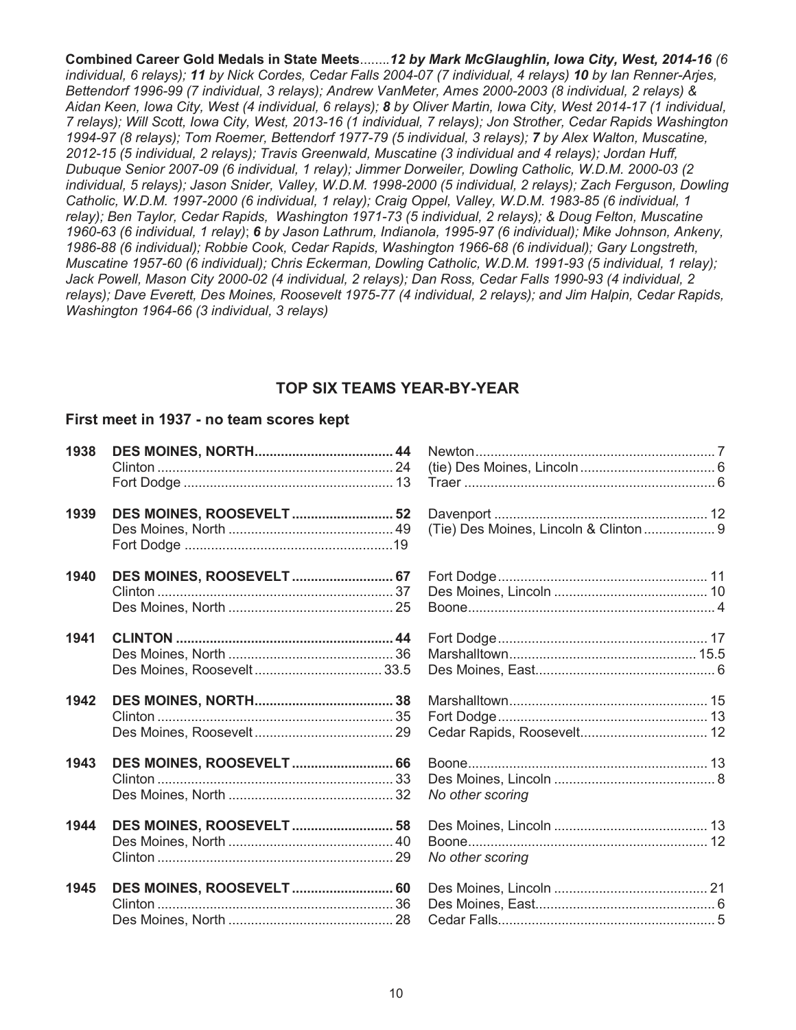**Combined Career Gold Medals in State Meets**........*12 by Mark McGlaughlin, Iowa City, West, 2014-16 (6 individual, 6 relays); **11** by Nick Cordes, Cedar Falls 2004-07 (7 individual, 4 relays) **10** by Ian Renner-Arjes, Bettendorf 1996-99 (7 individual, 3 relays); Andrew VanMeter, Ames 2000-2003 (8 individual, 2 relays) & Aidan Keen, Iowa City, West (4 individual, 6 relays); **8** by Oliver Martin, Iowa City, West 2014-17 (1 individual, 7 relays); Will Scott, Iowa City, West, 2013-16 (1 individual, 7 relays); Jon Strother, Cedar Rapids Washington 1994-97 (8 relays); Tom Roemer, Bettendorf 1977-79 (5 individual, 3 relays); **7** by Alex Walton, Muscatine, 2012-15 (5 individual, 2 relays); Travis Greenwald, Muscatine (3 individual and 4 relays); Jordan Huff, Dubuque Senior 2007-09 (6 individual, 1 relay); Jimmer Dorweiler, Dowling Catholic, W.D.M. 2000-03 (2 individual, 5 relays); Jason Snider, Valley, W.D.M. 1998-2000 (5 individual, 2 relays); Zach Ferguson, Dowling Catholic, W.D.M. 1997-2000 (6 individual, 1 relay); Craig Oppel, Valley, W.D.M. 1983-85 (6 individual, 1 relay); Ben Taylor, Cedar Rapids, Washington 1971-73 (5 individual, 2 relays); & Doug Felton, Muscatine 1960-63 (6 individual, 1 relay); **6** by Jason Lathrum, Indianola, 1995-97 (6 individual); Mike Johnson, Ankeny, 1986-88 (6 individual); Robbie Cook, Cedar Rapids, Washington 1966-68 (6 individual); Gary Longstreth, Muscatine 1957-60 (6 individual); Chris Eckerman, Dowling Catholic, W.D.M. 1991-93 (5 individual, 1 relay); Jack Powell, Mason City 2000-02 (4 individual, 2 relays); Dan Ross, Cedar Falls 1990-93 (4 individual, 2 relays); Dave Everett, Des Moines, Roosevelt 1975-77 (4 individual, 2 relays); and Jim Halpin, Cedar Rapids, Washington 1964-66 (3 individual, 3 relays)*

## TOP SIX TEAMS YEAR-BY-YEAR

### First meet in 1937 - no team scores kept

| Year | Team | Score |
|---|---|---|
| **1938** | **DES MOINES, NORTH** | **44** |
| | Clinton | 24 |
| | Fort Dodge | 13 |
| | Newton | 7 |
| | (tie) Des Moines, Lincoln | 6 |
| | Traer | 6 |
| **1939** | **DES MOINES, ROOSEVELT** | **52** |
| | Des Moines, North | 49 |
| | Fort Dodge | 19 |
| | Davenport | 12 |
| | (Tie) Des Moines, Lincoln & Clinton | 9 |
| **1940** | **DES MOINES, ROOSEVELT** | **67** |
| | Clinton | 37 |
| | Des Moines, North | 25 |
| | Fort Dodge | 11 |
| | Des Moines, Lincoln | 10 |
| | Boone | 4 |
| **1941** | **CLINTON** | **44** |
| | Des Moines, North | 36 |
| | Des Moines, Roosevelt | 33.5 |
| | Fort Dodge | 17 |
| | Marshalltown | 15.5 |
| | Des Moines, East | 6 |
| **1942** | **DES MOINES, NORTH** | **38** |
| | Clinton | 35 |
| | Des Moines, Roosevelt | 29 |
| | Marshalltown | 15 |
| | Fort Dodge | 13 |
| | Cedar Rapids, Roosevelt | 12 |
| **1943** | **DES MOINES, ROOSEVELT** | **66** |
| | Clinton | 33 |
| | Des Moines, North | 32 |
| | Boone | 13 |
| | Des Moines, Lincoln | 8 |
| | *No other scoring* | |
| **1944** | **DES MOINES, ROOSEVELT** | **58** |
| | Des Moines, North | 40 |
| | Clinton | 29 |
| | Des Moines, Lincoln | 13 |
| | Boone | 12 |
| | *No other scoring* | |
| **1945** | **DES MOINES, ROOSEVELT** | **60** |
| | Clinton | 36 |
| | Des Moines, North | 28 |
| | Des Moines, Lincoln | 21 |
| | Des Moines, East | 6 |
| | Cedar Falls | 5 |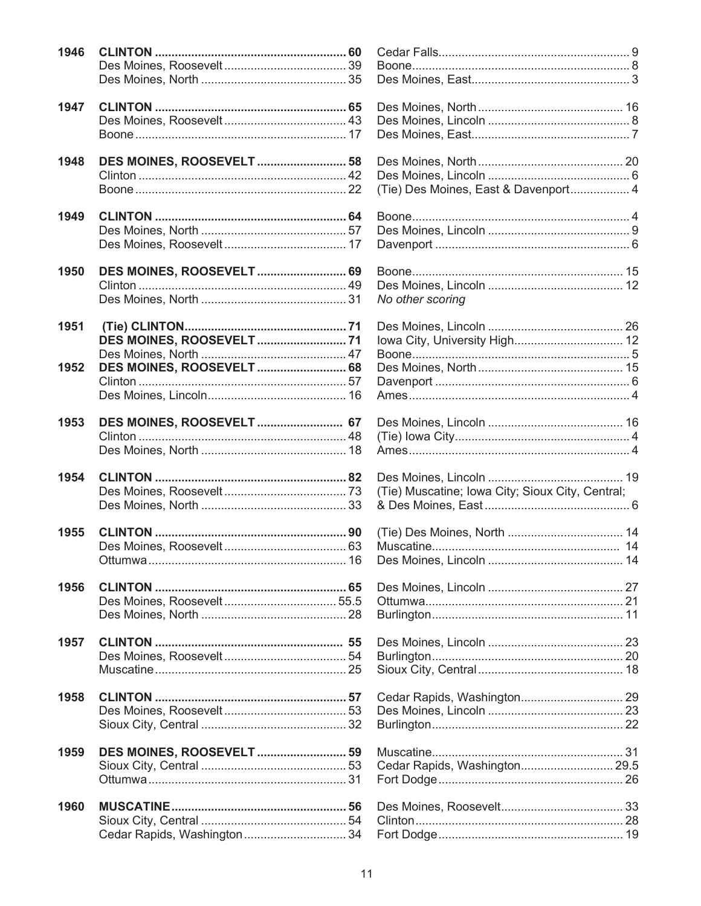| | | |
|---|---|---|
| 1946 | **CLINTON** ........ 60 | Cedar Falls ........ 9 |
| | Des Moines, Roosevelt ........ 39 | Boone ........ 8 |
| | Des Moines, North ........ 35 | Des Moines, East ........ 3 |
| 1947 | **CLINTON** ........ 65 | Des Moines, North ........ 16 |
| | Des Moines, Roosevelt ........ 43 | Des Moines, Lincoln ........ 8 |
| | Boone ........ 17 | Des Moines, East ........ 7 |
| 1948 | **DES MOINES, ROOSEVELT** ........ 58 | Des Moines, North ........ 20 |
| | Clinton ........ 42 | Des Moines, Lincoln ........ 6 |
| | Boone ........ 22 | (Tie) Des Moines, East & Davenport ........ 4 |
| 1949 | **CLINTON** ........ 64 | Boone ........ 4 |
| | Des Moines, North ........ 57 | Des Moines, Lincoln ........ 9 |
| | Des Moines, Roosevelt ........ 17 | Davenport ........ 6 |
| 1950 | **DES MOINES, ROOSEVELT** ........ 69 | Boone ........ 15 |
| | Clinton ........ 49 | Des Moines, Lincoln ........ 12 |
| | Des Moines, North ........ 31 | *No other scoring* |
| 1951 | **(Tie) CLINTON** ........ 71 | Des Moines, Lincoln ........ 26 |
| | **DES MOINES, ROOSEVELT** ........ 71 | Iowa City, University High ........ 12 |
| | Des Moines, North ........ 47 | Boone ........ 5 |
| 1952 | **DES MOINES, ROOSEVELT** ........ 68 | Des Moines, North ........ 15 |
| | Clinton ........ 57 | Davenport ........ 6 |
| | Des Moines, Lincoln ........ 16 | Ames ........ 4 |
| 1953 | **DES MOINES, ROOSEVELT** ........ 67 | Des Moines, Lincoln ........ 16 |
| | Clinton ........ 48 | (Tie) Iowa City ........ 4 |
| | Des Moines, North ........ 18 | Ames ........ 4 |
| 1954 | **CLINTON** ........ 82 | Des Moines, Lincoln ........ 19 |
| | Des Moines, Roosevelt ........ 73 | (Tie) Muscatine; Iowa City; Sioux City, Central; |
| | Des Moines, North ........ 33 | & Des Moines, East ........ 6 |
| 1955 | **CLINTON** ........ 90 | (Tie) Des Moines, North ........ 14 |
| | Des Moines, Roosevelt ........ 63 | Muscatine ........ 14 |
| | Ottumwa ........ 16 | Des Moines, Lincoln ........ 14 |
| 1956 | **CLINTON** ........ 65 | Des Moines, Lincoln ........ 27 |
| | Des Moines, Roosevelt ........ 55.5 | Ottumwa ........ 21 |
| | Des Moines, North ........ 28 | Burlington ........ 11 |
| 1957 | **CLINTON** ........ 55 | Des Moines, Lincoln ........ 23 |
| | Des Moines, Roosevelt ........ 54 | Burlington ........ 20 |
| | Muscatine ........ 25 | Sioux City, Central ........ 18 |
| 1958 | **CLINTON** ........ 57 | Cedar Rapids, Washington ........ 29 |
| | Des Moines, Roosevelt ........ 53 | Des Moines, Lincoln ........ 23 |
| | Sioux City, Central ........ 32 | Burlington ........ 22 |
| 1959 | **DES MOINES, ROOSEVELT** ........ 59 | Muscatine ........ 31 |
| | Sioux City, Central ........ 53 | Cedar Rapids, Washington ........ 29.5 |
| | Ottumwa ........ 31 | Fort Dodge ........ 26 |
| 1960 | **MUSCATINE** ........ 56 | Des Moines, Roosevelt ........ 33 |
| | Sioux City, Central ........ 54 | Clinton ........ 28 |
| | Cedar Rapids, Washington ........ 34 | Fort Dodge ........ 19 |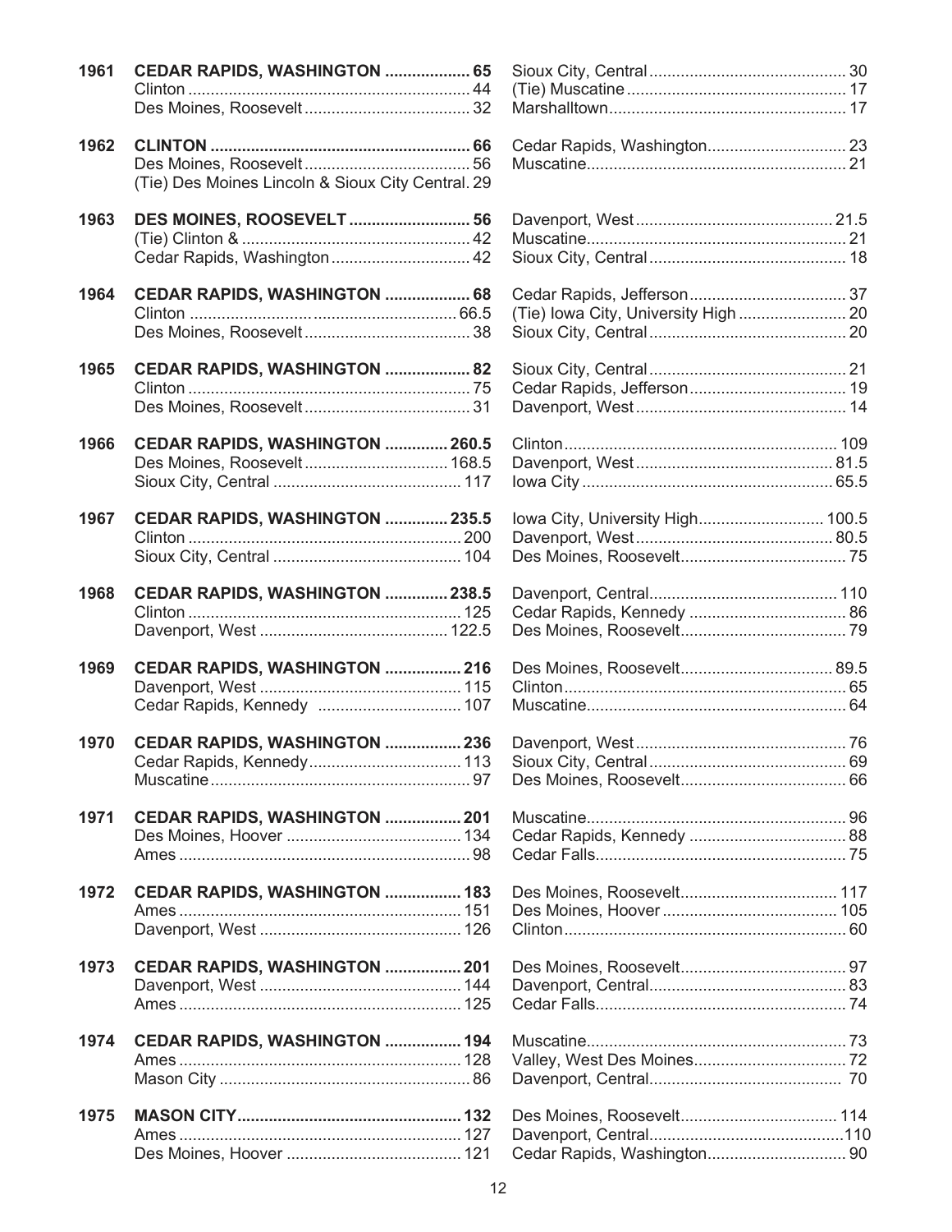**1961** **CEDAR RAPIDS, WASHINGTON** .................. **65**
Clinton .............................................................. 44
Des Moines, Roosevelt .................................... 32
Sioux City, Central ........................................... 30
(Tie) Muscatine ................................................ 17
Marshalltown.................................................... 17

**1962** **CLINTON** ......................................................... **66**
Des Moines, Roosevelt .................................... 56
(Tie) Des Moines Lincoln & Sioux City Central. 29
Cedar Rapids, Washington............................... 23
Muscatine......................................................... 21

**1963** **DES MOINES, ROOSEVELT** .......................... **56**
(Tie) Clinton & .................................................. 42
Cedar Rapids, Washington............................... 42
Davenport, West ........................................... 21.5
Muscatine......................................................... 21
Sioux City, Central ........................................... 18

**1964** **CEDAR RAPIDS, WASHINGTON** .................. **68**
Clinton ........................................................... 66.5
Des Moines, Roosevelt .................................... 38
Cedar Rapids, Jefferson................................... 37
(Tie) Iowa City, University High ........................ 20
Sioux City, Central ........................................... 20

**1965** **CEDAR RAPIDS, WASHINGTON** .................. **82**
Clinton .............................................................. 75
Des Moines, Roosevelt .................................... 31
Sioux City, Central ........................................... 21
Cedar Rapids, Jefferson................................... 19
Davenport, West .............................................. 14

**1966** **CEDAR RAPIDS, WASHINGTON** ............. **260.5**
Des Moines, Roosevelt ................................ 168.5
Sioux City, Central .......................................... 117
Clinton............................................................ 109
Davenport, West ........................................... 81.5
Iowa City ....................................................... 65.5

**1967** **CEDAR RAPIDS, WASHINGTON** ............. **235.5**
Clinton ............................................................ 200
Sioux City, Central .......................................... 104
Iowa City, University High............................ 100.5
Davenport, West ........................................... 80.5
Des Moines, Roosevelt..................................... 75

**1968** **CEDAR RAPIDS, WASHINGTON** ............. **238.5**
Clinton ............................................................ 125
Davenport, West ........................................ 122.5
Davenport, Central.......................................... 110
Cedar Rapids, Kennedy ................................... 86
Des Moines, Roosevelt..................................... 79

**1969** **CEDAR RAPIDS, WASHINGTON** ................ **216**
Davenport, West ............................................ 115
Cedar Rapids, Kennedy ................................ 107
Des Moines, Roosevelt.................................. 89.5
Clinton.............................................................. 65
Muscatine......................................................... 64

**1970** **CEDAR RAPIDS, WASHINGTON** ................ **236**
Cedar Rapids, Kennedy.................................. 113
Muscatine.......................................................... 97
Davenport, West .............................................. 76
Sioux City, Central ........................................... 69
Des Moines, Roosevelt..................................... 66

**1971** **CEDAR RAPIDS, WASHINGTON** ................ **201**
Des Moines, Hoover ....................................... 134
Ames ................................................................ 98
Muscatine......................................................... 96
Cedar Rapids, Kennedy ................................... 88
Cedar Falls....................................................... 75

**1972** **CEDAR RAPIDS, WASHINGTON** ................ **183**
Ames .............................................................. 151
Davenport, West ............................................ 126
Des Moines, Roosevelt................................... 117
Des Moines, Hoover ....................................... 105
Clinton.............................................................. 60

**1973** **CEDAR RAPIDS, WASHINGTON** ................ **201**
Davenport, West ............................................ 144
Ames .............................................................. 125
Des Moines, Roosevelt..................................... 97
Davenport, Central........................................... 83
Cedar Falls....................................................... 74

**1974** **CEDAR RAPIDS, WASHINGTON** ................ **194**
Ames .............................................................. 128
Mason City ....................................................... 86
Muscatine......................................................... 73
Valley, West Des Moines.................................. 72
Davenport, Central........................................... 70

**1975** **MASON CITY**................................................ **132**
Ames .............................................................. 127
Des Moines, Hoover ....................................... 121
Des Moines, Roosevelt................................... 114
Davenport, Central...........................................110
Cedar Rapids, Washington............................... 90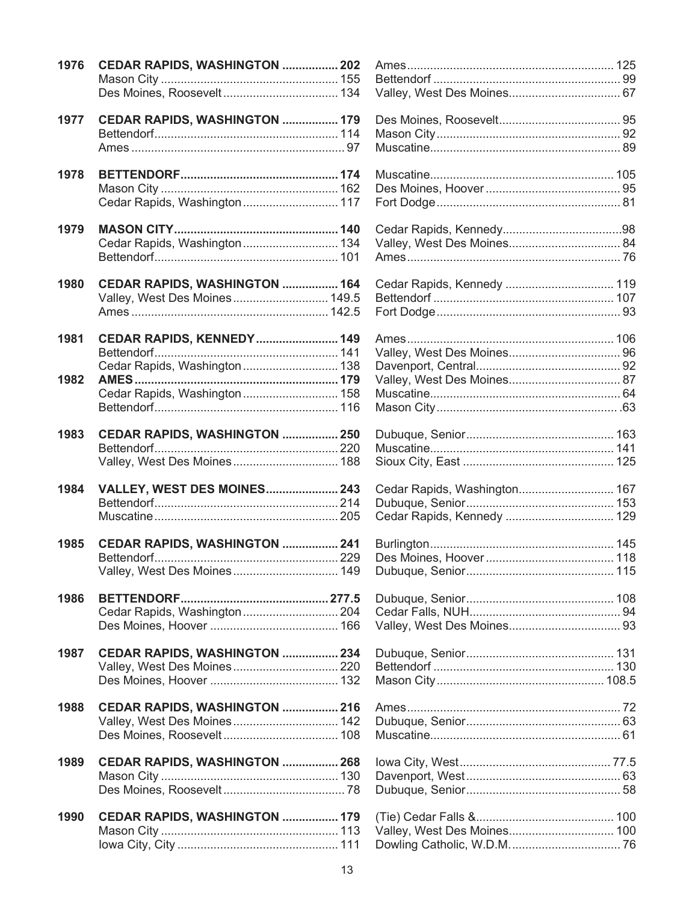| Year | Team | Points | Team | Points |
|---|---|---|---|---|
| 1976 | **CEDAR RAPIDS, WASHINGTON** | **202** | Ames | 125 |
| | Mason City | 155 | Bettendorf | 99 |
| | Des Moines, Roosevelt | 134 | Valley, West Des Moines | 67 |
| 1977 | **CEDAR RAPIDS, WASHINGTON** | **179** | Des Moines, Roosevelt | 95 |
| | Bettendorf | 114 | Mason City | 92 |
| | Ames | 97 | Muscatine | 89 |
| 1978 | **BETTENDORF** | **174** | Muscatine | 105 |
| | Mason City | 162 | Des Moines, Hoover | 95 |
| | Cedar Rapids, Washington | 117 | Fort Dodge | 81 |
| 1979 | **MASON CITY** | **140** | Cedar Rapids, Kennedy | 98 |
| | Cedar Rapids, Washington | 134 | Valley, West Des Moines | 84 |
| | Bettendorf | 101 | Ames | 76 |
| 1980 | **CEDAR RAPIDS, WASHINGTON** | **164** | Cedar Rapids, Kennedy | 119 |
| | Valley, West Des Moines | 149.5 | Bettendorf | 107 |
| | Ames | 142.5 | Fort Dodge | 93 |
| 1981 | **CEDAR RAPIDS, KENNEDY** | **149** | Ames | 106 |
| | Bettendorf | 141 | Valley, West Des Moines | 96 |
| | Cedar Rapids, Washington | 138 | Davenport, Central | 92 |
| 1982 | **AMES** | **179** | Valley, West Des Moines | 87 |
| | Cedar Rapids, Washington | 158 | Muscatine | 64 |
| | Bettendorf | 116 | Mason City | .63 |
| 1983 | **CEDAR RAPIDS, WASHINGTON** | **250** | Dubuque, Senior | 163 |
| | Bettendorf | 220 | Muscatine | 141 |
| | Valley, West Des Moines | 188 | Sioux City, East | 125 |
| 1984 | **VALLEY, WEST DES MOINES** | **243** | Cedar Rapids, Washington | 167 |
| | Bettendorf | 214 | Dubuque, Senior | 153 |
| | Muscatine | 205 | Cedar Rapids, Kennedy | 129 |
| 1985 | **CEDAR RAPIDS, WASHINGTON** | **241** | Burlington | 145 |
| | Bettendorf | 229 | Des Moines, Hoover | 118 |
| | Valley, West Des Moines | 149 | Dubuque, Senior | 115 |
| 1986 | **BETTENDORF** | **277.5** | Dubuque, Senior | 108 |
| | Cedar Rapids, Washington | 204 | Cedar Falls, NUH | 94 |
| | Des Moines, Hoover | 166 | Valley, West Des Moines | 93 |
| 1987 | **CEDAR RAPIDS, WASHINGTON** | **234** | Dubuque, Senior | 131 |
| | Valley, West Des Moines | 220 | Bettendorf | 130 |
| | Des Moines, Hoover | 132 | Mason City | 108.5 |
| 1988 | **CEDAR RAPIDS, WASHINGTON** | **216** | Ames | 72 |
| | Valley, West Des Moines | 142 | Dubuque, Senior | 63 |
| | Des Moines, Roosevelt | 108 | Muscatine | 61 |
| 1989 | **CEDAR RAPIDS, WASHINGTON** | **268** | Iowa City, West | 77.5 |
| | Mason City | 130 | Davenport, West | 63 |
| | Des Moines, Roosevelt | 78 | Dubuque, Senior | 58 |
| 1990 | **CEDAR RAPIDS, WASHINGTON** | **179** | (Tie) Cedar Falls & | 100 |
| | Mason City | 113 | Valley, West Des Moines | 100 |
| | Iowa City, City | 111 | Dowling Catholic, W.D.M. | 76 |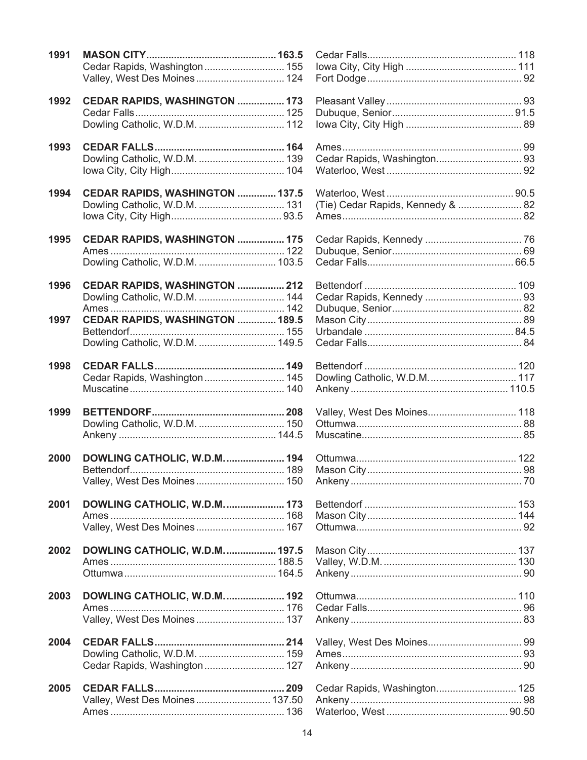| | | |
|---|---|---|
| 1991 | **MASON CITY....................163.5** | Cedar Falls....................118 |
| | Cedar Rapids, Washington....................155 | Iowa City, City High....................111 |
| | Valley, West Des Moines....................124 | Fort Dodge....................92 |
| 1992 | **CEDAR RAPIDS, WASHINGTON....................173** | Pleasant Valley....................93 |
| | Cedar Falls....................125 | Dubuque, Senior....................91.5 |
| | Dowling Catholic, W.D.M....................112 | Iowa City, City High....................89 |
| 1993 | **CEDAR FALLS....................164** | Ames....................99 |
| | Dowling Catholic, W.D.M....................139 | Cedar Rapids, Washington....................93 |
| | Iowa City, City High....................104 | Waterloo, West....................92 |
| 1994 | **CEDAR RAPIDS, WASHINGTON....................137.5** | Waterloo, West....................90.5 |
| | Dowling Catholic, W.D.M....................131 | (Tie) Cedar Rapids, Kennedy &....................82 |
| | Iowa City, City High....................93.5 | Ames....................82 |
| 1995 | **CEDAR RAPIDS, WASHINGTON....................175** | Cedar Rapids, Kennedy....................76 |
| | Ames....................122 | Dubuque, Senior....................69 |
| | Dowling Catholic, W.D.M....................103.5 | Cedar Falls....................66.5 |
| 1996 | **CEDAR RAPIDS, WASHINGTON....................212** | Bettendorf....................109 |
| | Dowling Catholic, W.D.M....................144 | Cedar Rapids, Kennedy....................93 |
| | Ames....................142 | Dubuque, Senior....................82 |
| 1997 | **CEDAR RAPIDS, WASHINGTON....................189.5** | Mason City....................89 |
| | Bettendorf....................155 | Urbandale....................84.5 |
| | Dowling Catholic, W.D.M....................149.5 | Cedar Falls....................84 |
| 1998 | **CEDAR FALLS....................149** | Bettendorf....................120 |
| | Cedar Rapids, Washington....................145 | Dowling Catholic, W.D.M....................117 |
| | Muscatine....................140 | Ankeny....................110.5 |
| 1999 | **BETTENDORF....................208** | Valley, West Des Moines....................118 |
| | Dowling Catholic, W.D.M....................150 | Ottumwa....................88 |
| | Ankeny....................144.5 | Muscatine....................85 |
| 2000 | **DOWLING CATHOLIC, W.D.M....................194** | Ottumwa....................122 |
| | Bettendorf....................189 | Mason City....................98 |
| | Valley, West Des Moines....................150 | Ankeny....................70 |
| 2001 | **DOWLING CATHOLIC, W.D.M....................173** | Bettendorf....................153 |
| | Ames....................168 | Mason City....................144 |
| | Valley, West Des Moines....................167 | Ottumwa....................92 |
| 2002 | **DOWLING CATHOLIC, W.D.M....................197.5** | Mason City....................137 |
| | Ames....................188.5 | Valley, W.D.M....................130 |
| | Ottumwa....................164.5 | Ankeny....................90 |
| 2003 | **DOWLING CATHOLIC, W.D.M....................192** | Ottumwa....................110 |
| | Ames....................176 | Cedar Falls....................96 |
| | Valley, West Des Moines....................137 | Ankeny....................83 |
| 2004 | **CEDAR FALLS....................214** | Valley, West Des Moines....................99 |
| | Dowling Catholic, W.D.M....................159 | Ames....................93 |
| | Cedar Rapids, Washington....................127 | Ankeny....................90 |
| 2005 | **CEDAR FALLS....................209** | Cedar Rapids, Washington....................125 |
| | Valley, West Des Moines....................137.50 | Ankeny....................98 |
| | Ames....................136 | Waterloo, West....................90.50 |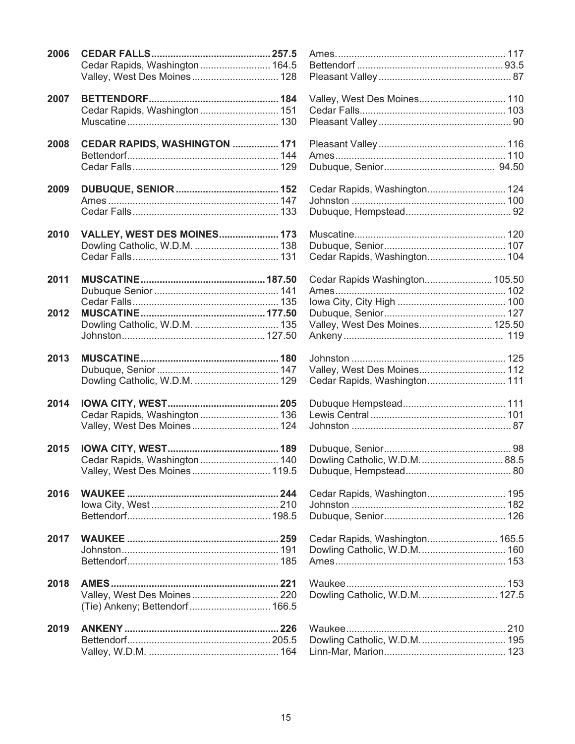| | | |
|---|---|---|
| **2006** | **CEDAR FALLS........................................257.5** | Ames..........................................................117 |
| | Cedar Rapids, Washington.........................164.5 | Bettendorf ...................................................93.5 |
| | Valley, West Des Moines..............................128 | Pleasant Valley ..............................................87 |
| **2007** | **BETTENDORF..............................................184** | Valley, West Des Moines..............................110 |
| | Cedar Rapids, Washington............................151 | Cedar Falls...................................................103 |
| | Muscatine......................................................130 | Pleasant Valley ..............................................90 |
| **2008** | **CEDAR RAPIDS, WASHINGTON ................171** | Pleasant Valley .............................................116 |
| | Bettendorf......................................................144 | Ames..............................................................110 |
| | Cedar Falls.....................................................129 | Dubuque, Senior.........................................94.50 |
| **2009** | **DUBUQUE, SENIOR......................................152** | Cedar Rapids, Washington............................124 |
| | Ames ..............................................................147 | Johnston ........................................................100 |
| | Cedar Falls.....................................................133 | Dubuque, Hempstead......................................92 |
| **2010** | **VALLEY, WEST DES MOINES.....................173** | Muscatine......................................................120 |
| | Dowling Catholic, W.D.M. ..............................138 | Dubuque, Senior............................................107 |
| | Cedar Falls.....................................................131 | Cedar Rapids, Washington............................104 |
| **2011** | **MUSCATINE.............................................187.50** | Cedar Rapids Washington.........................105.50 |
| | Dubuque Senior .............................................141 | Ames..............................................................102 |
| | Cedar Falls.....................................................135 | Iowa City, City High .......................................100 |
| **2012** | **MUSCATINE.............................................177.50** | Dubuque, Senior............................................127 |
| | Dowling Catholic, W.D.M. ..............................135 | Valley, West Des Moines..........................125.50 |
| | Johnston...................................................127.50 | Ankeny ...........................................................119 |
| **2013** | **MUSCATINE..................................................180** | Johnston ........................................................125 |
| | Dubuque, Senior ............................................147 | Valley, West Des Moines...............................112 |
| | Dowling Catholic, W.D.M. ..............................129 | Cedar Rapids, Washington............................111 |
| **2014** | **IOWA CITY, WEST........................................205** | Dubuque Hempstead......................................111 |
| | Cedar Rapids, Washington............................136 | Lewis Central .................................................101 |
| | Valley, West Des Moines...............................124 | Johnston ..........................................................87 |
| **2015** | **IOWA CITY, WEST........................................189** | Dubuque, Senior..............................................98 |
| | Cedar Rapids, Washington............................140 | Dowling Catholic, W.D.M. .............................88.5 |
| | Valley, West Des Moines...........................119.5 | Dubuque, Hempstead......................................80 |
| **2016** | **WAUKEE .......................................................244** | Cedar Rapids, Washington............................195 |
| | Iowa City, West ..............................................210 | Johnston ........................................................182 |
| | Bettendorf...................................................198.5 | Dubuque, Senior............................................126 |
| **2017** | **WAUKEE .......................................................259** | Cedar Rapids, Washington.........................165.5 |
| | Johnston.........................................................191 | Dowling Catholic, W.D.M...............................160 |
| | Bettendorf......................................................185 | Ames..............................................................153 |
| **2018** | **AMES.............................................................221** | Waukee..........................................................153 |
| | Valley, West Des Moines...............................220 | Dowling Catholic, W.D.M. ..........................127.5 |
| | (Tie) Ankeny; Bettendorf...........................166.5 | |
| **2019** | **ANKENY ........................................................226** | Waukee..........................................................210 |
| | Bettendorf...................................................205.5 | Dowling Catholic, W.D.M...............................195 |
| | Valley, W.D.M. ...............................................164 | Linn-Mar, Marion............................................123 |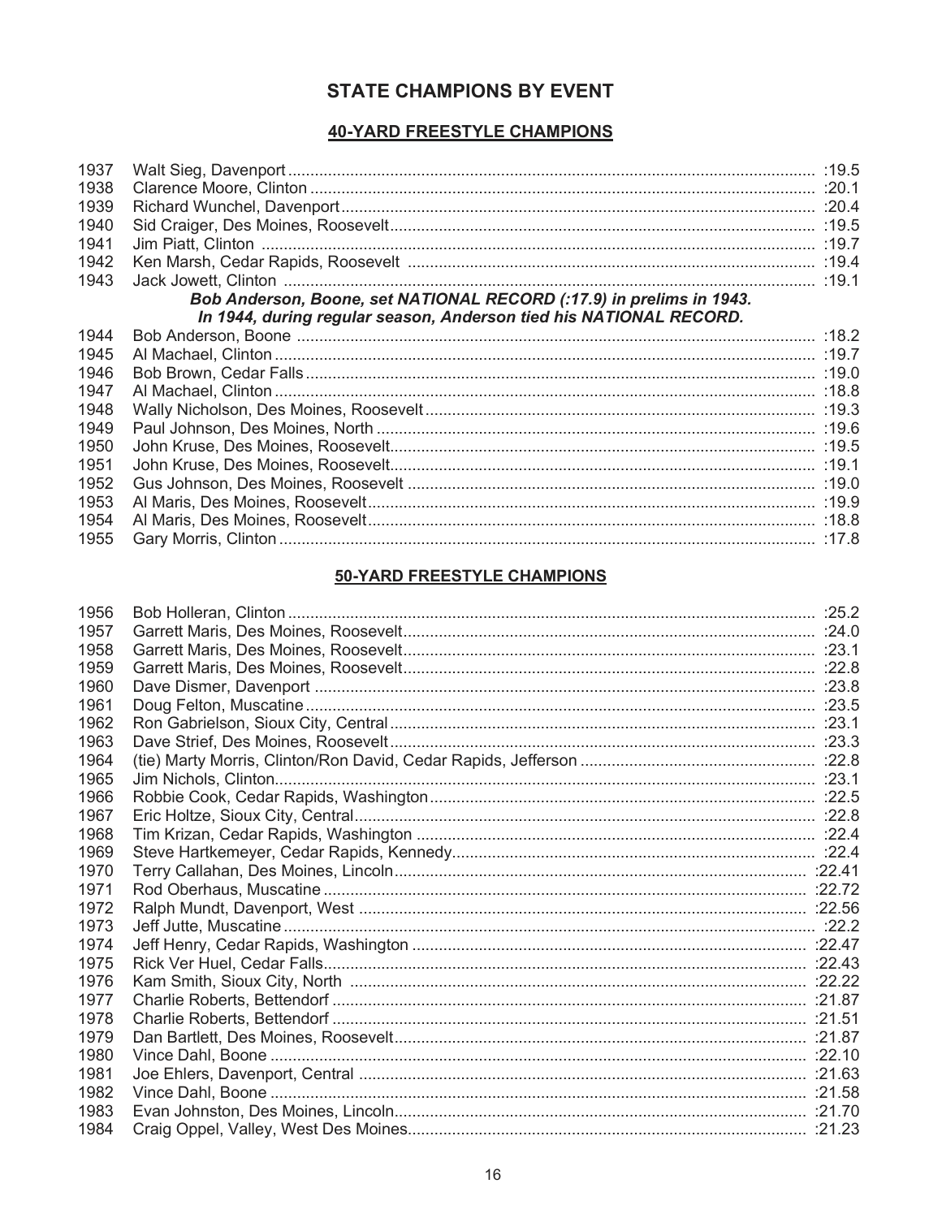# STATE CHAMPIONS BY EVENT

## 40-YARD FREESTYLE CHAMPIONS

| | | |
|---|---|---|
| 1937 | Walt Sieg, Davenport | :19.5 |
| 1938 | Clarence Moore, Clinton | :20.1 |
| 1939 | Richard Wunchel, Davenport | :20.4 |
| 1940 | Sid Craiger, Des Moines, Roosevelt | :19.5 |
| 1941 | Jim Piatt, Clinton | :19.7 |
| 1942 | Ken Marsh, Cedar Rapids, Roosevelt | :19.4 |
| 1943 | Jack Jowett, Clinton | :19.1 |

***Bob Anderson, Boone, set NATIONAL RECORD (:17.9) in prelims in 1943.***
***In 1944, during regular season, Anderson tied his NATIONAL RECORD.***

| | | |
|---|---|---|
| 1944 | Bob Anderson, Boone | :18.2 |
| 1945 | Al Machael, Clinton | :19.7 |
| 1946 | Bob Brown, Cedar Falls | :19.0 |
| 1947 | Al Machael, Clinton | :18.8 |
| 1948 | Wally Nicholson, Des Moines, Roosevelt | :19.3 |
| 1949 | Paul Johnson, Des Moines, North | :19.6 |
| 1950 | John Kruse, Des Moines, Roosevelt | :19.5 |
| 1951 | John Kruse, Des Moines, Roosevelt | :19.1 |
| 1952 | Gus Johnson, Des Moines, Roosevelt | :19.0 |
| 1953 | Al Maris, Des Moines, Roosevelt | :19.9 |
| 1954 | Al Maris, Des Moines, Roosevelt | :18.8 |
| 1955 | Gary Morris, Clinton | :17.8 |

## 50-YARD FREESTYLE CHAMPIONS

| | | |
|---|---|---|
| 1956 | Bob Holleran, Clinton | :25.2 |
| 1957 | Garrett Maris, Des Moines, Roosevelt | :24.0 |
| 1958 | Garrett Maris, Des Moines, Roosevelt | :23.1 |
| 1959 | Garrett Maris, Des Moines, Roosevelt | :22.8 |
| 1960 | Dave Dismer, Davenport | :23.8 |
| 1961 | Doug Felton, Muscatine | :23.5 |
| 1962 | Ron Gabrielson, Sioux City, Central | :23.1 |
| 1963 | Dave Strief, Des Moines, Roosevelt | :23.3 |
| 1964 | (tie) Marty Morris, Clinton/Ron David, Cedar Rapids, Jefferson | :22.8 |
| 1965 | Jim Nichols, Clinton | :23.1 |
| 1966 | Robbie Cook, Cedar Rapids, Washington | :22.5 |
| 1967 | Eric Holtze, Sioux City, Central | :22.8 |
| 1968 | Tim Krizan, Cedar Rapids, Washington | :22.4 |
| 1969 | Steve Hartkemeyer, Cedar Rapids, Kennedy | :22.4 |
| 1970 | Terry Callahan, Des Moines, Lincoln | :22.41 |
| 1971 | Rod Oberhaus, Muscatine | :22.72 |
| 1972 | Ralph Mundt, Davenport, West | :22.56 |
| 1973 | Jeff Jutte, Muscatine | :22.2 |
| 1974 | Jeff Henry, Cedar Rapids, Washington | :22.47 |
| 1975 | Rick Ver Huel, Cedar Falls | :22.43 |
| 1976 | Kam Smith, Sioux City, North | :22.22 |
| 1977 | Charlie Roberts, Bettendorf | :21.87 |
| 1978 | Charlie Roberts, Bettendorf | :21.51 |
| 1979 | Dan Bartlett, Des Moines, Roosevelt | :21.87 |
| 1980 | Vince Dahl, Boone | :22.10 |
| 1981 | Joe Ehlers, Davenport, Central | :21.63 |
| 1982 | Vince Dahl, Boone | :21.58 |
| 1983 | Evan Johnston, Des Moines, Lincoln | :21.70 |
| 1984 | Craig Oppel, Valley, West Des Moines | :21.23 |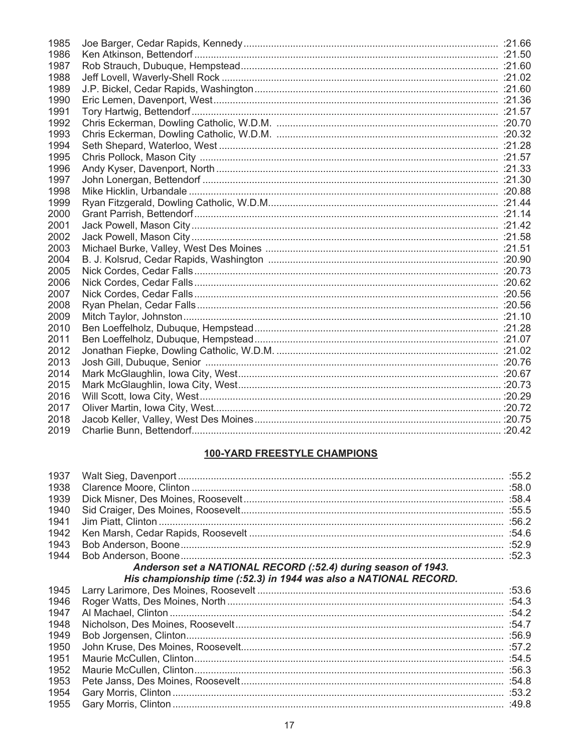| | | |
|---|---|---|
| 1985 | Joe Barger, Cedar Rapids, Kennedy | :21.66 |
| 1986 | Ken Atkinson, Bettendorf | :21.50 |
| 1987 | Rob Strauch, Dubuque, Hempstead | :21.60 |
| 1988 | Jeff Lovell, Waverly-Shell Rock | :21.02 |
| 1989 | J.P. Bickel, Cedar Rapids, Washington | :21.60 |
| 1990 | Eric Lemen, Davenport, West | :21.36 |
| 1991 | Tory Hartwig, Bettendorf | :21.57 |
| 1992 | Chris Eckerman, Dowling Catholic, W.D.M. | :20.70 |
| 1993 | Chris Eckerman, Dowling Catholic, W.D.M. | :20.32 |
| 1994 | Seth Shepard, Waterloo, West | :21.28 |
| 1995 | Chris Pollock, Mason City | :21.57 |
| 1996 | Andy Kyser, Davenport, North | :21.33 |
| 1997 | John Lonergan, Bettendorf | :21.30 |
| 1998 | Mike Hicklin, Urbandale | :20.88 |
| 1999 | Ryan Fitzgerald, Dowling Catholic, W.D.M. | :21.44 |
| 2000 | Grant Parrish, Bettendorf | :21.14 |
| 2001 | Jack Powell, Mason City | :21.42 |
| 2002 | Jack Powell, Mason City | :21.58 |
| 2003 | Michael Burke, Valley, West Des Moines | :21.51 |
| 2004 | B. J. Kolsrud, Cedar Rapids, Washington | :20.90 |
| 2005 | Nick Cordes, Cedar Falls | :20.73 |
| 2006 | Nick Cordes, Cedar Falls | :20.62 |
| 2007 | Nick Cordes, Cedar Falls | :20.56 |
| 2008 | Ryan Phelan, Cedar Falls | :20.56 |
| 2009 | Mitch Taylor, Johnston | :21.10 |
| 2010 | Ben Loeffelholz, Dubuque, Hempstead | :21.28 |
| 2011 | Ben Loeffelholz, Dubuque, Hempstead | :21.07 |
| 2012 | Jonathan Fiepke, Dowling Catholic, W.D.M. | :21.02 |
| 2013 | Josh Gill, Dubuque, Senior | :20.76 |
| 2014 | Mark McGlaughlin, Iowa City, West | :20.67 |
| 2015 | Mark McGlaughlin, Iowa City, West | :20.73 |
| 2016 | Will Scott, Iowa City, West | :20.29 |
| 2017 | Oliver Martin, Iowa City, West | :20.72 |
| 2018 | Jacob Keller, Valley, West Des Moines | :20.75 |
| 2019 | Charlie Bunn, Bettendorf | :20.42 |

## 100-YARD FREESTYLE CHAMPIONS

| | | |
|---|---|---|
| 1937 | Walt Sieg, Davenport | :55.2 |
| 1938 | Clarence Moore, Clinton | :58.0 |
| 1939 | Dick Misner, Des Moines, Roosevelt | :58.4 |
| 1940 | Sid Craiger, Des Moines, Roosevelt | :55.5 |
| 1941 | Jim Piatt, Clinton | :56.2 |
| 1942 | Ken Marsh, Cedar Rapids, Roosevelt | :54.6 |
| 1943 | Bob Anderson, Boone | :52.9 |
| 1944 | Bob Anderson, Boone | :52.3 |

***Anderson set a NATIONAL RECORD (:52.4) during season of 1943.***
***His championship time (:52.3) in 1944 was also a NATIONAL RECORD.***

| | | |
|---|---|---|
| 1945 | Larry Larimore, Des Moines, Roosevelt | :53.6 |
| 1946 | Roger Watts, Des Moines, North | :54.3 |
| 1947 | Al Machael, Clinton | :54.2 |
| 1948 | Nicholson, Des Moines, Roosevelt | :54.7 |
| 1949 | Bob Jorgensen, Clinton | :56.9 |
| 1950 | John Kruse, Des Moines, Roosevelt | :57.2 |
| 1951 | Maurie McCullen, Clinton | :54.5 |
| 1952 | Maurie McCullen, Clinton | :56.3 |
| 1953 | Pete Janss, Des Moines, Roosevelt | :54.8 |
| 1954 | Gary Morris, Clinton | :53.2 |
| 1955 | Gary Morris, Clinton | :49.8 |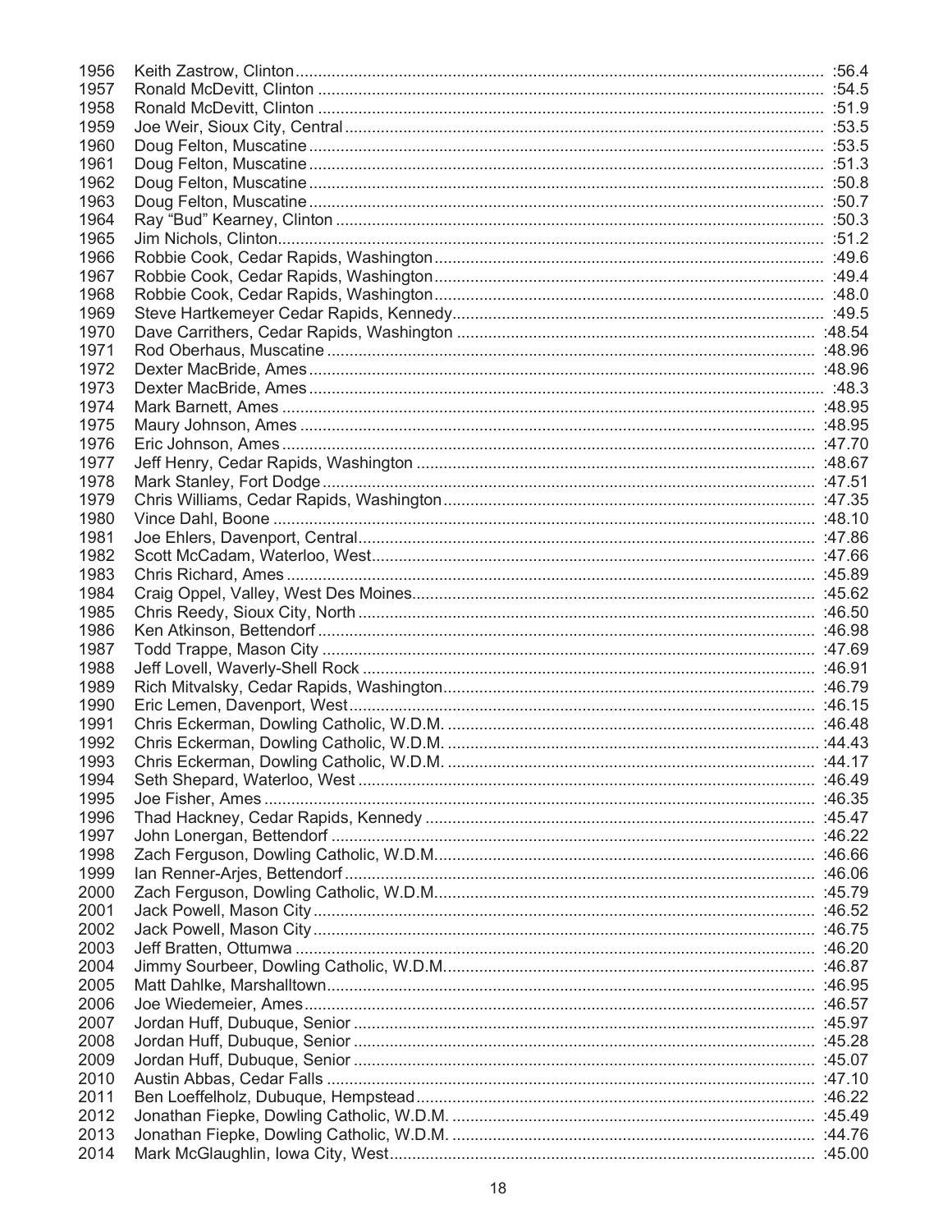| | | |
|---|---|---|
| 1956 | Keith Zastrow, Clinton | :56.4 |
| 1957 | Ronald McDevitt, Clinton | :54.5 |
| 1958 | Ronald McDevitt, Clinton | :51.9 |
| 1959 | Joe Weir, Sioux City, Central | :53.5 |
| 1960 | Doug Felton, Muscatine | :53.5 |
| 1961 | Doug Felton, Muscatine | :51.3 |
| 1962 | Doug Felton, Muscatine | :50.8 |
| 1963 | Doug Felton, Muscatine | :50.7 |
| 1964 | Ray “Bud” Kearney, Clinton | :50.3 |
| 1965 | Jim Nichols, Clinton | :51.2 |
| 1966 | Robbie Cook, Cedar Rapids, Washington | :49.6 |
| 1967 | Robbie Cook, Cedar Rapids, Washington | :49.4 |
| 1968 | Robbie Cook, Cedar Rapids, Washington | :48.0 |
| 1969 | Steve Hartkemeyer Cedar Rapids, Kennedy | :49.5 |
| 1970 | Dave Carrithers, Cedar Rapids, Washington | :48.54 |
| 1971 | Rod Oberhaus, Muscatine | :48.96 |
| 1972 | Dexter MacBride, Ames | :48.96 |
| 1973 | Dexter MacBride, Ames | :48.3 |
| 1974 | Mark Barnett, Ames | :48.95 |
| 1975 | Maury Johnson, Ames | :48.95 |
| 1976 | Eric Johnson, Ames | :47.70 |
| 1977 | Jeff Henry, Cedar Rapids, Washington | :48.67 |
| 1978 | Mark Stanley, Fort Dodge | :47.51 |
| 1979 | Chris Williams, Cedar Rapids, Washington | :47.35 |
| 1980 | Vince Dahl, Boone | :48.10 |
| 1981 | Joe Ehlers, Davenport, Central | :47.86 |
| 1982 | Scott McCadam, Waterloo, West | :47.66 |
| 1983 | Chris Richard, Ames | :45.89 |
| 1984 | Craig Oppel, Valley, West Des Moines | :45.62 |
| 1985 | Chris Reedy, Sioux City, North | :46.50 |
| 1986 | Ken Atkinson, Bettendorf | :46.98 |
| 1987 | Todd Trappe, Mason City | :47.69 |
| 1988 | Jeff Lovell, Waverly-Shell Rock | :46.91 |
| 1989 | Rich Mitvalsky, Cedar Rapids, Washington | :46.79 |
| 1990 | Eric Lemen, Davenport, West | :46.15 |
| 1991 | Chris Eckerman, Dowling Catholic, W.D.M. | :46.48 |
| 1992 | Chris Eckerman, Dowling Catholic, W.D.M. | :44.43 |
| 1993 | Chris Eckerman, Dowling Catholic, W.D.M. | :44.17 |
| 1994 | Seth Shepard, Waterloo, West | :46.49 |
| 1995 | Joe Fisher, Ames | :46.35 |
| 1996 | Thad Hackney, Cedar Rapids, Kennedy | :45.47 |
| 1997 | John Lonergan, Bettendorf | :46.22 |
| 1998 | Zach Ferguson, Dowling Catholic, W.D.M. | :46.66 |
| 1999 | Ian Renner-Arjes, Bettendorf | :46.06 |
| 2000 | Zach Ferguson, Dowling Catholic, W.D.M. | :45.79 |
| 2001 | Jack Powell, Mason City | :46.52 |
| 2002 | Jack Powell, Mason City | :46.75 |
| 2003 | Jeff Bratten, Ottumwa | :46.20 |
| 2004 | Jimmy Sourbeer, Dowling Catholic, W.D.M. | :46.87 |
| 2005 | Matt Dahlke, Marshalltown | :46.95 |
| 2006 | Joe Wiedemeier, Ames | :46.57 |
| 2007 | Jordan Huff, Dubuque, Senior | :45.97 |
| 2008 | Jordan Huff, Dubuque, Senior | :45.28 |
| 2009 | Jordan Huff, Dubuque, Senior | :45.07 |
| 2010 | Austin Abbas, Cedar Falls | :47.10 |
| 2011 | Ben Loeffelholz, Dubuque, Hempstead | :46.22 |
| 2012 | Jonathan Fiepke, Dowling Catholic, W.D.M. | :45.49 |
| 2013 | Jonathan Fiepke, Dowling Catholic, W.D.M. | :44.76 |
| 2014 | Mark McGlaughlin, Iowa City, West | :45.00 |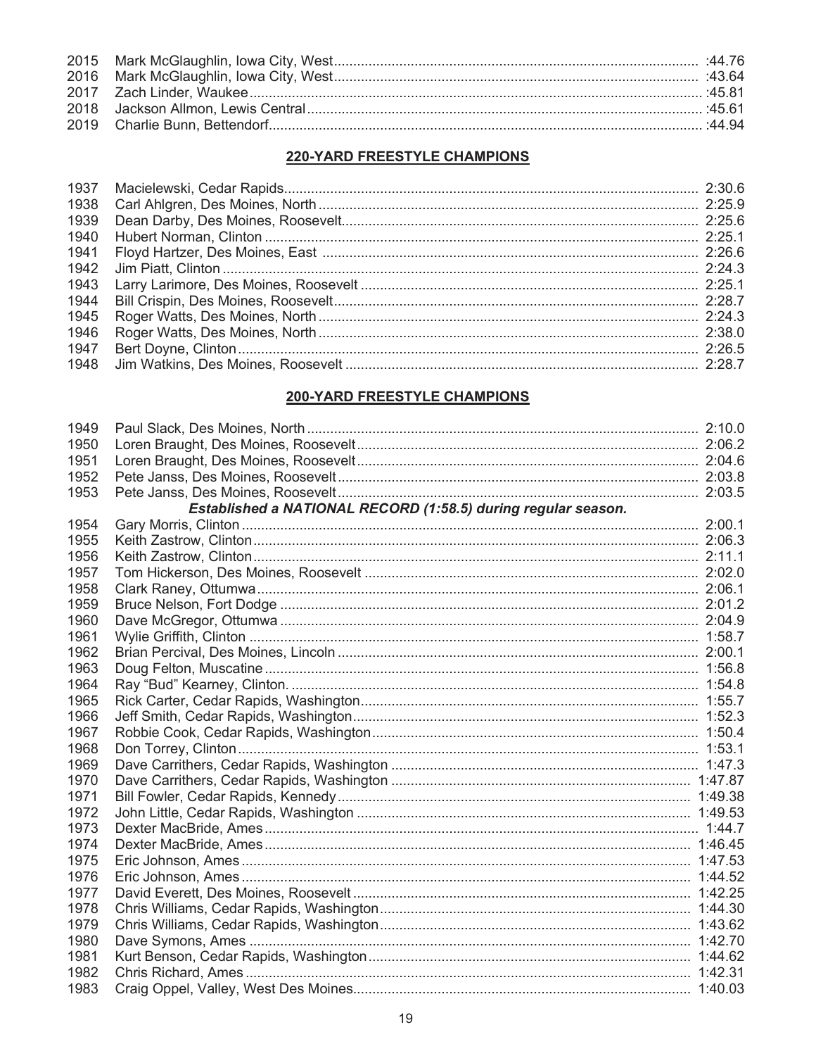| | | |
|---|---|---|
| 2015 | Mark McGlaughlin, Iowa City, West | :44.76 |
| 2016 | Mark McGlaughlin, Iowa City, West | :43.64 |
| 2017 | Zach Linder, Waukee | :45.81 |
| 2018 | Jackson Allmon, Lewis Central | :45.61 |
| 2019 | Charlie Bunn, Bettendorf | :44.94 |

## 220-YARD FREESTYLE CHAMPIONS

| | | |
|---|---|---|
| 1937 | Macielewski, Cedar Rapids | 2:30.6 |
| 1938 | Carl Ahlgren, Des Moines, North | 2:25.9 |
| 1939 | Dean Darby, Des Moines, Roosevelt | 2:25.6 |
| 1940 | Hubert Norman, Clinton | 2:25.1 |
| 1941 | Floyd Hartzer, Des Moines, East | 2:26.6 |
| 1942 | Jim Piatt, Clinton | 2:24.3 |
| 1943 | Larry Larimore, Des Moines, Roosevelt | 2:25.1 |
| 1944 | Bill Crispin, Des Moines, Roosevelt | 2:28.7 |
| 1945 | Roger Watts, Des Moines, North | 2:24.3 |
| 1946 | Roger Watts, Des Moines, North | 2:38.0 |
| 1947 | Bert Doyne, Clinton | 2:26.5 |
| 1948 | Jim Watkins, Des Moines, Roosevelt | 2:28.7 |

## 200-YARD FREESTYLE CHAMPIONS

| | | |
|---|---|---|
| 1949 | Paul Slack, Des Moines, North | 2:10.0 |
| 1950 | Loren Braught, Des Moines, Roosevelt | 2:06.2 |
| 1951 | Loren Braught, Des Moines, Roosevelt | 2:04.6 |
| 1952 | Pete Janss, Des Moines, Roosevelt | 2:03.8 |
| 1953 | Pete Janss, Des Moines, Roosevelt | 2:03.5 |
| | ***Established a NATIONAL RECORD (1:58.5) during regular season.*** | |
| 1954 | Gary Morris, Clinton | 2:00.1 |
| 1955 | Keith Zastrow, Clinton | 2:06.3 |
| 1956 | Keith Zastrow, Clinton | 2:11.1 |
| 1957 | Tom Hickerson, Des Moines, Roosevelt | 2:02.0 |
| 1958 | Clark Raney, Ottumwa | 2:06.1 |
| 1959 | Bruce Nelson, Fort Dodge | 2:01.2 |
| 1960 | Dave McGregor, Ottumwa | 2:04.9 |
| 1961 | Wylie Griffith, Clinton | 1:58.7 |
| 1962 | Brian Percival, Des Moines, Lincoln | 2:00.1 |
| 1963 | Doug Felton, Muscatine | 1:56.8 |
| 1964 | Ray "Bud" Kearney, Clinton. | 1:54.8 |
| 1965 | Rick Carter, Cedar Rapids, Washington | 1:55.7 |
| 1966 | Jeff Smith, Cedar Rapids, Washington | 1:52.3 |
| 1967 | Robbie Cook, Cedar Rapids, Washington | 1:50.4 |
| 1968 | Don Torrey, Clinton | 1:53.1 |
| 1969 | Dave Carrithers, Cedar Rapids, Washington | 1:47.3 |
| 1970 | Dave Carrithers, Cedar Rapids, Washington | 1:47.87 |
| 1971 | Bill Fowler, Cedar Rapids, Kennedy | 1:49.38 |
| 1972 | John Little, Cedar Rapids, Washington | 1:49.53 |
| 1973 | Dexter MacBride, Ames | 1:44.7 |
| 1974 | Dexter MacBride, Ames | 1:46.45 |
| 1975 | Eric Johnson, Ames | 1:47.53 |
| 1976 | Eric Johnson, Ames | 1:44.52 |
| 1977 | David Everett, Des Moines, Roosevelt | 1:42.25 |
| 1978 | Chris Williams, Cedar Rapids, Washington | 1:44.30 |
| 1979 | Chris Williams, Cedar Rapids, Washington | 1:43.62 |
| 1980 | Dave Symons, Ames | 1:42.70 |
| 1981 | Kurt Benson, Cedar Rapids, Washington | 1:44.62 |
| 1982 | Chris Richard, Ames | 1:42.31 |
| 1983 | Craig Oppel, Valley, West Des Moines | 1:40.03 |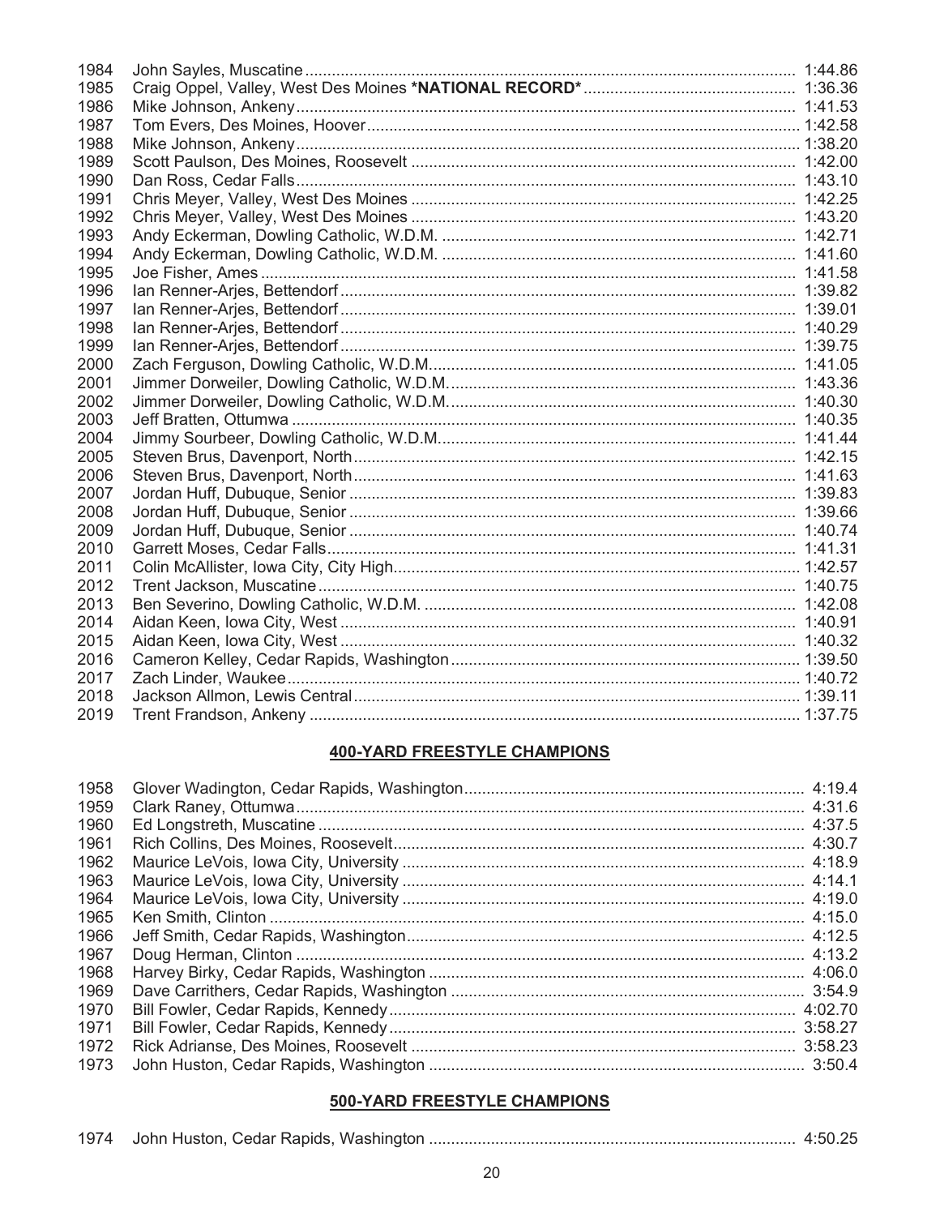| | | |
|---|---|---|
| 1984 | John Sayles, Muscatine | 1:44.86 |
| 1985 | Craig Oppel, Valley, West Des Moines ***NATIONAL RECORD*** | 1:36.36 |
| 1986 | Mike Johnson, Ankeny | 1:41.53 |
| 1987 | Tom Evers, Des Moines, Hoover | 1:42.58 |
| 1988 | Mike Johnson, Ankeny | 1:38.20 |
| 1989 | Scott Paulson, Des Moines, Roosevelt | 1:42.00 |
| 1990 | Dan Ross, Cedar Falls | 1:43.10 |
| 1991 | Chris Meyer, Valley, West Des Moines | 1:42.25 |
| 1992 | Chris Meyer, Valley, West Des Moines | 1:43.20 |
| 1993 | Andy Eckerman, Dowling Catholic, W.D.M. | 1:42.71 |
| 1994 | Andy Eckerman, Dowling Catholic, W.D.M. | 1:41.60 |
| 1995 | Joe Fisher, Ames | 1:41.58 |
| 1996 | Ian Renner-Arjes, Bettendorf | 1:39.82 |
| 1997 | Ian Renner-Arjes, Bettendorf | 1:39.01 |
| 1998 | Ian Renner-Arjes, Bettendorf | 1:40.29 |
| 1999 | Ian Renner-Arjes, Bettendorf | 1:39.75 |
| 2000 | Zach Ferguson, Dowling Catholic, W.D.M. | 1:41.05 |
| 2001 | Jimmer Dorweiler, Dowling Catholic, W.D.M. | 1:43.36 |
| 2002 | Jimmer Dorweiler, Dowling Catholic, W.D.M. | 1:40.30 |
| 2003 | Jeff Bratten, Ottumwa | 1:40.35 |
| 2004 | Jimmy Sourbeer, Dowling Catholic, W.D.M. | 1:41.44 |
| 2005 | Steven Brus, Davenport, North | 1:42.15 |
| 2006 | Steven Brus, Davenport, North | 1:41.63 |
| 2007 | Jordan Huff, Dubuque, Senior | 1:39.83 |
| 2008 | Jordan Huff, Dubuque, Senior | 1:39.66 |
| 2009 | Jordan Huff, Dubuque, Senior | 1:40.74 |
| 2010 | Garrett Moses, Cedar Falls | 1:41.31 |
| 2011 | Colin McAllister, Iowa City, City High | 1:42.57 |
| 2012 | Trent Jackson, Muscatine | 1:40.75 |
| 2013 | Ben Severino, Dowling Catholic, W.D.M. | 1:42.08 |
| 2014 | Aidan Keen, Iowa City, West | 1:40.91 |
| 2015 | Aidan Keen, Iowa City, West | 1:40.32 |
| 2016 | Cameron Kelley, Cedar Rapids, Washington | 1:39.50 |
| 2017 | Zach Linder, Waukee | 1:40.72 |
| 2018 | Jackson Allmon, Lewis Central | 1:39.11 |
| 2019 | Trent Frandson, Ankeny | 1:37.75 |

## 400-YARD FREESTYLE CHAMPIONS

| | | |
|---|---|---|
| 1958 | Glover Wadington, Cedar Rapids, Washington | 4:19.4 |
| 1959 | Clark Raney, Ottumwa | 4:31.6 |
| 1960 | Ed Longstreth, Muscatine | 4:37.5 |
| 1961 | Rich Collins, Des Moines, Roosevelt | 4:30.7 |
| 1962 | Maurice LeVois, Iowa City, University | 4:18.9 |
| 1963 | Maurice LeVois, Iowa City, University | 4:14.1 |
| 1964 | Maurice LeVois, Iowa City, University | 4:19.0 |
| 1965 | Ken Smith, Clinton | 4:15.0 |
| 1966 | Jeff Smith, Cedar Rapids, Washington | 4:12.5 |
| 1967 | Doug Herman, Clinton | 4:13.2 |
| 1968 | Harvey Birky, Cedar Rapids, Washington | 4:06.0 |
| 1969 | Dave Carrithers, Cedar Rapids, Washington | 3:54.9 |
| 1970 | Bill Fowler, Cedar Rapids, Kennedy | 4:02.70 |
| 1971 | Bill Fowler, Cedar Rapids, Kennedy | 3:58.27 |
| 1972 | Rick Adrianse, Des Moines, Roosevelt | 3:58.23 |
| 1973 | John Huston, Cedar Rapids, Washington | 3:50.4 |

## 500-YARD FREESTYLE CHAMPIONS

| | | |
|---|---|---|
| 1974 | John Huston, Cedar Rapids, Washington | 4:50.25 |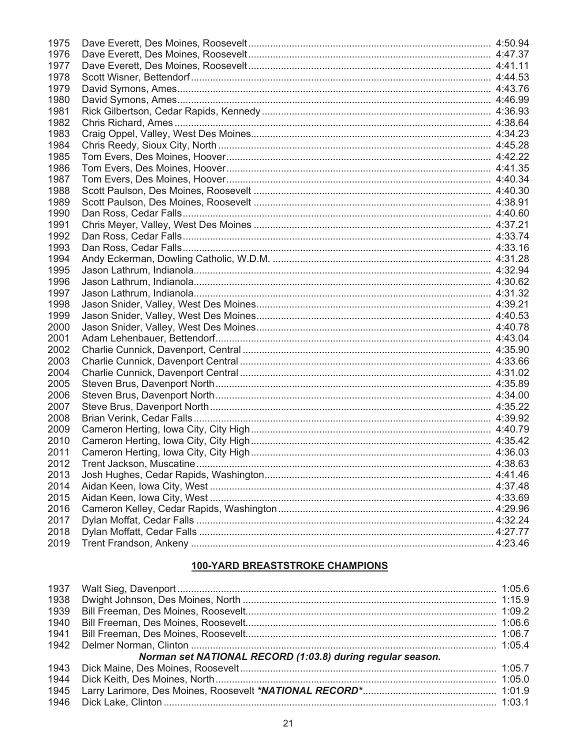| | | |
|---|---|---|
| 1975 | Dave Everett, Des Moines, Roosevelt | 4:50.94 |
| 1976 | Dave Everett, Des Moines, Roosevelt | 4:47.37 |
| 1977 | Dave Everett, Des Moines, Roosevelt | 4:41.11 |
| 1978 | Scott Wisner, Bettendorf | 4:44.53 |
| 1979 | David Symons, Ames | 4:43.76 |
| 1980 | David Symons, Ames | 4:46.99 |
| 1981 | Rick Gilbertson, Cedar Rapids, Kennedy | 4:36.93 |
| 1982 | Chris Richard, Ames | 4:38.64 |
| 1983 | Craig Oppel, Valley, West Des Moines | 4:34.23 |
| 1984 | Chris Reedy, Sioux City, North | 4:45.28 |
| 1985 | Tom Evers, Des Moines, Hoover | 4:42.22 |
| 1986 | Tom Evers, Des Moines, Hoover | 4:41.35 |
| 1987 | Tom Evers, Des Moines, Hoover | 4:40.34 |
| 1988 | Scott Paulson, Des Moines, Roosevelt | 4:40.30 |
| 1989 | Scott Paulson, Des Moines, Roosevelt | 4:38.91 |
| 1990 | Dan Ross, Cedar Falls | 4:40.60 |
| 1991 | Chris Meyer, Valley, West Des Moines | 4:37.21 |
| 1992 | Dan Ross, Cedar Falls | 4:33.74 |
| 1993 | Dan Ross, Cedar Falls | 4:33.16 |
| 1994 | Andy Eckerman, Dowling Catholic, W.D.M. | 4:31.28 |
| 1995 | Jason Lathrum, Indianola | 4:32.94 |
| 1996 | Jason Lathrum, Indianola | 4:30.62 |
| 1997 | Jason Lathrum, Indianola | 4:31.32 |
| 1998 | Jason Snider, Valley, West Des Moines | 4:39.21 |
| 1999 | Jason Snider, Valley, West Des Moines | 4:40.53 |
| 2000 | Jason Snider, Valley, West Des Moines | 4:40.78 |
| 2001 | Adam Lehenbauer, Bettendorf | 4:43.04 |
| 2002 | Charlie Cunnick, Davenport, Central | 4:35.90 |
| 2003 | Charlie Cunnick, Davenport Central | 4:33.66 |
| 2004 | Charlie Cunnick, Davenport Central | 4:31.02 |
| 2005 | Steven Brus, Davenport North | 4:35.89 |
| 2006 | Steven Brus, Davenport North | 4:34.00 |
| 2007 | Steve Brus, Davenport North | 4:35.22 |
| 2008 | Brian Verink, Cedar Falls | 4:39.92 |
| 2009 | Cameron Herting, Iowa City, City High | 4:40.79 |
| 2010 | Cameron Herting, Iowa City, City High | 4:35.42 |
| 2011 | Cameron Herting, Iowa City, City High | 4:36.03 |
| 2012 | Trent Jackson, Muscatine | 4:38.63 |
| 2013 | Josh Hughes, Cedar Rapids, Washington | 4:41.46 |
| 2014 | Aidan Keen, Iowa City, West | 4:37.48 |
| 2015 | Aidan Keen, Iowa City, West | 4:33.69 |
| 2016 | Cameron Kelley, Cedar Rapids, Washington | 4:29.96 |
| 2017 | Dylan Moffat, Cedar Falls | 4:32.24 |
| 2018 | Dylan Moffatt, Cedar Falls | 4:27.77 |
| 2019 | Trent Frandson, Ankeny | 4:23.46 |

## 100-YARD BREASTSTROKE CHAMPIONS

| | | |
|---|---|---|
| 1937 | Walt Sieg, Davenport | 1:05.6 |
| 1938 | Dwight Johnson, Des Moines, North | 1:15.9 |
| 1939 | Bill Freeman, Des Moines, Roosevelt | 1:09.2 |
| 1940 | Bill Freeman, Des Moines, Roosevelt | 1:06.6 |
| 1941 | Bill Freeman, Des Moines, Roosevelt | 1:06.7 |
| 1942 | Delmer Norman, Clinton | 1:05.4 |
| | ***Norman set NATIONAL RECORD (1:03.8) during regular season.*** | |
| 1943 | Dick Maine, Des Moines, Roosevelt | 1:05.7 |
| 1944 | Dick Keith, Des Moines, North | 1:05.0 |
| 1945 | Larry Larimore, Des Moines, Roosevelt ****NATIONAL RECORD**** | 1:01.9 |
| 1946 | Dick Lake, Clinton | 1:03.1 |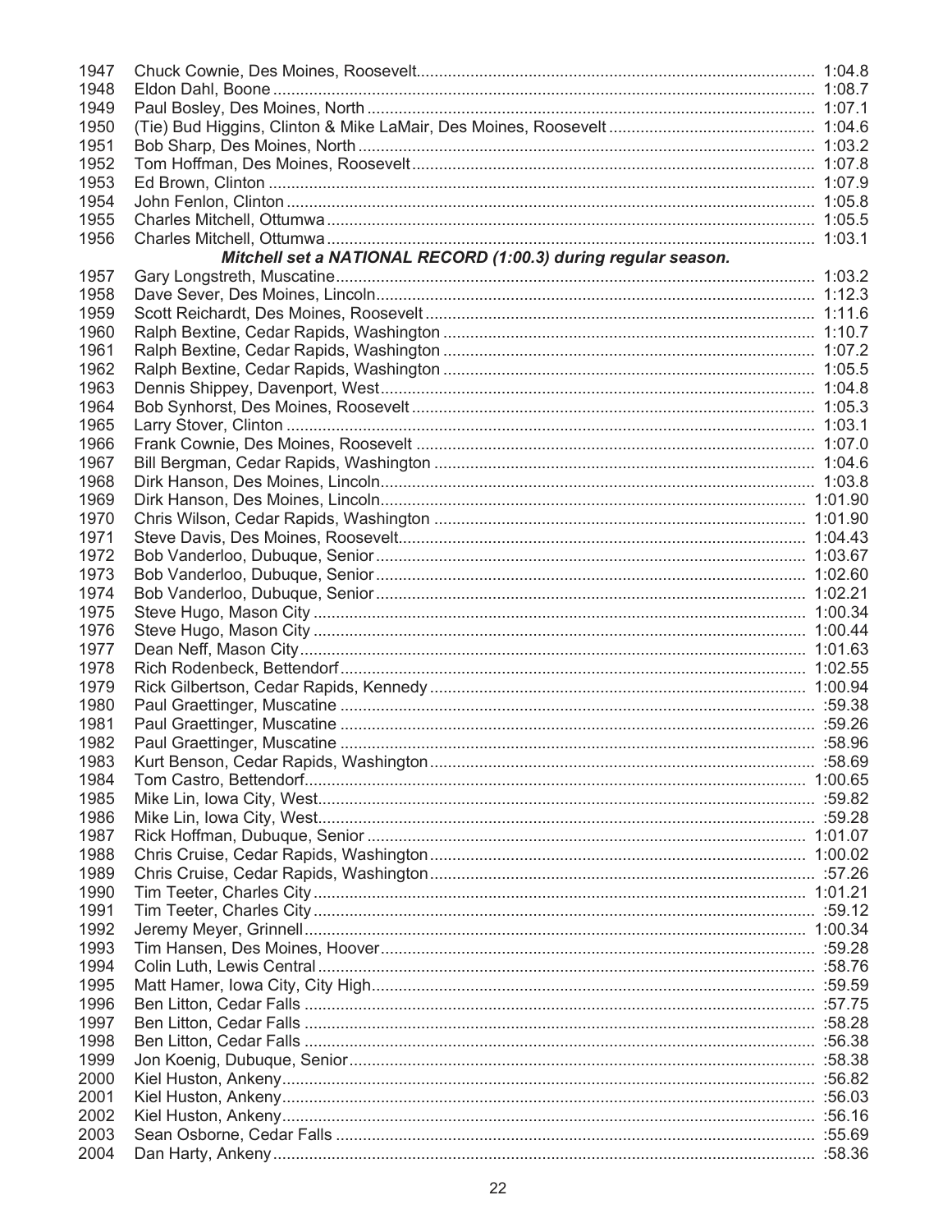| | | |
|---|---|---|
| 1947 | Chuck Cownie, Des Moines, Roosevelt | 1:04.8 |
| 1948 | Eldon Dahl, Boone | 1:08.7 |
| 1949 | Paul Bosley, Des Moines, North | 1:07.1 |
| 1950 | (Tie) Bud Higgins, Clinton & Mike LaMair, Des Moines, Roosevelt | 1:04.6 |
| 1951 | Bob Sharp, Des Moines, North | 1:03.2 |
| 1952 | Tom Hoffman, Des Moines, Roosevelt | 1:07.8 |
| 1953 | Ed Brown, Clinton | 1:07.9 |
| 1954 | John Fenlon, Clinton | 1:05.8 |
| 1955 | Charles Mitchell, Ottumwa | 1:05.5 |
| 1956 | Charles Mitchell, Ottumwa | 1:03.1 |
| | ***Mitchell set a NATIONAL RECORD (1:00.3) during regular season.*** | |
| 1957 | Gary Longstreth, Muscatine | 1:03.2 |
| 1958 | Dave Sever, Des Moines, Lincoln | 1:12.3 |
| 1959 | Scott Reichardt, Des Moines, Roosevelt | 1:11.6 |
| 1960 | Ralph Bextine, Cedar Rapids, Washington | 1:10.7 |
| 1961 | Ralph Bextine, Cedar Rapids, Washington | 1:07.2 |
| 1962 | Ralph Bextine, Cedar Rapids, Washington | 1:05.5 |
| 1963 | Dennis Shippey, Davenport, West | 1:04.8 |
| 1964 | Bob Synhorst, Des Moines, Roosevelt | 1:05.3 |
| 1965 | Larry Stover, Clinton | 1:03.1 |
| 1966 | Frank Cownie, Des Moines, Roosevelt | 1:07.0 |
| 1967 | Bill Bergman, Cedar Rapids, Washington | 1:04.6 |
| 1968 | Dirk Hanson, Des Moines, Lincoln | 1:03.8 |
| 1969 | Dirk Hanson, Des Moines, Lincoln | 1:01.90 |
| 1970 | Chris Wilson, Cedar Rapids, Washington | 1:01.90 |
| 1971 | Steve Davis, Des Moines, Roosevelt | 1:04.43 |
| 1972 | Bob Vanderloo, Dubuque, Senior | 1:03.67 |
| 1973 | Bob Vanderloo, Dubuque, Senior | 1:02.60 |
| 1974 | Bob Vanderloo, Dubuque, Senior | 1:02.21 |
| 1975 | Steve Hugo, Mason City | 1:00.34 |
| 1976 | Steve Hugo, Mason City | 1:00.44 |
| 1977 | Dean Neff, Mason City | 1:01.63 |
| 1978 | Rich Rodenbeck, Bettendorf | 1:02.55 |
| 1979 | Rick Gilbertson, Cedar Rapids, Kennedy | 1:00.94 |
| 1980 | Paul Graettinger, Muscatine | :59.38 |
| 1981 | Paul Graettinger, Muscatine | :59.26 |
| 1982 | Paul Graettinger, Muscatine | :58.96 |
| 1983 | Kurt Benson, Cedar Rapids, Washington | :58.69 |
| 1984 | Tom Castro, Bettendorf | 1:00.65 |
| 1985 | Mike Lin, Iowa City, West | :59.82 |
| 1986 | Mike Lin, Iowa City, West | :59.28 |
| 1987 | Rick Hoffman, Dubuque, Senior | 1:01.07 |
| 1988 | Chris Cruise, Cedar Rapids, Washington | 1:00.02 |
| 1989 | Chris Cruise, Cedar Rapids, Washington | :57.26 |
| 1990 | Tim Teeter, Charles City | 1:01.21 |
| 1991 | Tim Teeter, Charles City | :59.12 |
| 1992 | Jeremy Meyer, Grinnell | 1:00.34 |
| 1993 | Tim Hansen, Des Moines, Hoover | :59.28 |
| 1994 | Colin Luth, Lewis Central | :58.76 |
| 1995 | Matt Hamer, Iowa City, City High | :59.59 |
| 1996 | Ben Litton, Cedar Falls | :57.75 |
| 1997 | Ben Litton, Cedar Falls | :58.28 |
| 1998 | Ben Litton, Cedar Falls | :56.38 |
| 1999 | Jon Koenig, Dubuque, Senior | :58.38 |
| 2000 | Kiel Huston, Ankeny | :56.82 |
| 2001 | Kiel Huston, Ankeny | :56.03 |
| 2002 | Kiel Huston, Ankeny | :56.16 |
| 2003 | Sean Osborne, Cedar Falls | :55.69 |
| 2004 | Dan Harty, Ankeny | :58.36 |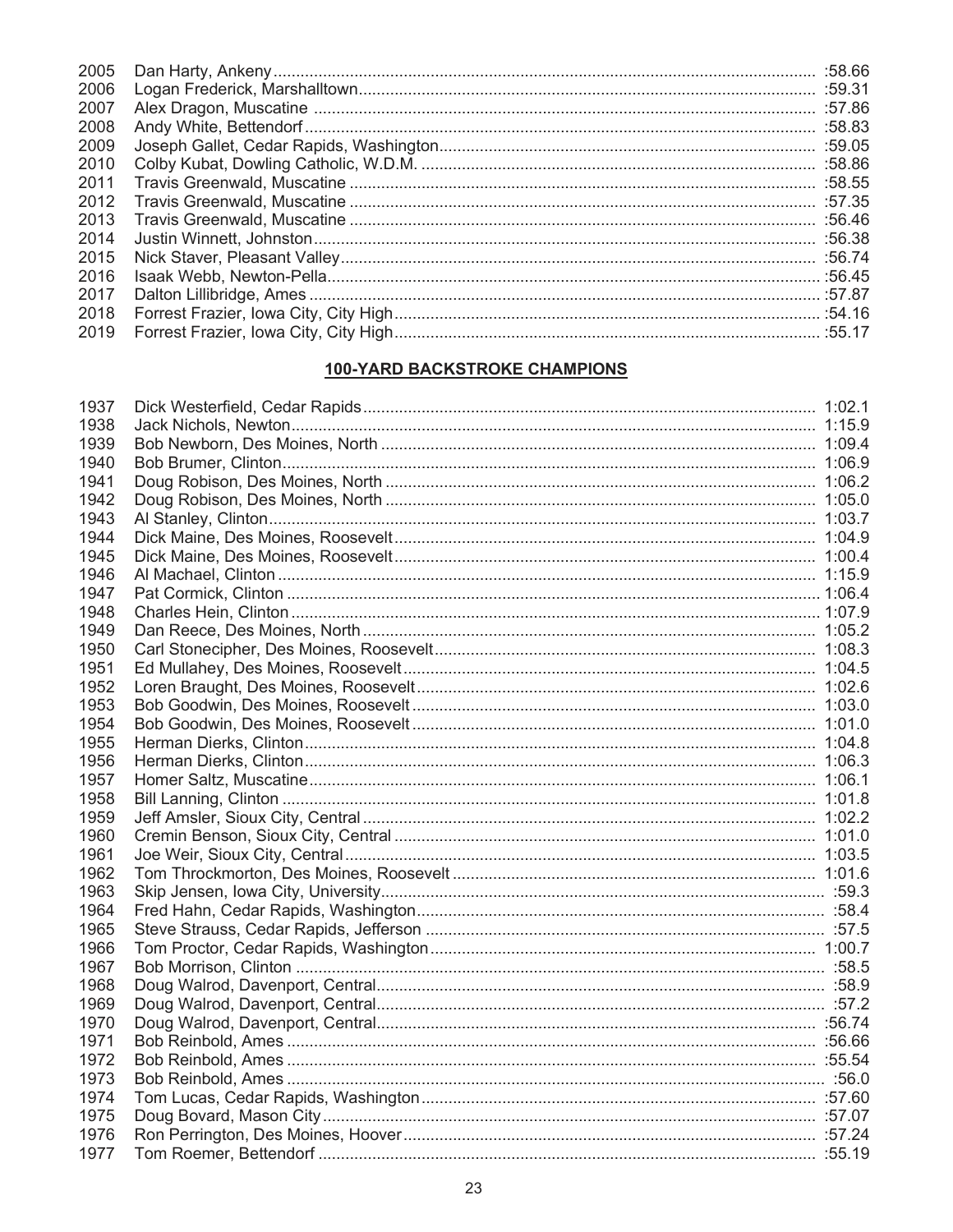| | | |
|---|---|---|
| 2005 | Dan Harty, Ankeny | :58.66 |
| 2006 | Logan Frederick, Marshalltown | :59.31 |
| 2007 | Alex Dragon, Muscatine | :57.86 |
| 2008 | Andy White, Bettendorf | :58.83 |
| 2009 | Joseph Gallet, Cedar Rapids, Washington | :59.05 |
| 2010 | Colby Kubat, Dowling Catholic, W.D.M. | :58.86 |
| 2011 | Travis Greenwald, Muscatine | :58.55 |
| 2012 | Travis Greenwald, Muscatine | :57.35 |
| 2013 | Travis Greenwald, Muscatine | :56.46 |
| 2014 | Justin Winnett, Johnston | :56.38 |
| 2015 | Nick Staver, Pleasant Valley | :56.74 |
| 2016 | Isaak Webb, Newton-Pella | :56.45 |
| 2017 | Dalton Lillibridge, Ames | :57.87 |
| 2018 | Forrest Frazier, Iowa City, City High | :54.16 |
| 2019 | Forrest Frazier, Iowa City, City High | :55.17 |

## 100-YARD BACKSTROKE CHAMPIONS

| | | |
|---|---|---|
| 1937 | Dick Westerfield, Cedar Rapids | 1:02.1 |
| 1938 | Jack Nichols, Newton | 1:15.9 |
| 1939 | Bob Newborn, Des Moines, North | 1:09.4 |
| 1940 | Bob Brumer, Clinton | 1:06.9 |
| 1941 | Doug Robison, Des Moines, North | 1:06.2 |
| 1942 | Doug Robison, Des Moines, North | 1:05.0 |
| 1943 | Al Stanley, Clinton | 1:03.7 |
| 1944 | Dick Maine, Des Moines, Roosevelt | 1:04.9 |
| 1945 | Dick Maine, Des Moines, Roosevelt | 1:00.4 |
| 1946 | Al Machael, Clinton | 1:15.9 |
| 1947 | Pat Cormick, Clinton | 1:06.4 |
| 1948 | Charles Hein, Clinton | 1:07.9 |
| 1949 | Dan Reece, Des Moines, North | 1:05.2 |
| 1950 | Carl Stonecipher, Des Moines, Roosevelt | 1:08.3 |
| 1951 | Ed Mullahey, Des Moines, Roosevelt | 1:04.5 |
| 1952 | Loren Braught, Des Moines, Roosevelt | 1:02.6 |
| 1953 | Bob Goodwin, Des Moines, Roosevelt | 1:03.0 |
| 1954 | Bob Goodwin, Des Moines, Roosevelt | 1:01.0 |
| 1955 | Herman Dierks, Clinton | 1:04.8 |
| 1956 | Herman Dierks, Clinton | 1:06.3 |
| 1957 | Homer Saltz, Muscatine | 1:06.1 |
| 1958 | Bill Lanning, Clinton | 1:01.8 |
| 1959 | Jeff Amsler, Sioux City, Central | 1:02.2 |
| 1960 | Cremin Benson, Sioux City, Central | 1:01.0 |
| 1961 | Joe Weir, Sioux City, Central | 1:03.5 |
| 1962 | Tom Throckmorton, Des Moines, Roosevelt | 1:01.6 |
| 1963 | Skip Jensen, Iowa City, University | :59.3 |
| 1964 | Fred Hahn, Cedar Rapids, Washington | :58.4 |
| 1965 | Steve Strauss, Cedar Rapids, Jefferson | :57.5 |
| 1966 | Tom Proctor, Cedar Rapids, Washington | 1:00.7 |
| 1967 | Bob Morrison, Clinton | :58.5 |
| 1968 | Doug Walrod, Davenport, Central | :58.9 |
| 1969 | Doug Walrod, Davenport, Central | :57.2 |
| 1970 | Doug Walrod, Davenport, Central | :56.74 |
| 1971 | Bob Reinbold, Ames | :56.66 |
| 1972 | Bob Reinbold, Ames | :55.54 |
| 1973 | Bob Reinbold, Ames | :56.0 |
| 1974 | Tom Lucas, Cedar Rapids, Washington | :57.60 |
| 1975 | Doug Bovard, Mason City | :57.07 |
| 1976 | Ron Perrington, Des Moines, Hoover | :57.24 |
| 1977 | Tom Roemer, Bettendorf | :55.19 |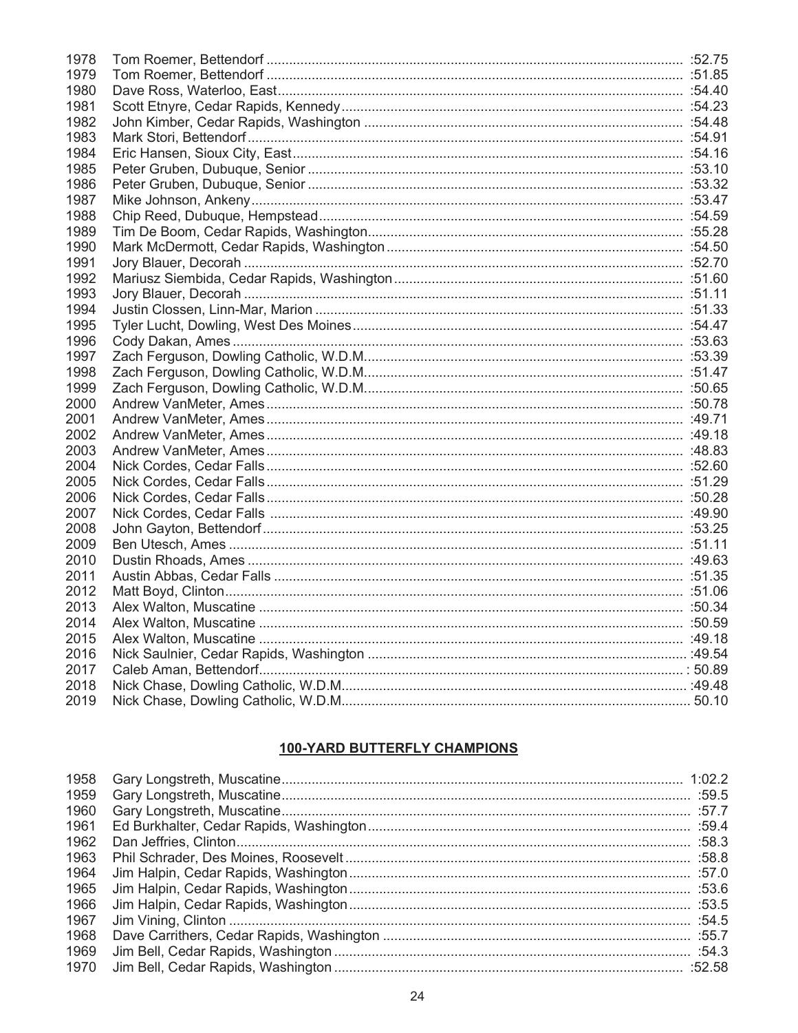| | | |
|---|---|---|
| 1978 | Tom Roemer, Bettendorf | :52.75 |
| 1979 | Tom Roemer, Bettendorf | :51.85 |
| 1980 | Dave Ross, Waterloo, East | :54.40 |
| 1981 | Scott Etnyre, Cedar Rapids, Kennedy | :54.23 |
| 1982 | John Kimber, Cedar Rapids, Washington | :54.48 |
| 1983 | Mark Stori, Bettendorf | :54.91 |
| 1984 | Eric Hansen, Sioux City, East | :54.16 |
| 1985 | Peter Gruben, Dubuque, Senior | :53.10 |
| 1986 | Peter Gruben, Dubuque, Senior | :53.32 |
| 1987 | Mike Johnson, Ankeny | :53.47 |
| 1988 | Chip Reed, Dubuque, Hempstead | :54.59 |
| 1989 | Tim De Boom, Cedar Rapids, Washington | :55.28 |
| 1990 | Mark McDermott, Cedar Rapids, Washington | :54.50 |
| 1991 | Jory Blauer, Decorah | :52.70 |
| 1992 | Mariusz Siembida, Cedar Rapids, Washington | :51.60 |
| 1993 | Jory Blauer, Decorah | :51.11 |
| 1994 | Justin Clossen, Linn-Mar, Marion | :51.33 |
| 1995 | Tyler Lucht, Dowling, West Des Moines | :54.47 |
| 1996 | Cody Dakan, Ames | :53.63 |
| 1997 | Zach Ferguson, Dowling Catholic, W.D.M. | :53.39 |
| 1998 | Zach Ferguson, Dowling Catholic, W.D.M. | :51.47 |
| 1999 | Zach Ferguson, Dowling Catholic, W.D.M. | :50.65 |
| 2000 | Andrew VanMeter, Ames | :50.78 |
| 2001 | Andrew VanMeter, Ames | :49.71 |
| 2002 | Andrew VanMeter, Ames | :49.18 |
| 2003 | Andrew VanMeter, Ames | :48.83 |
| 2004 | Nick Cordes, Cedar Falls | :52.60 |
| 2005 | Nick Cordes, Cedar Falls | :51.29 |
| 2006 | Nick Cordes, Cedar Falls | :50.28 |
| 2007 | Nick Cordes, Cedar Falls | :49.90 |
| 2008 | John Gayton, Bettendorf | :53.25 |
| 2009 | Ben Utesch, Ames | :51.11 |
| 2010 | Dustin Rhoads, Ames | :49.63 |
| 2011 | Austin Abbas, Cedar Falls | :51.35 |
| 2012 | Matt Boyd, Clinton | :51.06 |
| 2013 | Alex Walton, Muscatine | :50.34 |
| 2014 | Alex Walton, Muscatine | :50.59 |
| 2015 | Alex Walton, Muscatine | :49.18 |
| 2016 | Nick Saulnier, Cedar Rapids, Washington | :49.54 |
| 2017 | Caleb Aman, Bettendorf | : 50.89 |
| 2018 | Nick Chase, Dowling Catholic, W.D.M. | :49.48 |
| 2019 | Nick Chase, Dowling Catholic, W.D.M. | 50.10 |

## 100-YARD BUTTERFLY CHAMPIONS

| | | |
|---|---|---|
| 1958 | Gary Longstreth, Muscatine | 1:02.2 |
| 1959 | Gary Longstreth, Muscatine | :59.5 |
| 1960 | Gary Longstreth, Muscatine | :57.7 |
| 1961 | Ed Burkhalter, Cedar Rapids, Washington | :59.4 |
| 1962 | Dan Jeffries, Clinton | :58.3 |
| 1963 | Phil Schrader, Des Moines, Roosevelt | :58.8 |
| 1964 | Jim Halpin, Cedar Rapids, Washington | :57.0 |
| 1965 | Jim Halpin, Cedar Rapids, Washington | :53.6 |
| 1966 | Jim Halpin, Cedar Rapids, Washington | :53.5 |
| 1967 | Jim Vining, Clinton | :54.5 |
| 1968 | Dave Carrithers, Cedar Rapids, Washington | :55.7 |
| 1969 | Jim Bell, Cedar Rapids, Washington | :54.3 |
| 1970 | Jim Bell, Cedar Rapids, Washington | :52.58 |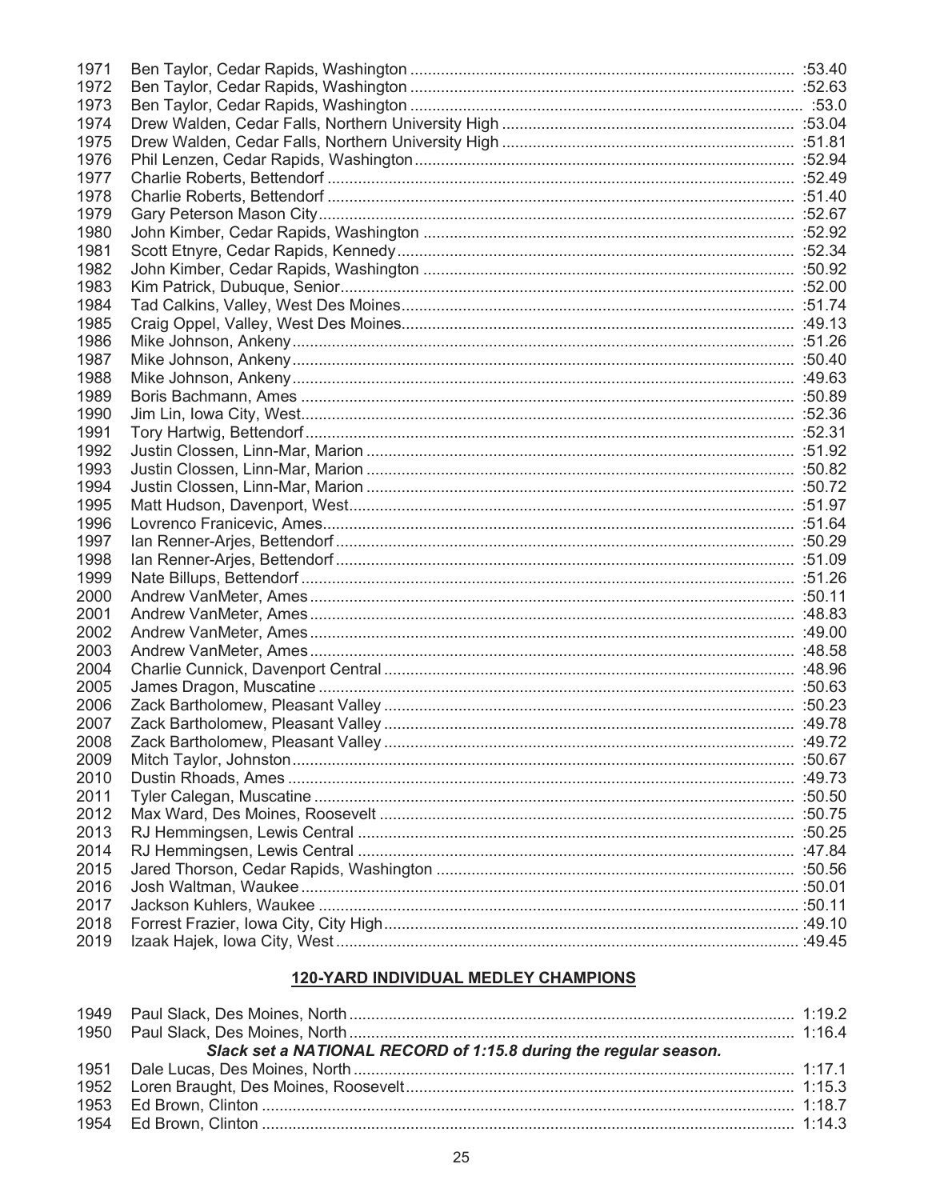| | | |
|---|---|---|
| 1971 | Ben Taylor, Cedar Rapids, Washington | :53.40 |
| 1972 | Ben Taylor, Cedar Rapids, Washington | :52.63 |
| 1973 | Ben Taylor, Cedar Rapids, Washington | :53.0 |
| 1974 | Drew Walden, Cedar Falls, Northern University High | :53.04 |
| 1975 | Drew Walden, Cedar Falls, Northern University High | :51.81 |
| 1976 | Phil Lenzen, Cedar Rapids, Washington | :52.94 |
| 1977 | Charlie Roberts, Bettendorf | :52.49 |
| 1978 | Charlie Roberts, Bettendorf | :51.40 |
| 1979 | Gary Peterson Mason City | :52.67 |
| 1980 | John Kimber, Cedar Rapids, Washington | :52.92 |
| 1981 | Scott Etnyre, Cedar Rapids, Kennedy | :52.34 |
| 1982 | John Kimber, Cedar Rapids, Washington | :50.92 |
| 1983 | Kim Patrick, Dubuque, Senior | :52.00 |
| 1984 | Tad Calkins, Valley, West Des Moines | :51.74 |
| 1985 | Craig Oppel, Valley, West Des Moines | :49.13 |
| 1986 | Mike Johnson, Ankeny | :51.26 |
| 1987 | Mike Johnson, Ankeny | :50.40 |
| 1988 | Mike Johnson, Ankeny | :49.63 |
| 1989 | Boris Bachmann, Ames | :50.89 |
| 1990 | Jim Lin, Iowa City, West | :52.36 |
| 1991 | Tory Hartwig, Bettendorf | :52.31 |
| 1992 | Justin Clossen, Linn-Mar, Marion | :51.92 |
| 1993 | Justin Clossen, Linn-Mar, Marion | :50.82 |
| 1994 | Justin Clossen, Linn-Mar, Marion | :50.72 |
| 1995 | Matt Hudson, Davenport, West | :51.97 |
| 1996 | Lovrenco Franicevic, Ames | :51.64 |
| 1997 | Ian Renner-Arjes, Bettendorf | :50.29 |
| 1998 | Ian Renner-Arjes, Bettendorf | :51.09 |
| 1999 | Nate Billups, Bettendorf | :51.26 |
| 2000 | Andrew VanMeter, Ames | :50.11 |
| 2001 | Andrew VanMeter, Ames | :48.83 |
| 2002 | Andrew VanMeter, Ames | :49.00 |
| 2003 | Andrew VanMeter, Ames | :48.58 |
| 2004 | Charlie Cunnick, Davenport Central | :48.96 |
| 2005 | James Dragon, Muscatine | :50.63 |
| 2006 | Zack Bartholomew, Pleasant Valley | :50.23 |
| 2007 | Zack Bartholomew, Pleasant Valley | :49.78 |
| 2008 | Zack Bartholomew, Pleasant Valley | :49.72 |
| 2009 | Mitch Taylor, Johnston | :50.67 |
| 2010 | Dustin Rhoads, Ames | :49.73 |
| 2011 | Tyler Calegan, Muscatine | :50.50 |
| 2012 | Max Ward, Des Moines, Roosevelt | :50.75 |
| 2013 | RJ Hemmingsen, Lewis Central | :50.25 |
| 2014 | RJ Hemmingsen, Lewis Central | :47.84 |
| 2015 | Jared Thorson, Cedar Rapids, Washington | :50.56 |
| 2016 | Josh Waltman, Waukee | :50.01 |
| 2017 | Jackson Kuhlers, Waukee | :50.11 |
| 2018 | Forrest Frazier, Iowa City, City High | :49.10 |
| 2019 | Izaak Hajek, Iowa City, West | :49.45 |

## 120-YARD INDIVIDUAL MEDLEY CHAMPIONS

| | | |
|---|---|---|
| 1949 | Paul Slack, Des Moines, North | 1:19.2 |
| 1950 | Paul Slack, Des Moines, North | 1:16.4 |
| | ***Slack set a NATIONAL RECORD of 1:15.8 during the regular season.*** | |
| 1951 | Dale Lucas, Des Moines, North | 1:17.1 |
| 1952 | Loren Braught, Des Moines, Roosevelt | 1:15.3 |
| 1953 | Ed Brown, Clinton | 1:18.7 |
| 1954 | Ed Brown, Clinton | 1:14.3 |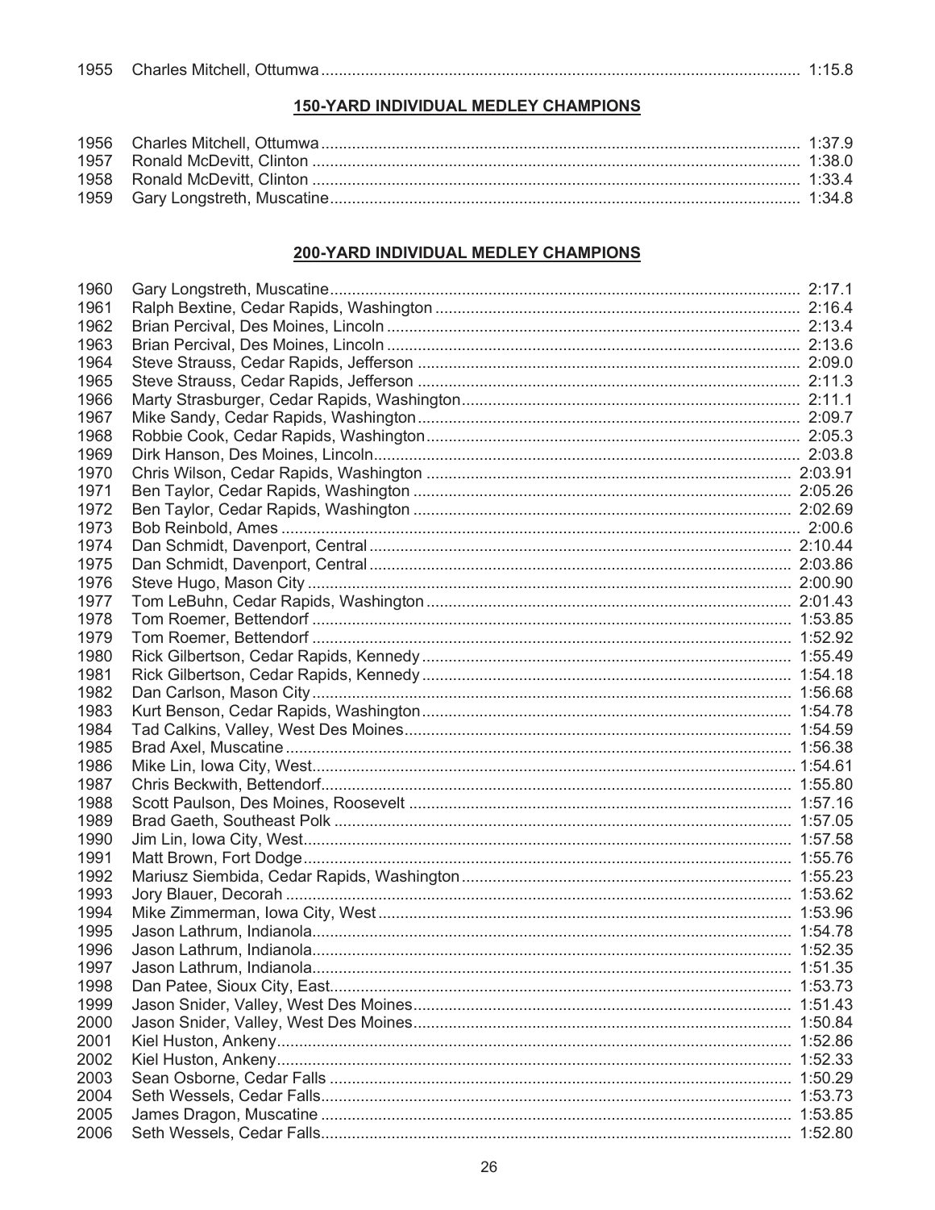| | | |
|---|---|---|
| 1955 | Charles Mitchell, Ottumwa | 1:15.8 |

## 150-YARD INDIVIDUAL MEDLEY CHAMPIONS

| | | |
|---|---|---|
| 1956 | Charles Mitchell, Ottumwa | 1:37.9 |
| 1957 | Ronald McDevitt, Clinton | 1:38.0 |
| 1958 | Ronald McDevitt, Clinton | 1:33.4 |
| 1959 | Gary Longstreth, Muscatine | 1:34.8 |

## 200-YARD INDIVIDUAL MEDLEY CHAMPIONS

| | | |
|---|---|---|
| 1960 | Gary Longstreth, Muscatine | 2:17.1 |
| 1961 | Ralph Bextine, Cedar Rapids, Washington | 2:16.4 |
| 1962 | Brian Percival, Des Moines, Lincoln | 2:13.4 |
| 1963 | Brian Percival, Des Moines, Lincoln | 2:13.6 |
| 1964 | Steve Strauss, Cedar Rapids, Jefferson | 2:09.0 |
| 1965 | Steve Strauss, Cedar Rapids, Jefferson | 2:11.3 |
| 1966 | Marty Strasburger, Cedar Rapids, Washington | 2:11.1 |
| 1967 | Mike Sandy, Cedar Rapids, Washington | 2:09.7 |
| 1968 | Robbie Cook, Cedar Rapids, Washington | 2:05.3 |
| 1969 | Dirk Hanson, Des Moines, Lincoln | 2:03.8 |
| 1970 | Chris Wilson, Cedar Rapids, Washington | 2:03.91 |
| 1971 | Ben Taylor, Cedar Rapids, Washington | 2:05.26 |
| 1972 | Ben Taylor, Cedar Rapids, Washington | 2:02.69 |
| 1973 | Bob Reinbold, Ames | 2:00.6 |
| 1974 | Dan Schmidt, Davenport, Central | 2:10.44 |
| 1975 | Dan Schmidt, Davenport, Central | 2:03.86 |
| 1976 | Steve Hugo, Mason City | 2:00.90 |
| 1977 | Tom LeBuhn, Cedar Rapids, Washington | 2:01.43 |
| 1978 | Tom Roemer, Bettendorf | 1:53.85 |
| 1979 | Tom Roemer, Bettendorf | 1:52.92 |
| 1980 | Rick Gilbertson, Cedar Rapids, Kennedy | 1:55.49 |
| 1981 | Rick Gilbertson, Cedar Rapids, Kennedy | 1:54.18 |
| 1982 | Dan Carlson, Mason City | 1:56.68 |
| 1983 | Kurt Benson, Cedar Rapids, Washington | 1:54.78 |
| 1984 | Tad Calkins, Valley, West Des Moines | 1:54.59 |
| 1985 | Brad Axel, Muscatine | 1:56.38 |
| 1986 | Mike Lin, Iowa City, West | 1:54.61 |
| 1987 | Chris Beckwith, Bettendorf | 1:55.80 |
| 1988 | Scott Paulson, Des Moines, Roosevelt | 1:57.16 |
| 1989 | Brad Gaeth, Southeast Polk | 1:57.05 |
| 1990 | Jim Lin, Iowa City, West | 1:57.58 |
| 1991 | Matt Brown, Fort Dodge | 1:55.76 |
| 1992 | Mariusz Siembida, Cedar Rapids, Washington | 1:55.23 |
| 1993 | Jory Blauer, Decorah | 1:53.62 |
| 1994 | Mike Zimmerman, Iowa City, West | 1:53.96 |
| 1995 | Jason Lathrum, Indianola | 1:54.78 |
| 1996 | Jason Lathrum, Indianola | 1:52.35 |
| 1997 | Jason Lathrum, Indianola | 1:51.35 |
| 1998 | Dan Patee, Sioux City, East | 1:53.73 |
| 1999 | Jason Snider, Valley, West Des Moines | 1:51.43 |
| 2000 | Jason Snider, Valley, West Des Moines | 1:50.84 |
| 2001 | Kiel Huston, Ankeny | 1:52.86 |
| 2002 | Kiel Huston, Ankeny | 1:52.33 |
| 2003 | Sean Osborne, Cedar Falls | 1:50.29 |
| 2004 | Seth Wessels, Cedar Falls | 1:53.73 |
| 2005 | James Dragon, Muscatine | 1:53.85 |
| 2006 | Seth Wessels, Cedar Falls | 1:52.80 |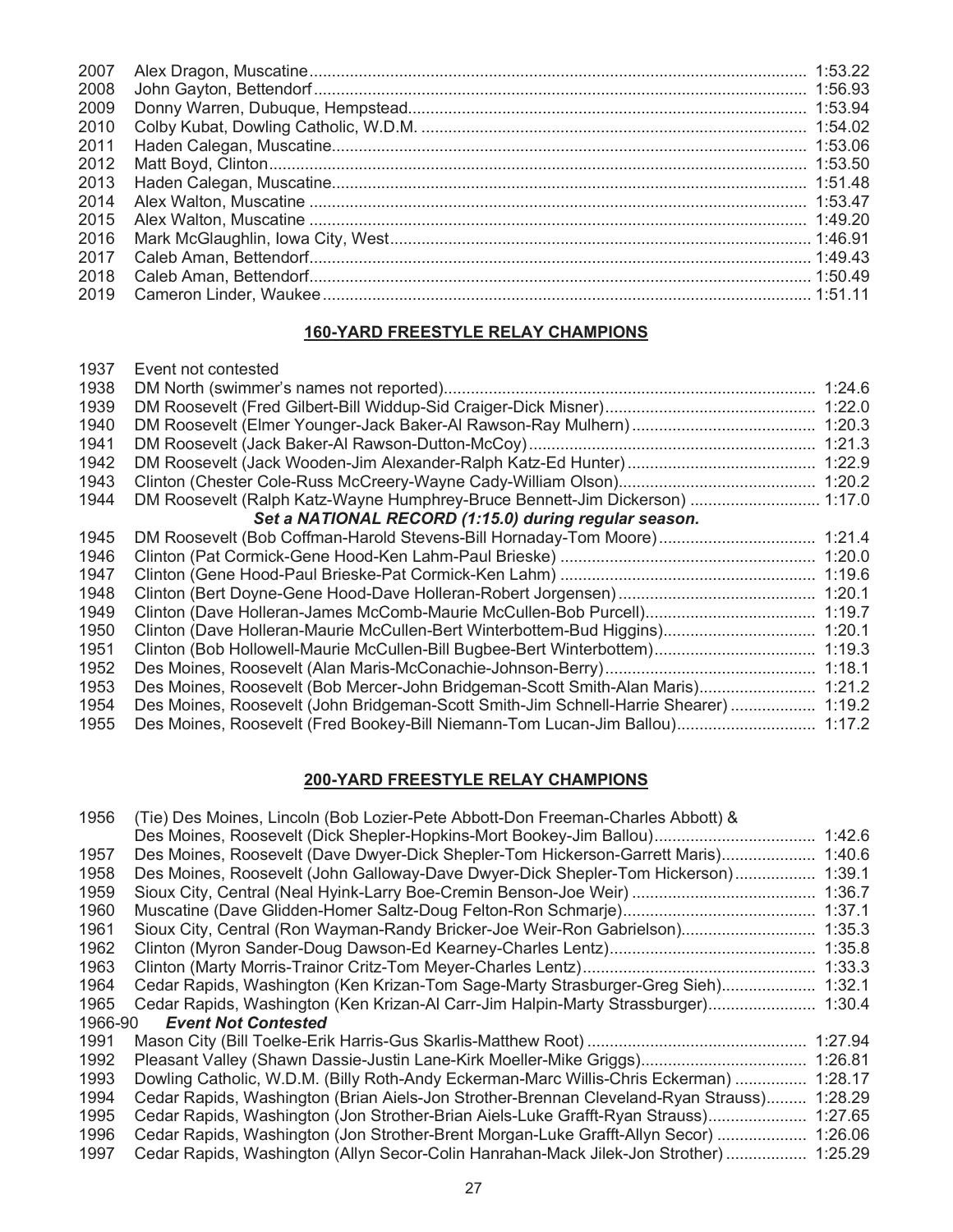| | | |
|---|---|---|
| 2007 | Alex Dragon, Muscatine | 1:53.22 |
| 2008 | John Gayton, Bettendorf | 1:56.93 |
| 2009 | Donny Warren, Dubuque, Hempstead | 1:53.94 |
| 2010 | Colby Kubat, Dowling Catholic, W.D.M. | 1:54.02 |
| 2011 | Haden Calegan, Muscatine | 1:53.06 |
| 2012 | Matt Boyd, Clinton | 1:53.50 |
| 2013 | Haden Calegan, Muscatine | 1:51.48 |
| 2014 | Alex Walton, Muscatine | 1:53.47 |
| 2015 | Alex Walton, Muscatine | 1:49.20 |
| 2016 | Mark McGlaughlin, Iowa City, West | 1:46.91 |
| 2017 | Caleb Aman, Bettendorf | 1:49.43 |
| 2018 | Caleb Aman, Bettendorf | 1:50.49 |
| 2019 | Cameron Linder, Waukee | 1:51.11 |

## 160-YARD FREESTYLE RELAY CHAMPIONS

| | | |
|---|---|---|
| 1937 | Event not contested | |
| 1938 | DM North (swimmer's names not reported) | 1:24.6 |
| 1939 | DM Roosevelt (Fred Gilbert-Bill Widdup-Sid Craiger-Dick Misner) | 1:22.0 |
| 1940 | DM Roosevelt (Elmer Younger-Jack Baker-Al Rawson-Ray Mulhern) | 1:20.3 |
| 1941 | DM Roosevelt (Jack Baker-Al Rawson-Dutton-McCoy) | 1:21.3 |
| 1942 | DM Roosevelt (Jack Wooden-Jim Alexander-Ralph Katz-Ed Hunter) | 1:22.9 |
| 1943 | Clinton (Chester Cole-Russ McCreery-Wayne Cady-William Olson) | 1:20.2 |
| 1944 | DM Roosevelt (Ralph Katz-Wayne Humphrey-Bruce Bennett-Jim Dickerson) | 1:17.0 |
| | ***Set a NATIONAL RECORD (1:15.0) during regular season.*** | |
| 1945 | DM Roosevelt (Bob Coffman-Harold Stevens-Bill Hornaday-Tom Moore) | 1:21.4 |
| 1946 | Clinton (Pat Cormick-Gene Hood-Ken Lahm-Paul Brieske) | 1:20.0 |
| 1947 | Clinton (Gene Hood-Paul Brieske-Pat Cormick-Ken Lahm) | 1:19.6 |
| 1948 | Clinton (Bert Doyne-Gene Hood-Dave Holleran-Robert Jorgensen) | 1:20.1 |
| 1949 | Clinton (Dave Holleran-James McComb-Maurie McCullen-Bob Purcell) | 1:19.7 |
| 1950 | Clinton (Dave Holleran-Maurie McCullen-Bert Winterbottem-Bud Higgins) | 1:20.1 |
| 1951 | Clinton (Bob Hollowell-Maurie McCullen-Bill Bugbee-Bert Winterbottem) | 1:19.3 |
| 1952 | Des Moines, Roosevelt (Alan Maris-McConachie-Johnson-Berry) | 1:18.1 |
| 1953 | Des Moines, Roosevelt (Bob Mercer-John Bridgeman-Scott Smith-Alan Maris) | 1:21.2 |
| 1954 | Des Moines, Roosevelt (John Bridgeman-Scott Smith-Jim Schnell-Harrie Shearer) | 1:19.2 |
| 1955 | Des Moines, Roosevelt (Fred Bookey-Bill Niemann-Tom Lucan-Jim Ballou) | 1:17.2 |

## 200-YARD FREESTYLE RELAY CHAMPIONS

| | | |
|---|---|---|
| 1956 | (Tie) Des Moines, Lincoln (Bob Lozier-Pete Abbott-Don Freeman-Charles Abbott) & Des Moines, Roosevelt (Dick Shepler-Hopkins-Mort Bookey-Jim Ballou) | 1:42.6 |
| 1957 | Des Moines, Roosevelt (Dave Dwyer-Dick Shepler-Tom Hickerson-Garrett Maris) | 1:40.6 |
| 1958 | Des Moines, Roosevelt (John Galloway-Dave Dwyer-Dick Shepler-Tom Hickerson) | 1:39.1 |
| 1959 | Sioux City, Central (Neal Hyink-Larry Boe-Cremin Benson-Joe Weir) | 1:36.7 |
| 1960 | Muscatine (Dave Glidden-Homer Saltz-Doug Felton-Ron Schmarje) | 1:37.1 |
| 1961 | Sioux City, Central (Ron Wayman-Randy Bricker-Joe Weir-Ron Gabrielson) | 1:35.3 |
| 1962 | Clinton (Myron Sander-Doug Dawson-Ed Kearney-Charles Lentz) | 1:35.8 |
| 1963 | Clinton (Marty Morris-Trainor Critz-Tom Meyer-Charles Lentz) | 1:33.3 |
| 1964 | Cedar Rapids, Washington (Ken Krizan-Tom Sage-Marty Strasburger-Greg Sieh) | 1:32.1 |
| 1965 | Cedar Rapids, Washington (Ken Krizan-Al Carr-Jim Halpin-Marty Strassburger) | 1:30.4 |
| 1966-90 | ***Event Not Contested*** | |
| 1991 | Mason City (Bill Toelke-Erik Harris-Gus Skarlis-Matthew Root) | 1:27.94 |
| 1992 | Pleasant Valley (Shawn Dassie-Justin Lane-Kirk Moeller-Mike Griggs) | 1:26.81 |
| 1993 | Dowling Catholic, W.D.M. (Billy Roth-Andy Eckerman-Marc Willis-Chris Eckerman) | 1:28.17 |
| 1994 | Cedar Rapids, Washington (Brian Aiels-Jon Strother-Brennan Cleveland-Ryan Strauss) | 1:28.29 |
| 1995 | Cedar Rapids, Washington (Jon Strother-Brian Aiels-Luke Grafft-Ryan Strauss) | 1:27.65 |
| 1996 | Cedar Rapids, Washington (Jon Strother-Brent Morgan-Luke Grafft-Allyn Secor) | 1:26.06 |
| 1997 | Cedar Rapids, Washington (Allyn Secor-Colin Hanrahan-Mack Jilek-Jon Strother) | 1:25.29 |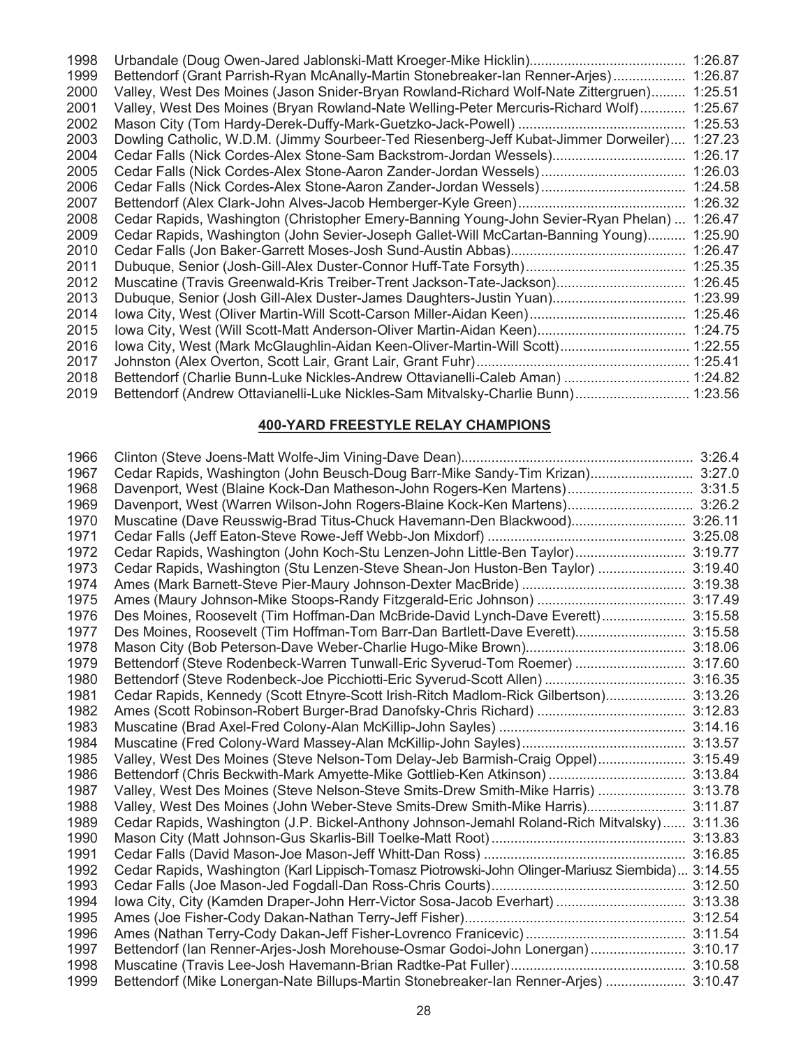| | | |
|---|---|---|
| 1998 | Urbandale (Doug Owen-Jared Jablonski-Matt Kroeger-Mike Hicklin) | 1:26.87 |
| 1999 | Bettendorf (Grant Parrish-Ryan McAnally-Martin Stonebreaker-Ian Renner-Arjes) | 1:26.87 |
| 2000 | Valley, West Des Moines (Jason Snider-Bryan Rowland-Richard Wolf-Nate Zittergruen) | 1:25.51 |
| 2001 | Valley, West Des Moines (Bryan Rowland-Nate Welling-Peter Mercuris-Richard Wolf) | 1:25.67 |
| 2002 | Mason City (Tom Hardy-Derek-Duffy-Mark-Guetzko-Jack-Powell) | 1:25.53 |
| 2003 | Dowling Catholic, W.D.M. (Jimmy Sourbeer-Ted Riesenberg-Jeff Kubat-Jimmer Dorweiler) | 1:27.23 |
| 2004 | Cedar Falls (Nick Cordes-Alex Stone-Sam Backstrom-Jordan Wessels) | 1:26.17 |
| 2005 | Cedar Falls (Nick Cordes-Alex Stone-Aaron Zander-Jordan Wessels) | 1:26.03 |
| 2006 | Cedar Falls (Nick Cordes-Alex Stone-Aaron Zander-Jordan Wessels) | 1:24.58 |
| 2007 | Bettendorf (Alex Clark-John Alves-Jacob Hemberger-Kyle Green) | 1:26.32 |
| 2008 | Cedar Rapids, Washington (Christopher Emery-Banning Young-John Sevier-Ryan Phelan) | 1:26.47 |
| 2009 | Cedar Rapids, Washington (John Sevier-Joseph Gallet-Will McCartan-Banning Young) | 1:25.90 |
| 2010 | Cedar Falls (Jon Baker-Garrett Moses-Josh Sund-Austin Abbas) | 1:26.47 |
| 2011 | Dubuque, Senior (Josh-Gill-Alex Duster-Connor Huff-Tate Forsyth) | 1:25.35 |
| 2012 | Muscatine (Travis Greenwald-Kris Treiber-Trent Jackson-Tate-Jackson) | 1:26.45 |
| 2013 | Dubuque, Senior (Josh Gill-Alex Duster-James Daughters-Justin Yuan) | 1:23.99 |
| 2014 | Iowa City, West (Oliver Martin-Will Scott-Carson Miller-Aidan Keen) | 1:25.46 |
| 2015 | Iowa City, West (Will Scott-Matt Anderson-Oliver Martin-Aidan Keen) | 1:24.75 |
| 2016 | Iowa City, West (Mark McGlaughlin-Aidan Keen-Oliver-Martin-Will Scott) | 1:22.55 |
| 2017 | Johnston (Alex Overton, Scott Lair, Grant Lair, Grant Fuhr) | 1:25.41 |
| 2018 | Bettendorf (Charlie Bunn-Luke Nickles-Andrew Ottavianelli-Caleb Aman) | 1:24.82 |
| 2019 | Bettendorf (Andrew Ottavianelli-Luke Nickles-Sam Mitvalsky-Charlie Bunn) | 1:23.56 |

## 400-YARD FREESTYLE RELAY CHAMPIONS

| | | |
|---|---|---|
| 1966 | Clinton (Steve Joens-Matt Wolfe-Jim Vining-Dave Dean) | 3:26.4 |
| 1967 | Cedar Rapids, Washington (John Beusch-Doug Barr-Mike Sandy-Tim Krizan) | 3:27.0 |
| 1968 | Davenport, West (Blaine Kock-Dan Matheson-John Rogers-Ken Martens) | 3:31.5 |
| 1969 | Davenport, West (Warren Wilson-John Rogers-Blaine Kock-Ken Martens) | 3:26.2 |
| 1970 | Muscatine (Dave Reusswig-Brad Titus-Chuck Havemann-Den Blackwood) | 3:26.11 |
| 1971 | Cedar Falls (Jeff Eaton-Steve Rowe-Jeff Webb-Jon Mixdorf) | 3:25.08 |
| 1972 | Cedar Rapids, Washington (John Koch-Stu Lenzen-John Little-Ben Taylor) | 3:19.77 |
| 1973 | Cedar Rapids, Washington (Stu Lenzen-Steve Shean-Jon Huston-Ben Taylor) | 3:19.40 |
| 1974 | Ames (Mark Barnett-Steve Pier-Maury Johnson-Dexter MacBride) | 3:19.38 |
| 1975 | Ames (Maury Johnson-Mike Stoops-Randy Fitzgerald-Eric Johnson) | 3:17.49 |
| 1976 | Des Moines, Roosevelt (Tim Hoffman-Dan McBride-David Lynch-Dave Everett) | 3:15.58 |
| 1977 | Des Moines, Roosevelt (Tim Hoffman-Tom Barr-Dan Bartlett-Dave Everett) | 3:15.58 |
| 1978 | Mason City (Bob Peterson-Dave Weber-Charlie Hugo-Mike Brown) | 3:18.06 |
| 1979 | Bettendorf (Steve Rodenbeck-Warren Tunwall-Eric Syverud-Tom Roemer) | 3:17.60 |
| 1980 | Bettendorf (Steve Rodenbeck-Joe Picchiotti-Eric Syverud-Scott Allen) | 3:16.35 |
| 1981 | Cedar Rapids, Kennedy (Scott Etnyre-Scott Irish-Ritch Madlom-Rick Gilbertson) | 3:13.26 |
| 1982 | Ames (Scott Robinson-Robert Burger-Brad Danofsky-Chris Richard) | 3:12.83 |
| 1983 | Muscatine (Brad Axel-Fred Colony-Alan McKillip-John Sayles) | 3:14.16 |
| 1984 | Muscatine (Fred Colony-Ward Massey-Alan McKillip-John Sayles) | 3:13.57 |
| 1985 | Valley, West Des Moines (Steve Nelson-Tom Delay-Jeb Barmish-Craig Oppel) | 3:15.49 |
| 1986 | Bettendorf (Chris Beckwith-Mark Amyette-Mike Gottlieb-Ken Atkinson) | 3:13.84 |
| 1987 | Valley, West Des Moines (Steve Nelson-Steve Smits-Drew Smith-Mike Harris) | 3:13.78 |
| 1988 | Valley, West Des Moines (John Weber-Steve Smits-Drew Smith-Mike Harris) | 3:11.87 |
| 1989 | Cedar Rapids, Washington (J.P. Bickel-Anthony Johnson-Jemahl Roland-Rich Mitvalsky) | 3:11.36 |
| 1990 | Mason City (Matt Johnson-Gus Skarlis-Bill Toelke-Matt Root) | 3:13.83 |
| 1991 | Cedar Falls (David Mason-Joe Mason-Jeff Whitt-Dan Ross) | 3:16.85 |
| 1992 | Cedar Rapids, Washington (Karl Lippisch-Tomasz Piotrowski-John Olinger-Mariusz Siembida) | 3:14.55 |
| 1993 | Cedar Falls (Joe Mason-Jed Fogdall-Dan Ross-Chris Courts) | 3:12.50 |
| 1994 | Iowa City, City (Kamden Draper-John Herr-Victor Sosa-Jacob Everhart) | 3:13.38 |
| 1995 | Ames (Joe Fisher-Cody Dakan-Nathan Terry-Jeff Fisher) | 3:12.54 |
| 1996 | Ames (Nathan Terry-Cody Dakan-Jeff Fisher-Lovrenco Franicevic) | 3:11.54 |
| 1997 | Bettendorf (Ian Renner-Arjes-Josh Morehouse-Osmar Godoi-John Lonergan) | 3:10.17 |
| 1998 | Muscatine (Travis Lee-Josh Havemann-Brian Radtke-Pat Fuller) | 3:10.58 |
| 1999 | Bettendorf (Mike Lonergan-Nate Billups-Martin Stonebreaker-Ian Renner-Arjes) | 3:10.47 |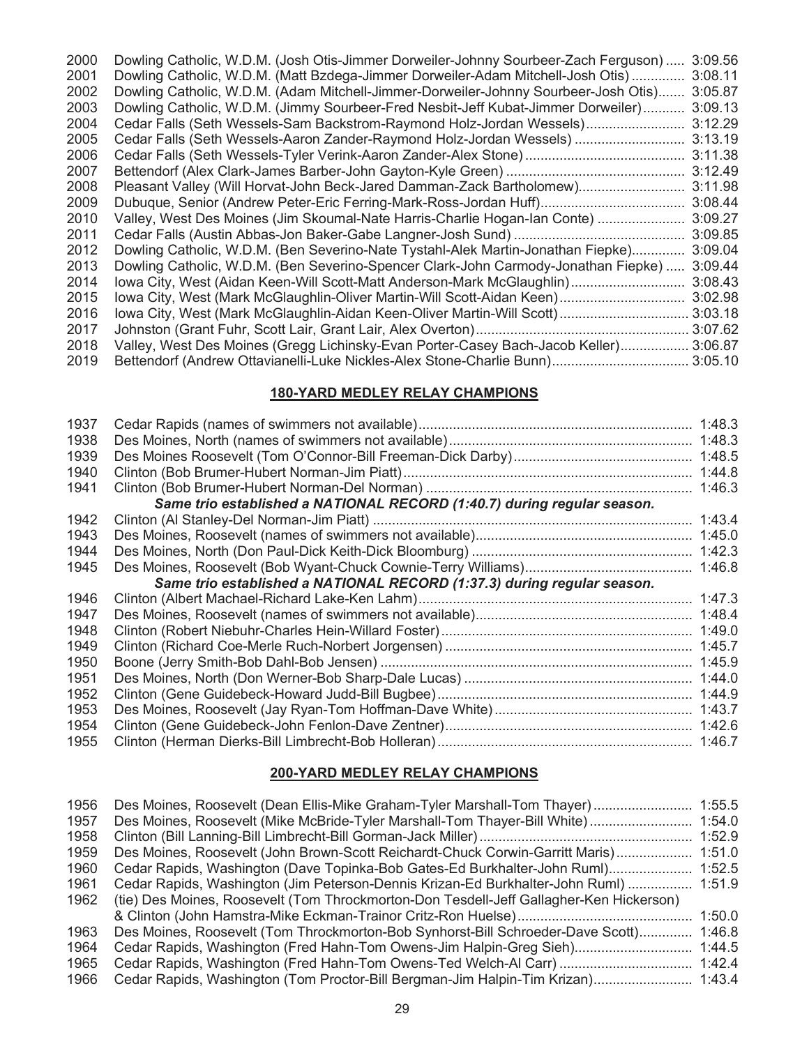| | | |
|---|---|---|
| 2000 | Dowling Catholic, W.D.M. (Josh Otis-Jimmer Dorweiler-Johnny Sourbeer-Zach Ferguson) | 3:09.56 |
| 2001 | Dowling Catholic, W.D.M. (Matt Bzdega-Jimmer Dorweiler-Adam Mitchell-Josh Otis) | 3:08.11 |
| 2002 | Dowling Catholic, W.D.M. (Adam Mitchell-Jimmer-Dorweiler-Johnny Sourbeer-Josh Otis) | 3:05.87 |
| 2003 | Dowling Catholic, W.D.M. (Jimmy Sourbeer-Fred Nesbit-Jeff Kubat-Jimmer Dorweiler) | 3:09.13 |
| 2004 | Cedar Falls (Seth Wessels-Sam Backstrom-Raymond Holz-Jordan Wessels) | 3:12.29 |
| 2005 | Cedar Falls (Seth Wessels-Aaron Zander-Raymond Holz-Jordan Wessels) | 3:13.19 |
| 2006 | Cedar Falls (Seth Wessels-Tyler Verink-Aaron Zander-Alex Stone) | 3:11.38 |
| 2007 | Bettendorf (Alex Clark-James Barber-John Gayton-Kyle Green) | 3:12.49 |
| 2008 | Pleasant Valley (Will Horvat-John Beck-Jared Damman-Zack Bartholomew) | 3:11.98 |
| 2009 | Dubuque, Senior (Andrew Peter-Eric Ferring-Mark-Ross-Jordan Huff) | 3:08.44 |
| 2010 | Valley, West Des Moines (Jim Skoumal-Nate Harris-Charlie Hogan-Ian Conte) | 3:09.27 |
| 2011 | Cedar Falls (Austin Abbas-Jon Baker-Gabe Langner-Josh Sund) | 3:09.85 |
| 2012 | Dowling Catholic, W.D.M. (Ben Severino-Nate Tystahl-Alek Martin-Jonathan Fiepke) | 3:09.04 |
| 2013 | Dowling Catholic, W.D.M. (Ben Severino-Spencer Clark-John Carmody-Jonathan Fiepke) | 3:09.44 |
| 2014 | Iowa City, West (Aidan Keen-Will Scott-Matt Anderson-Mark McGlaughlin) | 3:08.43 |
| 2015 | Iowa City, West (Mark McGlaughlin-Oliver Martin-Will Scott-Aidan Keen) | 3:02.98 |
| 2016 | Iowa City, West (Mark McGlaughlin-Aidan Keen-Oliver Martin-Will Scott) | 3:03.18 |
| 2017 | Johnston (Grant Fuhr, Scott Lair, Grant Lair, Alex Overton) | 3:07.62 |
| 2018 | Valley, West Des Moines (Gregg Lichinsky-Evan Porter-Casey Bach-Jacob Keller) | 3:06.87 |
| 2019 | Bettendorf (Andrew Ottavianelli-Luke Nickles-Alex Stone-Charlie Bunn) | 3:05.10 |

## 180-YARD MEDLEY RELAY CHAMPIONS

| | | |
|---|---|---|
| 1937 | Cedar Rapids (names of swimmers not available) | 1:48.3 |
| 1938 | Des Moines, North (names of swimmers not available) | 1:48.3 |
| 1939 | Des Moines Roosevelt (Tom O'Connor-Bill Freeman-Dick Darby) | 1:48.5 |
| 1940 | Clinton (Bob Brumer-Hubert Norman-Jim Piatt) | 1:44.8 |
| 1941 | Clinton (Bob Brumer-Hubert Norman-Del Norman) | 1:46.3 |
| | ***Same trio established a NATIONAL RECORD (1:40.7) during regular season.*** | |
| 1942 | Clinton (Al Stanley-Del Norman-Jim Piatt) | 1:43.4 |
| 1943 | Des Moines, Roosevelt (names of swimmers not available) | 1:45.0 |
| 1944 | Des Moines, North (Don Paul-Dick Keith-Dick Bloomburg) | 1:42.3 |
| 1945 | Des Moines, Roosevelt (Bob Wyant-Chuck Cownie-Terry Williams) | 1:46.8 |
| | ***Same trio established a NATIONAL RECORD (1:37.3) during regular season.*** | |
| 1946 | Clinton (Albert Machael-Richard Lake-Ken Lahm) | 1:47.3 |
| 1947 | Des Moines, Roosevelt (names of swimmers not available) | 1:48.4 |
| 1948 | Clinton (Robert Niebuhr-Charles Hein-Willard Foster) | 1:49.0 |
| 1949 | Clinton (Richard Coe-Merle Ruch-Norbert Jorgensen) | 1:45.7 |
| 1950 | Boone (Jerry Smith-Bob Dahl-Bob Jensen) | 1:45.9 |
| 1951 | Des Moines, North (Don Werner-Bob Sharp-Dale Lucas) | 1:44.0 |
| 1952 | Clinton (Gene Guidebeck-Howard Judd-Bill Bugbee) | 1:44.9 |
| 1953 | Des Moines, Roosevelt (Jay Ryan-Tom Hoffman-Dave White) | 1:43.7 |
| 1954 | Clinton (Gene Guidebeck-John Fenlon-Dave Zentner) | 1:42.6 |
| 1955 | Clinton (Herman Dierks-Bill Limbrecht-Bob Holleran) | 1:46.7 |

## 200-YARD MEDLEY RELAY CHAMPIONS

| | | |
|---|---|---|
| 1956 | Des Moines, Roosevelt (Dean Ellis-Mike Graham-Tyler Marshall-Tom Thayer) | 1:55.5 |
| 1957 | Des Moines, Roosevelt (Mike McBride-Tyler Marshall-Tom Thayer-Bill White) | 1:54.0 |
| 1958 | Clinton (Bill Lanning-Bill Limbrecht-Bill Gorman-Jack Miller) | 1:52.9 |
| 1959 | Des Moines, Roosevelt (John Brown-Scott Reichardt-Chuck Corwin-Garritt Maris) | 1:51.0 |
| 1960 | Cedar Rapids, Washington (Dave Topinka-Bob Gates-Ed Burkhalter-John Ruml) | 1:52.5 |
| 1961 | Cedar Rapids, Washington (Jim Peterson-Dennis Krizan-Ed Burkhalter-John Ruml) | 1:51.9 |
| 1962 | (tie) Des Moines, Roosevelt (Tom Throckmorton-Don Tesdell-Jeff Gallagher-Ken Hickerson) & Clinton (John Hamstra-Mike Eckman-Trainor Critz-Ron Huelse) | 1:50.0 |
| 1963 | Des Moines, Roosevelt (Tom Throckmorton-Bob Synhorst-Bill Schroeder-Dave Scott) | 1:46.8 |
| 1964 | Cedar Rapids, Washington (Fred Hahn-Tom Owens-Jim Halpin-Greg Sieh) | 1:44.5 |
| 1965 | Cedar Rapids, Washington (Fred Hahn-Tom Owens-Ted Welch-Al Carr) | 1:42.4 |
| 1966 | Cedar Rapids, Washington (Tom Proctor-Bill Bergman-Jim Halpin-Tim Krizan) | 1:43.4 |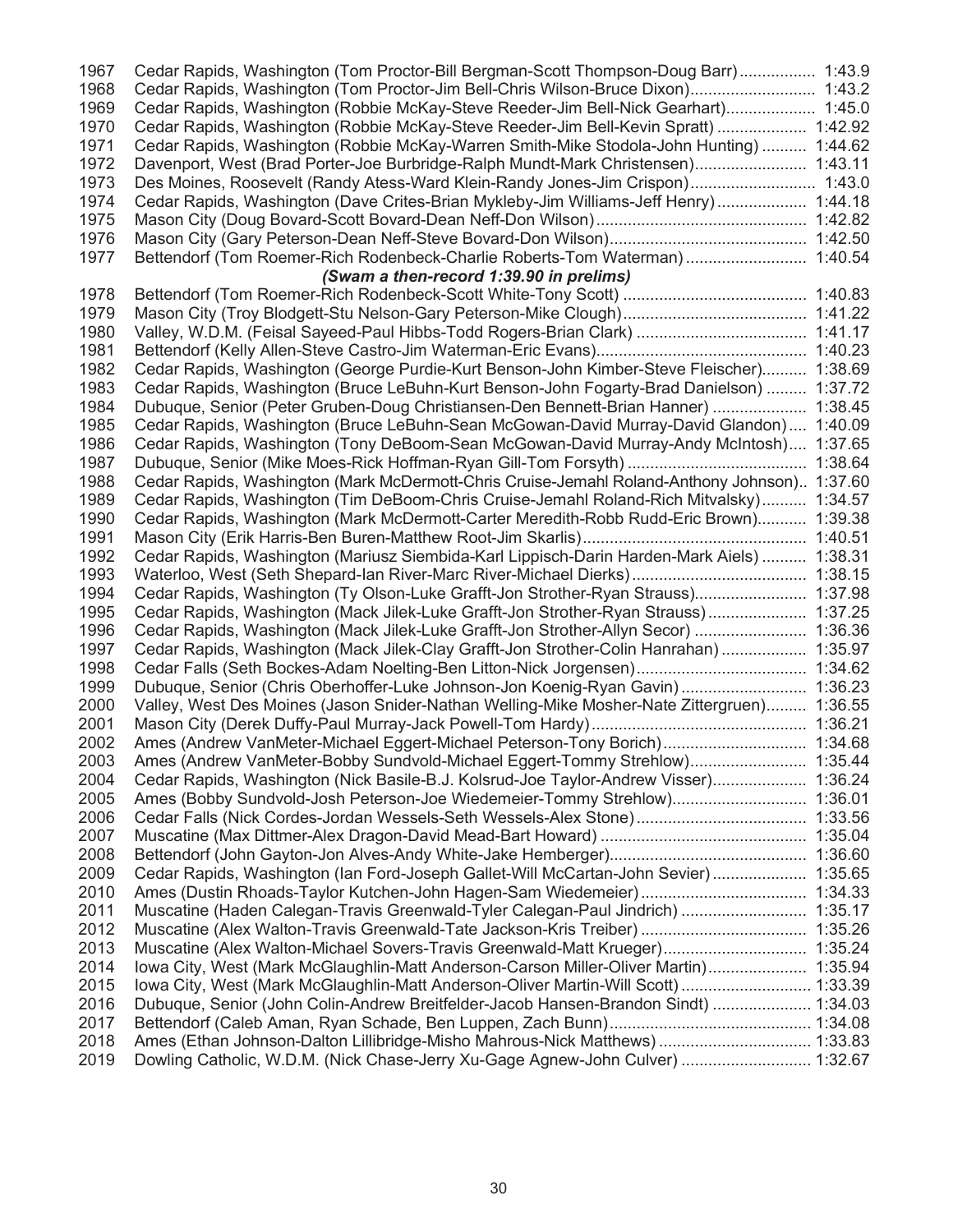| | | |
|---|---|---|
| 1967 | Cedar Rapids, Washington (Tom Proctor-Bill Bergman-Scott Thompson-Doug Barr) | 1:43.9 |
| 1968 | Cedar Rapids, Washington (Tom Proctor-Jim Bell-Chris Wilson-Bruce Dixon) | 1:43.2 |
| 1969 | Cedar Rapids, Washington (Robbie McKay-Steve Reeder-Jim Bell-Nick Gearhart) | 1:45.0 |
| 1970 | Cedar Rapids, Washington (Robbie McKay-Steve Reeder-Jim Bell-Kevin Spratt) | 1:42.92 |
| 1971 | Cedar Rapids, Washington (Robbie McKay-Warren Smith-Mike Stodola-John Hunting) | 1:44.62 |
| 1972 | Davenport, West (Brad Porter-Joe Burbridge-Ralph Mundt-Mark Christensen) | 1:43.11 |
| 1973 | Des Moines, Roosevelt (Randy Atess-Ward Klein-Randy Jones-Jim Crispon) | 1:43.0 |
| 1974 | Cedar Rapids, Washington (Dave Crites-Brian Mykleby-Jim Williams-Jeff Henry) | 1:44.18 |
| 1975 | Mason City (Doug Bovard-Scott Bovard-Dean Neff-Don Wilson) | 1:42.82 |
| 1976 | Mason City (Gary Peterson-Dean Neff-Steve Bovard-Don Wilson) | 1:42.50 |
| 1977 | Bettendorf (Tom Roemer-Rich Rodenbeck-Charlie Roberts-Tom Waterman) | 1:40.54 |
| | ***(Swam a then-record 1:39.90 in prelims)*** | |
| 1978 | Bettendorf (Tom Roemer-Rich Rodenbeck-Scott White-Tony Scott) | 1:40.83 |
| 1979 | Mason City (Troy Blodgett-Stu Nelson-Gary Peterson-Mike Clough) | 1:41.22 |
| 1980 | Valley, W.D.M. (Feisal Sayeed-Paul Hibbs-Todd Rogers-Brian Clark) | 1:41.17 |
| 1981 | Bettendorf (Kelly Allen-Steve Castro-Jim Waterman-Eric Evans) | 1:40.23 |
| 1982 | Cedar Rapids, Washington (George Purdie-Kurt Benson-John Kimber-Steve Fleischer) | 1:38.69 |
| 1983 | Cedar Rapids, Washington (Bruce LeBuhn-Kurt Benson-John Fogarty-Brad Danielson) | 1:37.72 |
| 1984 | Dubuque, Senior (Peter Gruben-Doug Christiansen-Den Bennett-Brian Hanner) | 1:38.45 |
| 1985 | Cedar Rapids, Washington (Bruce LeBuhn-Sean McGowan-David Murray-David Glandon) | 1:40.09 |
| 1986 | Cedar Rapids, Washington (Tony DeBoom-Sean McGowan-David Murray-Andy McIntosh) | 1:37.65 |
| 1987 | Dubuque, Senior (Mike Moes-Rick Hoffman-Ryan Gill-Tom Forsyth) | 1:38.64 |
| 1988 | Cedar Rapids, Washington (Mark McDermott-Chris Cruise-Jemahl Roland-Anthony Johnson) | 1:37.60 |
| 1989 | Cedar Rapids, Washington (Tim DeBoom-Chris Cruise-Jemahl Roland-Rich Mitvalsky) | 1:34.57 |
| 1990 | Cedar Rapids, Washington (Mark McDermott-Carter Meredith-Robb Rudd-Eric Brown) | 1:39.38 |
| 1991 | Mason City (Erik Harris-Ben Buren-Matthew Root-Jim Skarlis) | 1:40.51 |
| 1992 | Cedar Rapids, Washington (Mariusz Siembida-Karl Lippisch-Darin Harden-Mark Aiels) | 1:38.31 |
| 1993 | Waterloo, West (Seth Shepard-Ian River-Marc River-Michael Dierks) | 1:38.15 |
| 1994 | Cedar Rapids, Washington (Ty Olson-Luke Grafft-Jon Strother-Ryan Strauss) | 1:37.98 |
| 1995 | Cedar Rapids, Washington (Mack Jilek-Luke Grafft-Jon Strother-Ryan Strauss) | 1:37.25 |
| 1996 | Cedar Rapids, Washington (Mack Jilek-Luke Grafft-Jon Strother-Allyn Secor) | 1:36.36 |
| 1997 | Cedar Rapids, Washington (Mack Jilek-Clay Grafft-Jon Strother-Colin Hanrahan) | 1:35.97 |
| 1998 | Cedar Falls (Seth Bockes-Adam Noelting-Ben Litton-Nick Jorgensen) | 1:34.62 |
| 1999 | Dubuque, Senior (Chris Oberhoffer-Luke Johnson-Jon Koenig-Ryan Gavin) | 1:36.23 |
| 2000 | Valley, West Des Moines (Jason Snider-Nathan Welling-Mike Mosher-Nate Zittergruen) | 1:36.55 |
| 2001 | Mason City (Derek Duffy-Paul Murray-Jack Powell-Tom Hardy) | 1:36.21 |
| 2002 | Ames (Andrew VanMeter-Michael Eggert-Michael Peterson-Tony Borich) | 1:34.68 |
| 2003 | Ames (Andrew VanMeter-Bobby Sundvold-Michael Eggert-Tommy Strehlow) | 1:35.44 |
| 2004 | Cedar Rapids, Washington (Nick Basile-B.J. Kolsrud-Joe Taylor-Andrew Visser) | 1:36.24 |
| 2005 | Ames (Bobby Sundvold-Josh Peterson-Joe Wiedemeier-Tommy Strehlow) | 1:36.01 |
| 2006 | Cedar Falls (Nick Cordes-Jordan Wessels-Seth Wessels-Alex Stone) | 1:33.56 |
| 2007 | Muscatine (Max Dittmer-Alex Dragon-David Mead-Bart Howard) | 1:35.04 |
| 2008 | Bettendorf (John Gayton-Jon Alves-Andy White-Jake Hemberger) | 1:36.60 |
| 2009 | Cedar Rapids, Washington (Ian Ford-Joseph Gallet-Will McCartan-John Sevier) | 1:35.65 |
| 2010 | Ames (Dustin Rhoads-Taylor Kutchen-John Hagen-Sam Wiedemeier) | 1:34.33 |
| 2011 | Muscatine (Haden Calegan-Travis Greenwald-Tyler Calegan-Paul Jindrich) | 1:35.17 |
| 2012 | Muscatine (Alex Walton-Travis Greenwald-Tate Jackson-Kris Treiber) | 1:35.26 |
| 2013 | Muscatine (Alex Walton-Michael Sovers-Travis Greenwald-Matt Krueger) | 1:35.24 |
| 2014 | Iowa City, West (Mark McGlaughlin-Matt Anderson-Carson Miller-Oliver Martin) | 1:35.94 |
| 2015 | Iowa City, West (Mark McGlaughlin-Matt Anderson-Oliver Martin-Will Scott) | 1:33.39 |
| 2016 | Dubuque, Senior (John Colin-Andrew Breitfelder-Jacob Hansen-Brandon Sindt) | 1:34.03 |
| 2017 | Bettendorf (Caleb Aman, Ryan Schade, Ben Luppen, Zach Bunn) | 1:34.08 |
| 2018 | Ames (Ethan Johnson-Dalton Lillibridge-Misho Mahrous-Nick Matthews) | 1:33.83 |
| 2019 | Dowling Catholic, W.D.M. (Nick Chase-Jerry Xu-Gage Agnew-John Culver) | 1:32.67 |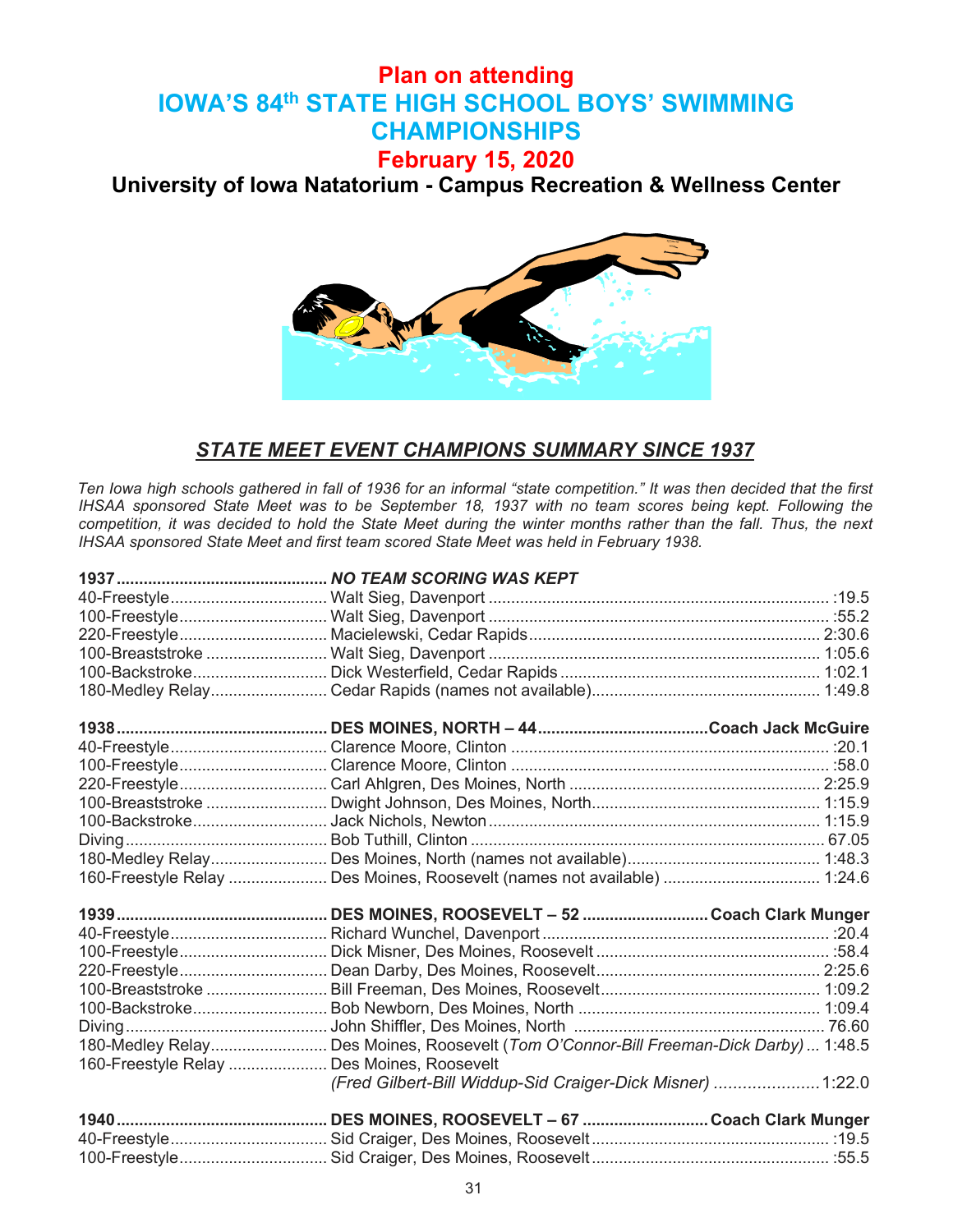# Plan on attending
# IOWA'S 84th STATE HIGH SCHOOL BOYS' SWIMMING CHAMPIONSHIPS
## February 15, 2020
### University of Iowa Natatorium - Campus Recreation & Wellness Center

## *STATE MEET EVENT CHAMPIONS SUMMARY SINCE 1937*

*Ten Iowa high schools gathered in fall of 1936 for an informal "state competition." It was then decided that the first IHSAA sponsored State Meet was to be September 18, 1937 with no team scores being kept. Following the competition, it was decided to hold the State Meet during the winter months rather than the fall. Thus, the next IHSAA sponsored State Meet and first team scored State Meet was held in February 1938.*

| | | |
|---|---|---|
| **1937** | ***NO TEAM SCORING WAS KEPT*** | |
| 40-Freestyle | Walt Sieg, Davenport | :19.5 |
| 100-Freestyle | Walt Sieg, Davenport | :55.2 |
| 220-Freestyle | Macielewski, Cedar Rapids | 2:30.6 |
| 100-Breaststroke | Walt Sieg, Davenport | 1:05.6 |
| 100-Backstroke | Dick Westerfield, Cedar Rapids | 1:02.1 |
| 180-Medley Relay | Cedar Rapids (names not available) | 1:49.8 |

| | | |
|---|---|---|
| **1938** | **DES MOINES, NORTH – 44** | **Coach Jack McGuire** |
| 40-Freestyle | Clarence Moore, Clinton | :20.1 |
| 100-Freestyle | Clarence Moore, Clinton | :58.0 |
| 220-Freestyle | Carl Ahlgren, Des Moines, North | 2:25.9 |
| 100-Breaststroke | Dwight Johnson, Des Moines, North | 1:15.9 |
| 100-Backstroke | Jack Nichols, Newton | 1:15.9 |
| Diving | Bob Tuthill, Clinton | 67.05 |
| 180-Medley Relay | Des Moines, North (names not available) | 1:48.3 |
| 160-Freestyle Relay | Des Moines, Roosevelt (names not available) | 1:24.6 |

| | | |
|---|---|---|
| **1939** | **DES MOINES, ROOSEVELT – 52** | **Coach Clark Munger** |
| 40-Freestyle | Richard Wunchel, Davenport | :20.4 |
| 100-Freestyle | Dick Misner, Des Moines, Roosevelt | :58.4 |
| 220-Freestyle | Dean Darby, Des Moines, Roosevelt | 2:25.6 |
| 100-Breaststroke | Bill Freeman, Des Moines, Roosevelt | 1:09.2 |
| 100-Backstroke | Bob Newborn, Des Moines, North | 1:09.4 |
| Diving | John Shiffler, Des Moines, North | 76.60 |
| 180-Medley Relay | Des Moines, Roosevelt (*Tom O'Connor-Bill Freeman-Dick Darby*) | 1:48.5 |
| 160-Freestyle Relay | Des Moines, Roosevelt (*Fred Gilbert-Bill Widdup-Sid Craiger-Dick Misner*) | 1:22.0 |

| | | |
|---|---|---|
| **1940** | **DES MOINES, ROOSEVELT – 67** | **Coach Clark Munger** |
| 40-Freestyle | Sid Craiger, Des Moines, Roosevelt | :19.5 |
| 100-Freestyle | Sid Craiger, Des Moines, Roosevelt | :55.5 |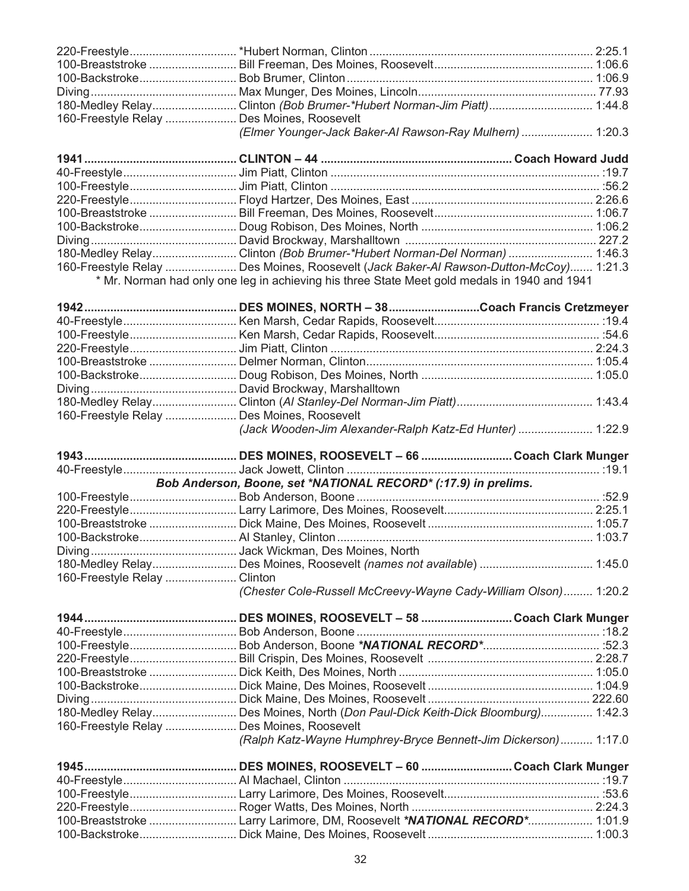| | | |
|---|---|---|
| 220-Freestyle | *Hubert Norman, Clinton | 2:25.1 |
| 100-Breaststroke | Bill Freeman, Des Moines, Roosevelt | 1:06.6 |
| 100-Backstroke | Bob Brumer, Clinton | 1:06.9 |
| Diving | Max Munger, Des Moines, Lincoln | 77.93 |
| 180-Medley Relay | Clinton *(Bob Brumer-*Hubert Norman-Jim Piatt)* | 1:44.8 |
| 160-Freestyle Relay | Des Moines, Roosevelt *(Elmer Younger-Jack Baker-Al Rawson-Ray Mulhern)* | 1:20.3 |

| **1941** | **CLINTON – 44** | **Coach Howard Judd** |
|---|---|---|
| 40-Freestyle | Jim Piatt, Clinton | :19.7 |
| 100-Freestyle | Jim Piatt, Clinton | :56.2 |
| 220-Freestyle | Floyd Hartzer, Des Moines, East | 2:26.6 |
| 100-Breaststroke | Bill Freeman, Des Moines, Roosevelt | 1:06.7 |
| 100-Backstroke | Doug Robison, Des Moines, North | 1:06.2 |
| Diving | David Brockway, Marshalltown | 227.2 |
| 180-Medley Relay | Clinton *(Bob Brumer-*Hubert Norman-Del Norman)* | 1:46.3 |
| 160-Freestyle Relay | Des Moines, Roosevelt *(Jack Baker-Al Rawson-Dutton-McCoy)* | 1:21.3 |

* Mr. Norman had only one leg in achieving his three State Meet gold medals in 1940 and 1941

| **1942** | **DES MOINES, NORTH – 38** | **Coach Francis Cretzmeyer** |
|---|---|---|
| 40-Freestyle | Ken Marsh, Cedar Rapids, Roosevelt | :19.4 |
| 100-Freestyle | Ken Marsh, Cedar Rapids, Roosevelt | :54.6 |
| 220-Freestyle | Jim Piatt, Clinton | 2:24.3 |
| 100-Breaststroke | Delmer Norman, Clinton | 1:05.4 |
| 100-Backstroke | Doug Robison, Des Moines, North | 1:05.0 |
| Diving | David Brockway, Marshalltown | |
| 180-Medley Relay | Clinton *(Al Stanley-Del Norman-Jim Piatt)* | 1:43.4 |
| 160-Freestyle Relay | Des Moines, Roosevelt *(Jack Wooden-Jim Alexander-Ralph Katz-Ed Hunter)* | 1:22.9 |

| **1943** | **DES MOINES, ROOSEVELT – 66** | **Coach Clark Munger** |
|---|---|---|
| 40-Freestyle | Jack Jowett, Clinton | :19.1 |
| | ***Bob Anderson, Boone, set *NATIONAL RECORD* (:17.9) in prelims.*** | |
| 100-Freestyle | Bob Anderson, Boone | :52.9 |
| 220-Freestyle | Larry Larimore, Des Moines, Roosevelt | 2:25.1 |
| 100-Breaststroke | Dick Maine, Des Moines, Roosevelt | 1:05.7 |
| 100-Backstroke | Al Stanley, Clinton | 1:03.7 |
| Diving | Jack Wickman, Des Moines, North | |
| 180-Medley Relay | Des Moines, Roosevelt *(names not available)* | 1:45.0 |
| 160-Freestyle Relay | Clinton *(Chester Cole-Russell McCreevy-Wayne Cady-William Olson)* | 1:20.2 |

| **1944** | **DES MOINES, ROOSEVELT – 58** | **Coach Clark Munger** |
|---|---|---|
| 40-Freestyle | Bob Anderson, Boone | :18.2 |
| 100-Freestyle | Bob Anderson, Boone ***NATIONAL RECORD**** | :52.3 |
| 220-Freestyle | Bill Crispin, Des Moines, Roosevelt | 2:28.7 |
| 100-Breaststroke | Dick Keith, Des Moines, North | 1:05.0 |
| 100-Backstroke | Dick Maine, Des Moines, Roosevelt | 1:04.9 |
| Diving | Dick Maine, Des Moines, Roosevelt | 222.60 |
| 180-Medley Relay | Des Moines, North *(Don Paul-Dick Keith-Dick Bloomburg)* | 1:42.3 |
| 160-Freestyle Relay | Des Moines, Roosevelt *(Ralph Katz-Wayne Humphrey-Bryce Bennett-Jim Dickerson)* | 1:17.0 |

| **1945** | **DES MOINES, ROOSEVELT – 60** | **Coach Clark Munger** |
|---|---|---|
| 40-Freestyle | Al Machael, Clinton | :19.7 |
| 100-Freestyle | Larry Larimore, Des Moines, Roosevelt | :53.6 |
| 220-Freestyle | Roger Watts, Des Moines, North | 2:24.3 |
| 100-Breaststroke | Larry Larimore, DM, Roosevelt ***NATIONAL RECORD**** | 1:01.9 |
| 100-Backstroke | Dick Maine, Des Moines, Roosevelt | 1:00.3 |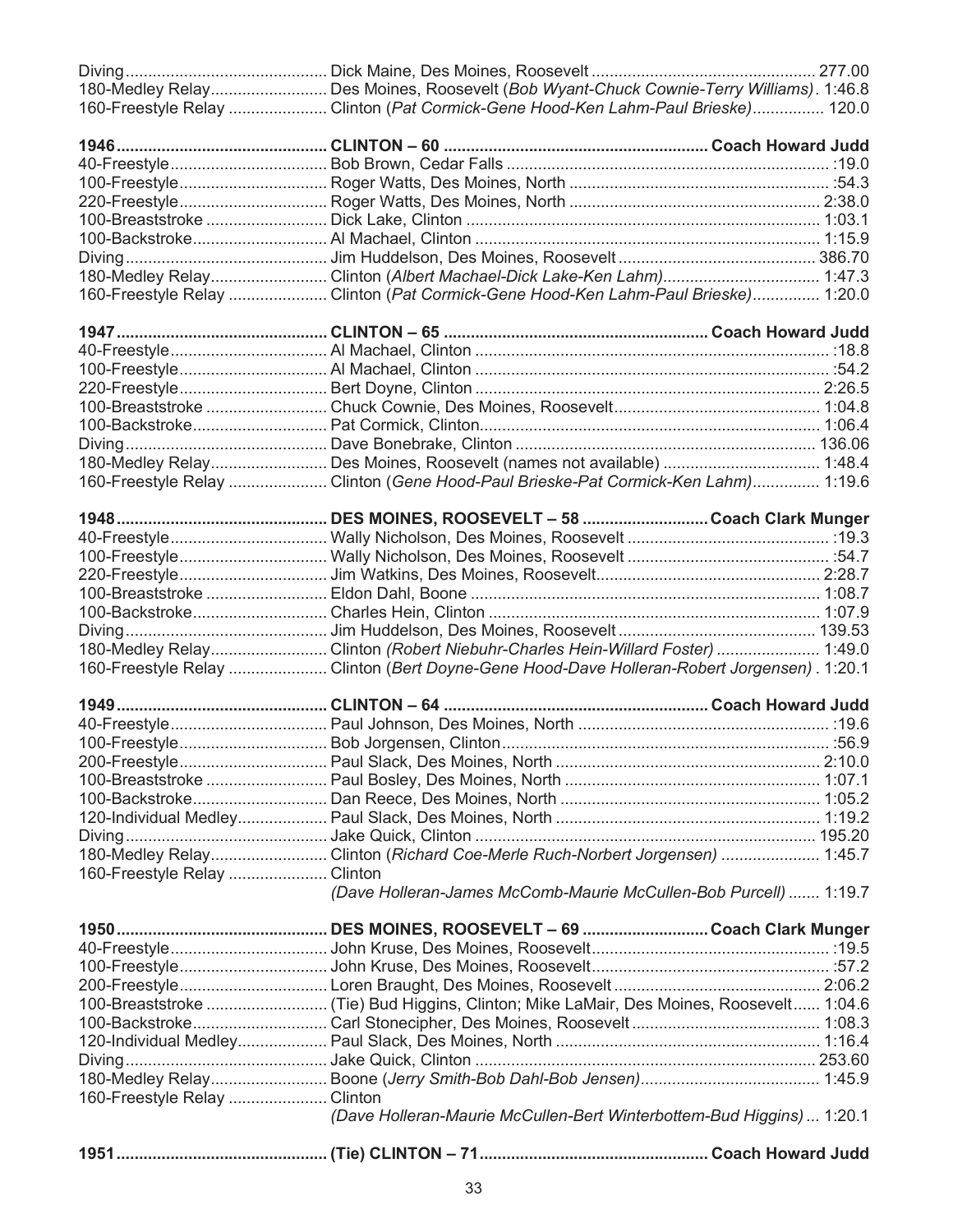| | | |
|---|---|---|
| Diving | Dick Maine, Des Moines, Roosevelt | 277.00 |
| 180-Medley Relay | Des Moines, Roosevelt (*Bob Wyant-Chuck Cownie-Terry Williams*) | 1:46.8 |
| 160-Freestyle Relay | Clinton (*Pat Cormick-Gene Hood-Ken Lahm-Paul Brieske*) | 120.0 |
| **1946** | **CLINTON – 60** | **Coach Howard Judd** |
| 40-Freestyle | Bob Brown, Cedar Falls | :19.0 |
| 100-Freestyle | Roger Watts, Des Moines, North | :54.3 |
| 220-Freestyle | Roger Watts, Des Moines, North | 2:38.0 |
| 100-Breaststroke | Dick Lake, Clinton | 1:03.1 |
| 100-Backstroke | Al Machael, Clinton | 1:15.9 |
| Diving | Jim Huddelson, Des Moines, Roosevelt | 386.70 |
| 180-Medley Relay | Clinton (*Albert Machael-Dick Lake-Ken Lahm*) | 1:47.3 |
| 160-Freestyle Relay | Clinton (*Pat Cormick-Gene Hood-Ken Lahm-Paul Brieske*) | 1:20.0 |
| **1947** | **CLINTON – 65** | **Coach Howard Judd** |
| 40-Freestyle | Al Machael, Clinton | :18.8 |
| 100-Freestyle | Al Machael, Clinton | :54.2 |
| 220-Freestyle | Bert Doyne, Clinton | 2:26.5 |
| 100-Breaststroke | Chuck Cownie, Des Moines, Roosevelt | 1:04.8 |
| 100-Backstroke | Pat Cormick, Clinton | 1:06.4 |
| Diving | Dave Bonebrake, Clinton | 136.06 |
| 180-Medley Relay | Des Moines, Roosevelt (names not available) | 1:48.4 |
| 160-Freestyle Relay | Clinton (*Gene Hood-Paul Brieske-Pat Cormick-Ken Lahm*) | 1:19.6 |
| **1948** | **DES MOINES, ROOSEVELT – 58** | **Coach Clark Munger** |
| 40-Freestyle | Wally Nicholson, Des Moines, Roosevelt | :19.3 |
| 100-Freestyle | Wally Nicholson, Des Moines, Roosevelt | :54.7 |
| 220-Freestyle | Jim Watkins, Des Moines, Roosevelt | 2:28.7 |
| 100-Breaststroke | Eldon Dahl, Boone | 1:08.7 |
| 100-Backstroke | Charles Hein, Clinton | 1:07.9 |
| Diving | Jim Huddelson, Des Moines, Roosevelt | 139.53 |
| 180-Medley Relay | Clinton (*Robert Niebuhr-Charles Hein-Willard Foster*) | 1:49.0 |
| 160-Freestyle Relay | Clinton (*Bert Doyne-Gene Hood-Dave Holleran-Robert Jorgensen*) | 1:20.1 |
| **1949** | **CLINTON – 64** | **Coach Howard Judd** |
| 40-Freestyle | Paul Johnson, Des Moines, North | :19.6 |
| 100-Freestyle | Bob Jorgensen, Clinton | :56.9 |
| 200-Freestyle | Paul Slack, Des Moines, North | 2:10.0 |
| 100-Breaststroke | Paul Bosley, Des Moines, North | 1:07.1 |
| 100-Backstroke | Dan Reece, Des Moines, North | 1:05.2 |
| 120-Individual Medley | Paul Slack, Des Moines, North | 1:19.2 |
| Diving | Jake Quick, Clinton | 195.20 |
| 180-Medley Relay | Clinton (*Richard Coe-Merle Ruch-Norbert Jorgensen*) | 1:45.7 |
| 160-Freestyle Relay | Clinton (*Dave Holleran-James McComb-Maurie McCullen-Bob Purcell*) | 1:19.7 |
| **1950** | **DES MOINES, ROOSEVELT – 69** | **Coach Clark Munger** |
| 40-Freestyle | John Kruse, Des Moines, Roosevelt | :19.5 |
| 100-Freestyle | John Kruse, Des Moines, Roosevelt | :57.2 |
| 200-Freestyle | Loren Braught, Des Moines, Roosevelt | 2:06.2 |
| 100-Breaststroke | (Tie) Bud Higgins, Clinton; Mike LaMair, Des Moines, Roosevelt | 1:04.6 |
| 100-Backstroke | Carl Stonecipher, Des Moines, Roosevelt | 1:08.3 |
| 120-Individual Medley | Paul Slack, Des Moines, North | 1:16.4 |
| Diving | Jake Quick, Clinton | 253.60 |
| 180-Medley Relay | Boone (*Jerry Smith-Bob Dahl-Bob Jensen*) | 1:45.9 |
| 160-Freestyle Relay | Clinton (*Dave Holleran-Maurie McCullen-Bert Winterbottem-Bud Higgins*) | 1:20.1 |
| **1951** | **(Tie) CLINTON – 71** | **Coach Howard Judd** |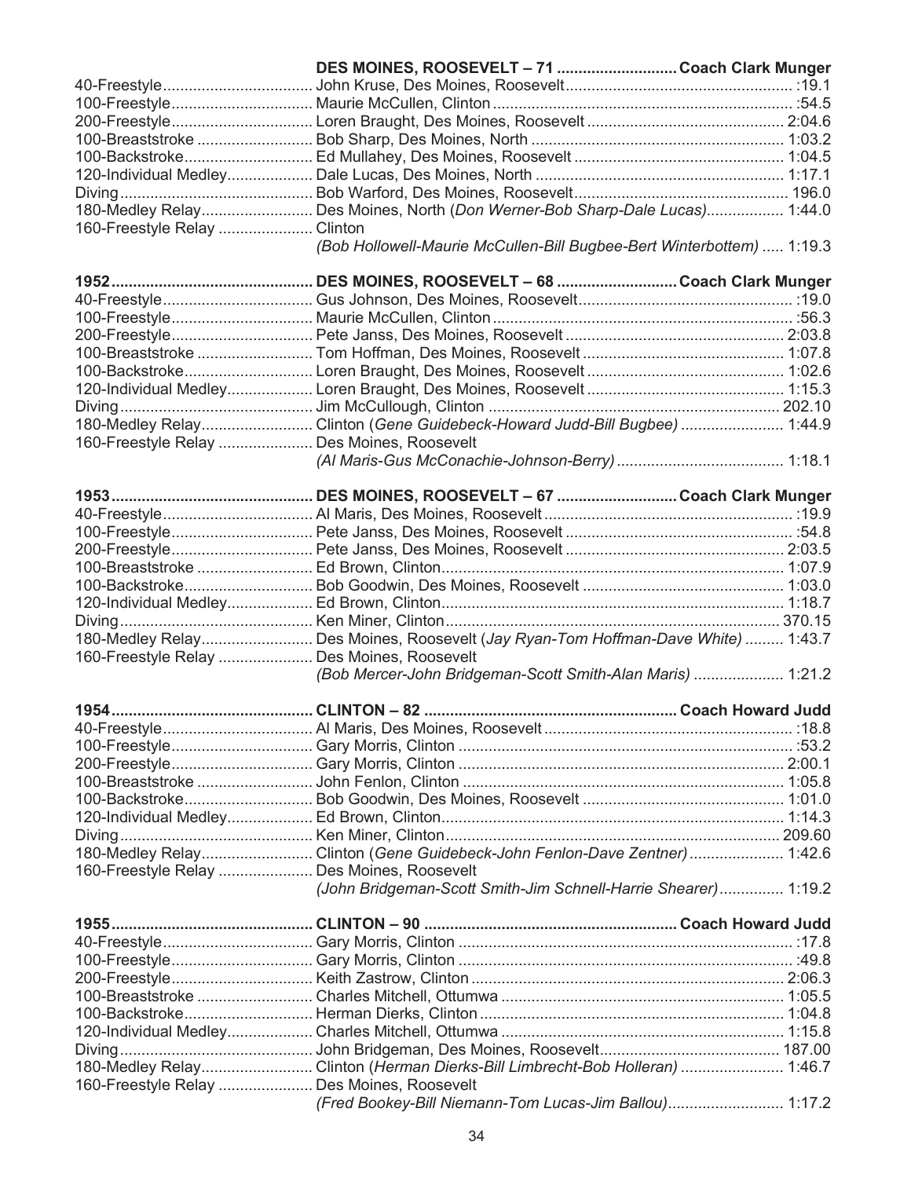**DES MOINES, ROOSEVELT – 71 ........................... Coach Clark Munger**

| | | |
|---|---|---|
| 40-Freestyle | John Kruse, Des Moines, Roosevelt | :19.1 |
| 100-Freestyle | Maurie McCullen, Clinton | :54.5 |
| 200-Freestyle | Loren Braught, Des Moines, Roosevelt | 2:04.6 |
| 100-Breaststroke | Bob Sharp, Des Moines, North | 1:03.2 |
| 100-Backstroke | Ed Mullahey, Des Moines, Roosevelt | 1:04.5 |
| 120-Individual Medley | Dale Lucas, Des Moines, North | 1:17.1 |
| Diving | Bob Warford, Des Moines, Roosevelt | 196.0 |
| 180-Medley Relay | Des Moines, North (*Don Werner-Bob Sharp-Dale Lucas*) | 1:44.0 |
| 160-Freestyle Relay | Clinton (*Bob Hollowell-Maurie McCullen-Bill Bugbee-Bert Winterbottem*) | 1:19.3 |

**1952 .............................................. DES MOINES, ROOSEVELT – 68 ........................... Coach Clark Munger**

| | | |
|---|---|---|
| 40-Freestyle | Gus Johnson, Des Moines, Roosevelt | :19.0 |
| 100-Freestyle | Maurie McCullen, Clinton | :56.3 |
| 200-Freestyle | Pete Janss, Des Moines, Roosevelt | 2:03.8 |
| 100-Breaststroke | Tom Hoffman, Des Moines, Roosevelt | 1:07.8 |
| 100-Backstroke | Loren Braught, Des Moines, Roosevelt | 1:02.6 |
| 120-Individual Medley | Loren Braught, Des Moines, Roosevelt | 1:15.3 |
| Diving | Jim McCullough, Clinton | 202.10 |
| 180-Medley Relay | Clinton (*Gene Guidebeck-Howard Judd-Bill Bugbee*) | 1:44.9 |
| 160-Freestyle Relay | Des Moines, Roosevelt (*Al Maris-Gus McConachie-Johnson-Berry*) | 1:18.1 |

**1953 .............................................. DES MOINES, ROOSEVELT – 67 ........................... Coach Clark Munger**

| | | |
|---|---|---|
| 40-Freestyle | Al Maris, Des Moines, Roosevelt | :19.9 |
| 100-Freestyle | Pete Janss, Des Moines, Roosevelt | :54.8 |
| 200-Freestyle | Pete Janss, Des Moines, Roosevelt | 2:03.5 |
| 100-Breaststroke | Ed Brown, Clinton | 1:07.9 |
| 100-Backstroke | Bob Goodwin, Des Moines, Roosevelt | 1:03.0 |
| 120-Individual Medley | Ed Brown, Clinton | 1:18.7 |
| Diving | Ken Miner, Clinton | 370.15 |
| 180-Medley Relay | Des Moines, Roosevelt (*Jay Ryan-Tom Hoffman-Dave White*) | 1:43.7 |
| 160-Freestyle Relay | Des Moines, Roosevelt (*Bob Mercer-John Bridgeman-Scott Smith-Alan Maris*) | 1:21.2 |

**1954 .............................................. CLINTON – 82 ........................................................ Coach Howard Judd**

| | | |
|---|---|---|
| 40-Freestyle | Al Maris, Des Moines, Roosevelt | :18.8 |
| 100-Freestyle | Gary Morris, Clinton | :53.2 |
| 200-Freestyle | Gary Morris, Clinton | 2:00.1 |
| 100-Breaststroke | John Fenlon, Clinton | 1:05.8 |
| 100-Backstroke | Bob Goodwin, Des Moines, Roosevelt | 1:01.0 |
| 120-Individual Medley | Ed Brown, Clinton | 1:14.3 |
| Diving | Ken Miner, Clinton | 209.60 |
| 180-Medley Relay | Clinton (*Gene Guidebeck-John Fenlon-Dave Zentner*) | 1:42.6 |
| 160-Freestyle Relay | Des Moines, Roosevelt (*John Bridgeman-Scott Smith-Jim Schnell-Harrie Shearer*) | 1:19.2 |

**1955 .............................................. CLINTON – 90 ........................................................ Coach Howard Judd**

| | | |
|---|---|---|
| 40-Freestyle | Gary Morris, Clinton | :17.8 |
| 100-Freestyle | Gary Morris, Clinton | :49.8 |
| 200-Freestyle | Keith Zastrow, Clinton | 2:06.3 |
| 100-Breaststroke | Charles Mitchell, Ottumwa | 1:05.5 |
| 100-Backstroke | Herman Dierks, Clinton | 1:04.8 |
| 120-Individual Medley | Charles Mitchell, Ottumwa | 1:15.8 |
| Diving | John Bridgeman, Des Moines, Roosevelt | 187.00 |
| 180-Medley Relay | Clinton (*Herman Dierks-Bill Limbrecht-Bob Holleran*) | 1:46.7 |
| 160-Freestyle Relay | Des Moines, Roosevelt (*Fred Bookey-Bill Niemann-Tom Lucas-Jim Ballou*) | 1:17.2 |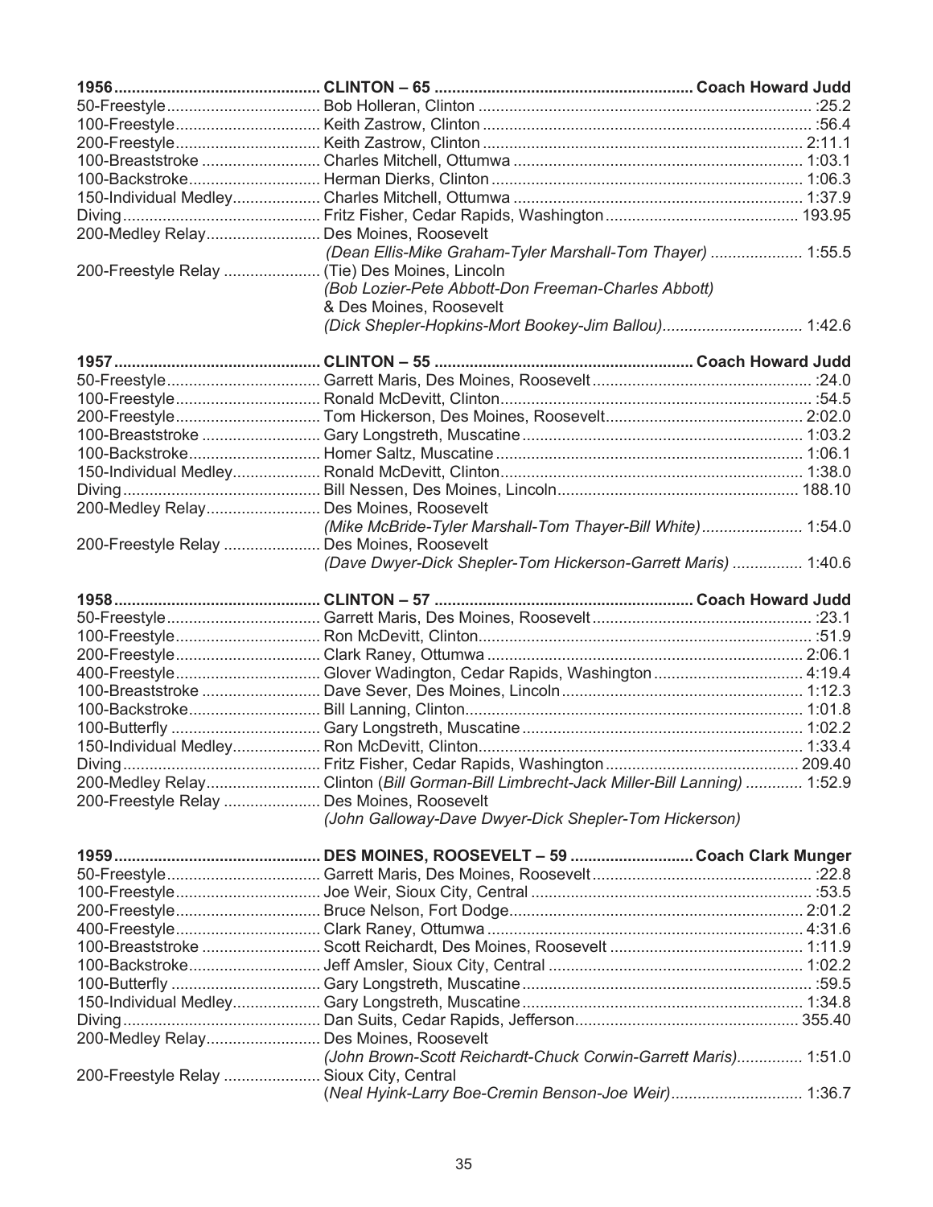| 1956 | CLINTON – 65 | Coach Howard Judd |
|---|---|---|
| 50-Freestyle | Bob Holleran, Clinton | :25.2 |
| 100-Freestyle | Keith Zastrow, Clinton | :56.4 |
| 200-Freestyle | Keith Zastrow, Clinton | 2:11.1 |
| 100-Breaststroke | Charles Mitchell, Ottumwa | 1:03.1 |
| 100-Backstroke | Herman Dierks, Clinton | 1:06.3 |
| 150-Individual Medley | Charles Mitchell, Ottumwa | 1:37.9 |
| Diving | Fritz Fisher, Cedar Rapids, Washington | 193.95 |
| 200-Medley Relay | Des Moines, Roosevelt *(Dean Ellis-Mike Graham-Tyler Marshall-Tom Thayer)* | 1:55.5 |
| 200-Freestyle Relay | (Tie) Des Moines, Lincoln *(Bob Lozier-Pete Abbott-Don Freeman-Charles Abbott)* & Des Moines, Roosevelt *(Dick Shepler-Hopkins-Mort Bookey-Jim Ballou)* | 1:42.6 |

| 1957 | CLINTON – 55 | Coach Howard Judd |
|---|---|---|
| 50-Freestyle | Garrett Maris, Des Moines, Roosevelt | :24.0 |
| 100-Freestyle | Ronald McDevitt, Clinton | :54.5 |
| 200-Freestyle | Tom Hickerson, Des Moines, Roosevelt | 2:02.0 |
| 100-Breaststroke | Gary Longstreth, Muscatine | 1:03.2 |
| 100-Backstroke | Homer Saltz, Muscatine | 1:06.1 |
| 150-Individual Medley | Ronald McDevitt, Clinton | 1:38.0 |
| Diving | Bill Nessen, Des Moines, Lincoln | 188.10 |
| 200-Medley Relay | Des Moines, Roosevelt *(Mike McBride-Tyler Marshall-Tom Thayer-Bill White)* | 1:54.0 |
| 200-Freestyle Relay | Des Moines, Roosevelt *(Dave Dwyer-Dick Shepler-Tom Hickerson-Garrett Maris)* | 1:40.6 |

| 1958 | CLINTON – 57 | Coach Howard Judd |
|---|---|---|
| 50-Freestyle | Garrett Maris, Des Moines, Roosevelt | :23.1 |
| 100-Freestyle | Ron McDevitt, Clinton | :51.9 |
| 200-Freestyle | Clark Raney, Ottumwa | 2:06.1 |
| 400-Freestyle | Glover Wadington, Cedar Rapids, Washington | 4:19.4 |
| 100-Breaststroke | Dave Sever, Des Moines, Lincoln | 1:12.3 |
| 100-Backstroke | Bill Lanning, Clinton | 1:01.8 |
| 100-Butterfly | Gary Longstreth, Muscatine | 1:02.2 |
| 150-Individual Medley | Ron McDevitt, Clinton | 1:33.4 |
| Diving | Fritz Fisher, Cedar Rapids, Washington | 209.40 |
| 200-Medley Relay | Clinton (*Bill Gorman-Bill Limbrecht-Jack Miller-Bill Lanning)* | 1:52.9 |
| 200-Freestyle Relay | Des Moines, Roosevelt *(John Galloway-Dave Dwyer-Dick Shepler-Tom Hickerson)* | |

| 1959 | DES MOINES, ROOSEVELT – 59 | Coach Clark Munger |
|---|---|---|
| 50-Freestyle | Garrett Maris, Des Moines, Roosevelt | :22.8 |
| 100-Freestyle | Joe Weir, Sioux City, Central | :53.5 |
| 200-Freestyle | Bruce Nelson, Fort Dodge | 2:01.2 |
| 400-Freestyle | Clark Raney, Ottumwa | 4:31.6 |
| 100-Breaststroke | Scott Reichardt, Des Moines, Roosevelt | 1:11.9 |
| 100-Backstroke | Jeff Amsler, Sioux City, Central | 1:02.2 |
| 100-Butterfly | Gary Longstreth, Muscatine | :59.5 |
| 150-Individual Medley | Gary Longstreth, Muscatine | 1:34.8 |
| Diving | Dan Suits, Cedar Rapids, Jefferson | 355.40 |
| 200-Medley Relay | Des Moines, Roosevelt *(John Brown-Scott Reichardt-Chuck Corwin-Garrett Maris)* | 1:51.0 |
| 200-Freestyle Relay | Sioux City, Central (*Neal Hyink-Larry Boe-Cremin Benson-Joe Weir)* | 1:36.7 |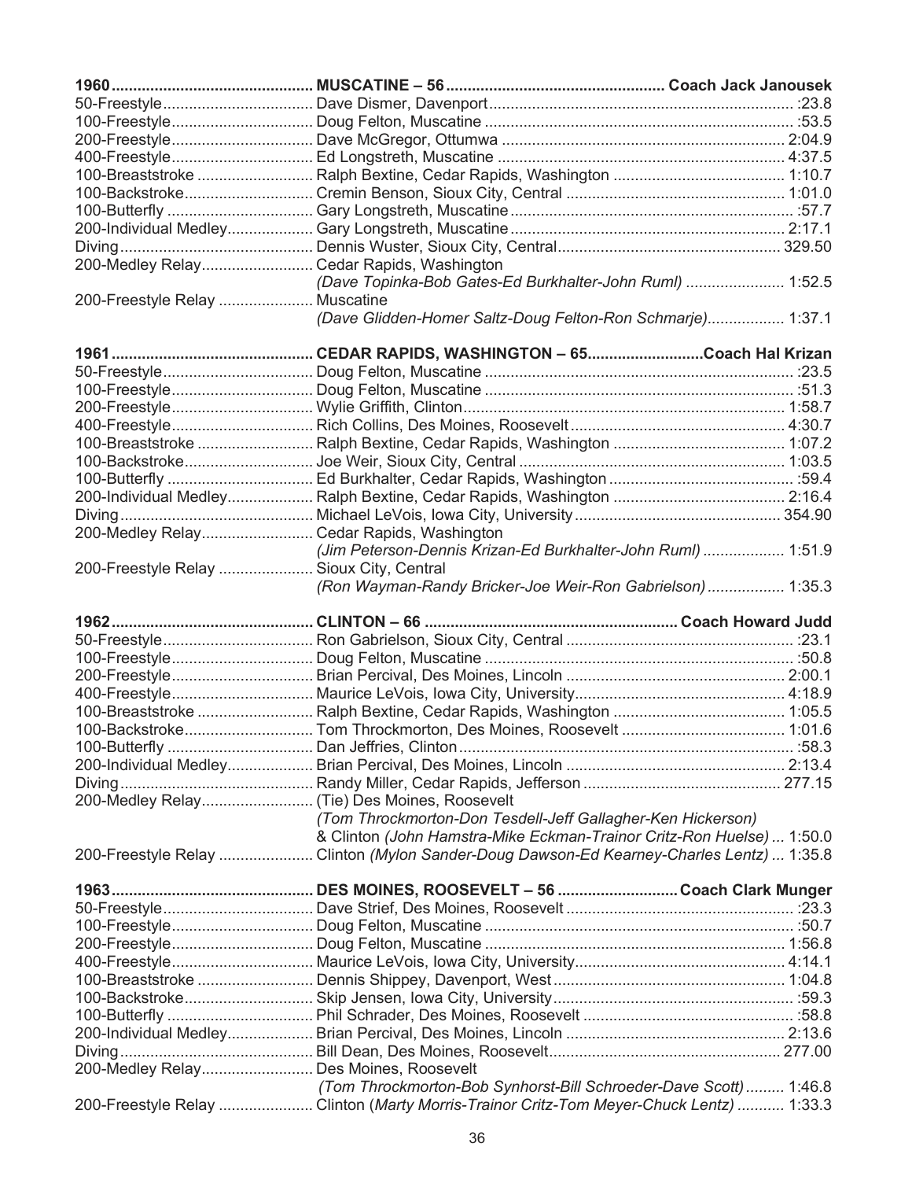| | | |
|---|---|---|
| **1960** | **MUSCATINE – 56** | **Coach Jack Janousek** |
| 50-Freestyle | Dave Dismer, Davenport | :23.8 |
| 100-Freestyle | Doug Felton, Muscatine | :53.5 |
| 200-Freestyle | Dave McGregor, Ottumwa | 2:04.9 |
| 400-Freestyle | Ed Longstreth, Muscatine | 4:37.5 |
| 100-Breaststroke | Ralph Bextine, Cedar Rapids, Washington | 1:10.7 |
| 100-Backstroke | Cremin Benson, Sioux City, Central | 1:01.0 |
| 100-Butterfly | Gary Longstreth, Muscatine | :57.7 |
| 200-Individual Medley | Gary Longstreth, Muscatine | 2:17.1 |
| Diving | Dennis Wuster, Sioux City, Central | 329.50 |
| 200-Medley Relay | Cedar Rapids, Washington *(Dave Topinka-Bob Gates-Ed Burkhalter-John Ruml)* | 1:52.5 |
| 200-Freestyle Relay | Muscatine *(Dave Glidden-Homer Saltz-Doug Felton-Ron Schmarje)* | 1:37.1 |

| | | |
|---|---|---|
| **1961** | **CEDAR RAPIDS, WASHINGTON – 65** | **Coach Hal Krizan** |
| 50-Freestyle | Doug Felton, Muscatine | :23.5 |
| 100-Freestyle | Doug Felton, Muscatine | :51.3 |
| 200-Freestyle | Wylie Griffith, Clinton | 1:58.7 |
| 400-Freestyle | Rich Collins, Des Moines, Roosevelt | 4:30.7 |
| 100-Breaststroke | Ralph Bextine, Cedar Rapids, Washington | 1:07.2 |
| 100-Backstroke | Joe Weir, Sioux City, Central | 1:03.5 |
| 100-Butterfly | Ed Burkhalter, Cedar Rapids, Washington | :59.4 |
| 200-Individual Medley | Ralph Bextine, Cedar Rapids, Washington | 2:16.4 |
| Diving | Michael LeVois, Iowa City, University | 354.90 |
| 200-Medley Relay | Cedar Rapids, Washington *(Jim Peterson-Dennis Krizan-Ed Burkhalter-John Ruml)* | 1:51.9 |
| 200-Freestyle Relay | Sioux City, Central *(Ron Wayman-Randy Bricker-Joe Weir-Ron Gabrielson)* | 1:35.3 |

| | | |
|---|---|---|
| **1962** | **CLINTON – 66** | **Coach Howard Judd** |
| 50-Freestyle | Ron Gabrielson, Sioux City, Central | :23.1 |
| 100-Freestyle | Doug Felton, Muscatine | :50.8 |
| 200-Freestyle | Brian Percival, Des Moines, Lincoln | 2:00.1 |
| 400-Freestyle | Maurice LeVois, Iowa City, University | 4:18.9 |
| 100-Breaststroke | Ralph Bextine, Cedar Rapids, Washington | 1:05.5 |
| 100-Backstroke | Tom Throckmorton, Des Moines, Roosevelt | 1:01.6 |
| 100-Butterfly | Dan Jeffries, Clinton | :58.3 |
| 200-Individual Medley | Brian Percival, Des Moines, Lincoln | 2:13.4 |
| Diving | Randy Miller, Cedar Rapids, Jefferson | 277.15 |
| 200-Medley Relay | (Tie) Des Moines, Roosevelt *(Tom Throckmorton-Don Tesdell-Jeff Gallagher-Ken Hickerson)* & Clinton *(John Hamstra-Mike Eckman-Trainor Critz-Ron Huelse)* | 1:50.0 |
| 200-Freestyle Relay | Clinton *(Mylon Sander-Doug Dawson-Ed Kearney-Charles Lentz)* | 1:35.8 |

| | | |
|---|---|---|
| **1963** | **DES MOINES, ROOSEVELT – 56** | **Coach Clark Munger** |
| 50-Freestyle | Dave Strief, Des Moines, Roosevelt | :23.3 |
| 100-Freestyle | Doug Felton, Muscatine | :50.7 |
| 200-Freestyle | Doug Felton, Muscatine | 1:56.8 |
| 400-Freestyle | Maurice LeVois, Iowa City, University | 4:14.1 |
| 100-Breaststroke | Dennis Shippey, Davenport, West | 1:04.8 |
| 100-Backstroke | Skip Jensen, Iowa City, University | :59.3 |
| 100-Butterfly | Phil Schrader, Des Moines, Roosevelt | :58.8 |
| 200-Individual Medley | Brian Percival, Des Moines, Lincoln | 2:13.6 |
| Diving | Bill Dean, Des Moines, Roosevelt | 277.00 |
| 200-Medley Relay | Des Moines, Roosevelt *(Tom Throckmorton-Bob Synhorst-Bill Schroeder-Dave Scott)* | 1:46.8 |
| 200-Freestyle Relay | Clinton *(Marty Morris-Trainor Critz-Tom Meyer-Chuck Lentz)* | 1:33.3 |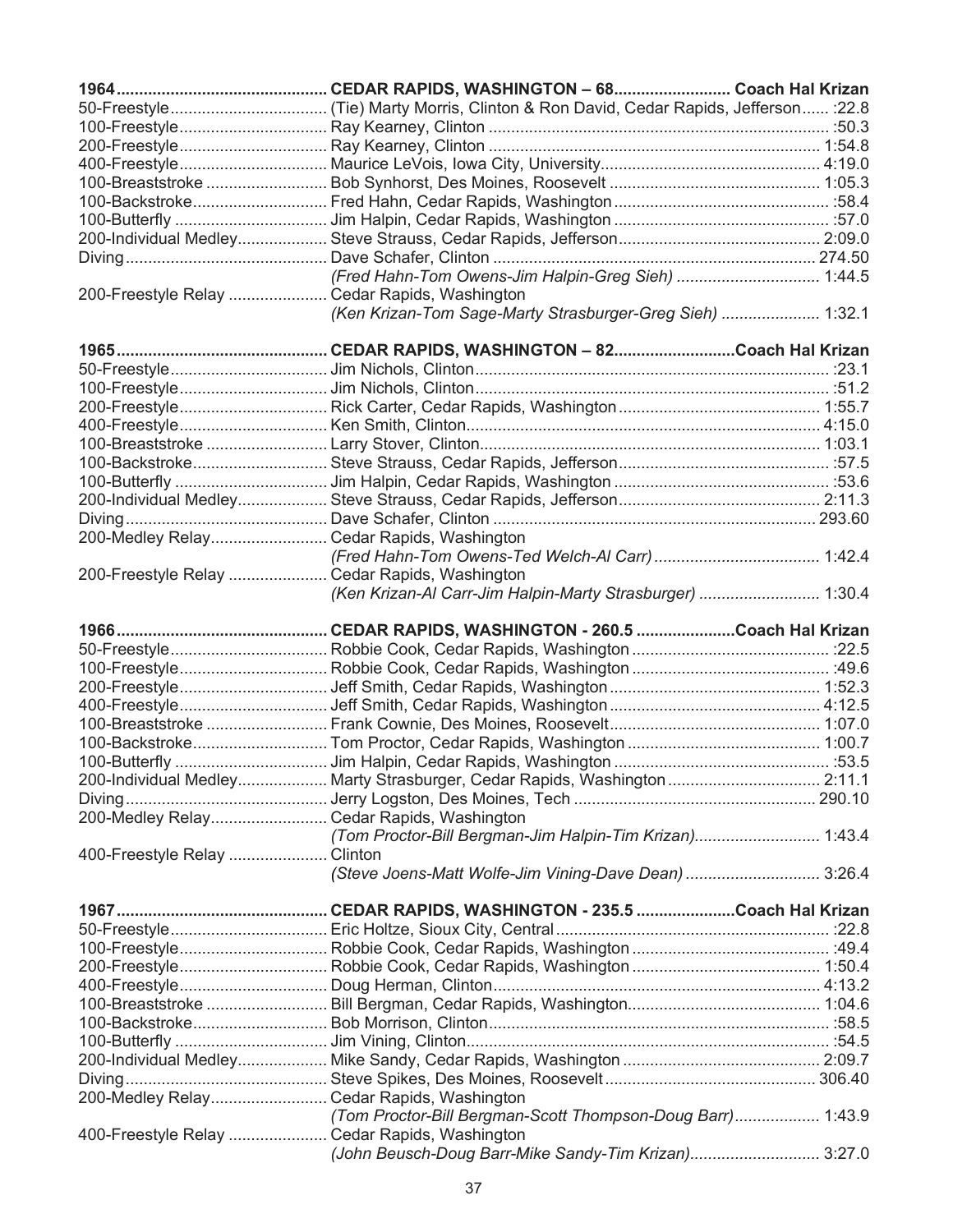| 1964 | CEDAR RAPIDS, WASHINGTON – 68 Coach Hal Krizan | |
|---|---|---|
| 50-Freestyle | (Tie) Marty Morris, Clinton & Ron David, Cedar Rapids, Jefferson | :22.8 |
| 100-Freestyle | Ray Kearney, Clinton | :50.3 |
| 200-Freestyle | Ray Kearney, Clinton | 1:54.8 |
| 400-Freestyle | Maurice LeVois, Iowa City, University | 4:19.0 |
| 100-Breaststroke | Bob Synhorst, Des Moines, Roosevelt | 1:05.3 |
| 100-Backstroke | Fred Hahn, Cedar Rapids, Washington | :58.4 |
| 100-Butterfly | Jim Halpin, Cedar Rapids, Washington | :57.0 |
| 200-Individual Medley | Steve Strauss, Cedar Rapids, Jefferson | 2:09.0 |
| Diving | Dave Schafer, Clinton | 274.50 |
| | *(Fred Hahn-Tom Owens-Jim Halpin-Greg Sieh)* | 1:44.5 |
| 200-Freestyle Relay | Cedar Rapids, Washington | |
| | *(Ken Krizan-Tom Sage-Marty Strasburger-Greg Sieh)* | 1:32.1 |

| 1965 | CEDAR RAPIDS, WASHINGTON – 82 Coach Hal Krizan | |
|---|---|---|
| 50-Freestyle | Jim Nichols, Clinton | :23.1 |
| 100-Freestyle | Jim Nichols, Clinton | :51.2 |
| 200-Freestyle | Rick Carter, Cedar Rapids, Washington | 1:55.7 |
| 400-Freestyle | Ken Smith, Clinton | 4:15.0 |
| 100-Breaststroke | Larry Stover, Clinton | 1:03.1 |
| 100-Backstroke | Steve Strauss, Cedar Rapids, Jefferson | :57.5 |
| 100-Butterfly | Jim Halpin, Cedar Rapids, Washington | :53.6 |
| 200-Individual Medley | Steve Strauss, Cedar Rapids, Jefferson | 2:11.3 |
| Diving | Dave Schafer, Clinton | 293.60 |
| 200-Medley Relay | Cedar Rapids, Washington | |
| | *(Fred Hahn-Tom Owens-Ted Welch-Al Carr)* | 1:42.4 |
| 200-Freestyle Relay | Cedar Rapids, Washington | |
| | *(Ken Krizan-Al Carr-Jim Halpin-Marty Strasburger)* | 1:30.4 |

| 1966 | CEDAR RAPIDS, WASHINGTON - 260.5 Coach Hal Krizan | |
|---|---|---|
| 50-Freestyle | Robbie Cook, Cedar Rapids, Washington | :22.5 |
| 100-Freestyle | Robbie Cook, Cedar Rapids, Washington | :49.6 |
| 200-Freestyle | Jeff Smith, Cedar Rapids, Washington | 1:52.3 |
| 400-Freestyle | Jeff Smith, Cedar Rapids, Washington | 4:12.5 |
| 100-Breaststroke | Frank Cownie, Des Moines, Roosevelt | 1:07.0 |
| 100-Backstroke | Tom Proctor, Cedar Rapids, Washington | 1:00.7 |
| 100-Butterfly | Jim Halpin, Cedar Rapids, Washington | :53.5 |
| 200-Individual Medley | Marty Strasburger, Cedar Rapids, Washington | 2:11.1 |
| Diving | Jerry Logston, Des Moines, Tech | 290.10 |
| 200-Medley Relay | Cedar Rapids, Washington | |
| | *(Tom Proctor-Bill Bergman-Jim Halpin-Tim Krizan)* | 1:43.4 |
| 400-Freestyle Relay | Clinton | |
| | *(Steve Joens-Matt Wolfe-Jim Vining-Dave Dean)* | 3:26.4 |

| 1967 | CEDAR RAPIDS, WASHINGTON - 235.5 Coach Hal Krizan | |
|---|---|---|
| 50-Freestyle | Eric Holtze, Sioux City, Central | :22.8 |
| 100-Freestyle | Robbie Cook, Cedar Rapids, Washington | :49.4 |
| 200-Freestyle | Robbie Cook, Cedar Rapids, Washington | 1:50.4 |
| 400-Freestyle | Doug Herman, Clinton | 4:13.2 |
| 100-Breaststroke | Bill Bergman, Cedar Rapids, Washington | 1:04.6 |
| 100-Backstroke | Bob Morrison, Clinton | :58.5 |
| 100-Butterfly | Jim Vining, Clinton | :54.5 |
| 200-Individual Medley | Mike Sandy, Cedar Rapids, Washington | 2:09.7 |
| Diving | Steve Spikes, Des Moines, Roosevelt | 306.40 |
| 200-Medley Relay | Cedar Rapids, Washington | |
| | *(Tom Proctor-Bill Bergman-Scott Thompson-Doug Barr)* | 1:43.9 |
| 400-Freestyle Relay | Cedar Rapids, Washington | |
| | *(John Beusch-Doug Barr-Mike Sandy-Tim Krizan)* | 3:27.0 |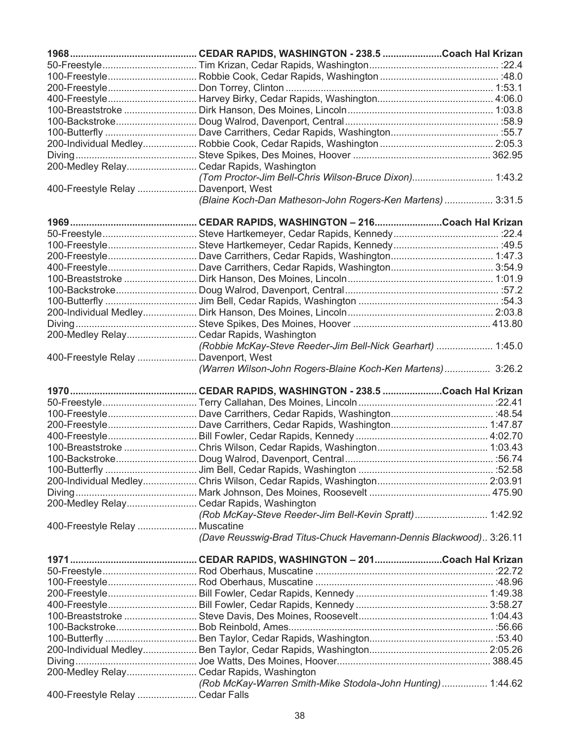**1968 .... CEDAR RAPIDS, WASHINGTON - 238.5 .... Coach Hal Krizan**

| Event | Winner | Time/Score |
|---|---|---|
| 50-Freestyle | Tim Krizan, Cedar Rapids, Washington | :22.4 |
| 100-Freestyle | Robbie Cook, Cedar Rapids, Washington | :48.0 |
| 200-Freestyle | Don Torrey, Clinton | 1:53.1 |
| 400-Freestyle | Harvey Birky, Cedar Rapids, Washington | 4:06.0 |
| 100-Breaststroke | Dirk Hanson, Des Moines, Lincoln | 1:03.8 |
| 100-Backstroke | Doug Walrod, Davenport, Central | :58.9 |
| 100-Butterfly | Dave Carrithers, Cedar Rapids, Washington | :55.7 |
| 200-Individual Medley | Robbie Cook, Cedar Rapids, Washington | 2:05.3 |
| Diving | Steve Spikes, Des Moines, Hoover | 362.95 |
| 200-Medley Relay | Cedar Rapids, Washington *(Tom Proctor-Jim Bell-Chris Wilson-Bruce Dixon)* | 1:43.2 |
| 400-Freestyle Relay | Davenport, West *(Blaine Koch-Dan Matheson-John Rogers-Ken Martens)* | 3:31.5 |

**1969 .... CEDAR RAPIDS, WASHINGTON – 216 .... Coach Hal Krizan**

| Event | Winner | Time/Score |
|---|---|---|
| 50-Freestyle | Steve Hartkemeyer, Cedar Rapids, Kennedy | :22.4 |
| 100-Freestyle | Steve Hartkemeyer, Cedar Rapids, Kennedy | :49.5 |
| 200-Freestyle | Dave Carrithers, Cedar Rapids, Washington | 1:47.3 |
| 400-Freestyle | Dave Carrithers, Cedar Rapids, Washington | 3:54.9 |
| 100-Breaststroke | Dirk Hanson, Des Moines, Lincoln | 1:01.9 |
| 100-Backstroke | Doug Walrod, Davenport, Central | :57.2 |
| 100-Butterfly | Jim Bell, Cedar Rapids, Washington | :54.3 |
| 200-Individual Medley | Dirk Hanson, Des Moines, Lincoln | 2:03.8 |
| Diving | Steve Spikes, Des Moines, Hoover | 413.80 |
| 200-Medley Relay | Cedar Rapids, Washington *(Robbie McKay-Steve Reeder-Jim Bell-Nick Gearhart)* | 1:45.0 |
| 400-Freestyle Relay | Davenport, West *(Warren Wilson-John Rogers-Blaine Koch-Ken Martens)* | 3:26.2 |

**1970 .... CEDAR RAPIDS, WASHINGTON - 238.5 .... Coach Hal Krizan**

| Event | Winner | Time/Score |
|---|---|---|
| 50-Freestyle | Terry Callahan, Des Moines, Lincoln | :22.41 |
| 100-Freestyle | Dave Carrithers, Cedar Rapids, Washington | :48.54 |
| 200-Freestyle | Dave Carrithers, Cedar Rapids, Washington | 1:47.87 |
| 400-Freestyle | Bill Fowler, Cedar Rapids, Kennedy | 4:02.70 |
| 100-Breaststroke | Chris Wilson, Cedar Rapids, Washington | 1:03.43 |
| 100-Backstroke | Doug Walrod, Davenport, Central | :56.74 |
| 100-Butterfly | Jim Bell, Cedar Rapids, Washington | :52.58 |
| 200-Individual Medley | Chris Wilson, Cedar Rapids, Washington | 2:03.91 |
| Diving | Mark Johnson, Des Moines, Roosevelt | 475.90 |
| 200-Medley Relay | Cedar Rapids, Washington *(Rob McKay-Steve Reeder-Jim Bell-Kevin Spratt)* | 1:42.92 |
| 400-Freestyle Relay | Muscatine *(Dave Reusswig-Brad Titus-Chuck Havemann-Dennis Blackwood)* | 3:26.11 |

**1971 .... CEDAR RAPIDS, WASHINGTON – 201 .... Coach Hal Krizan**

| Event | Winner | Time/Score |
|---|---|---|
| 50-Freestyle | Rod Oberhaus, Muscatine | :22.72 |
| 100-Freestyle | Rod Oberhaus, Muscatine | :48.96 |
| 200-Freestyle | Bill Fowler, Cedar Rapids, Kennedy | 1:49.38 |
| 400-Freestyle | Bill Fowler, Cedar Rapids, Kennedy | 3:58.27 |
| 100-Breaststroke | Steve Davis, Des Moines, Roosevelt | 1:04.43 |
| 100-Backstroke | Bob Reinbold, Ames | :56.66 |
| 100-Butterfly | Ben Taylor, Cedar Rapids, Washington | :53.40 |
| 200-Individual Medley | Ben Taylor, Cedar Rapids, Washington | 2:05.26 |
| Diving | Joe Watts, Des Moines, Hoover | 388.45 |
| 200-Medley Relay | Cedar Rapids, Washington *(Rob McKay-Warren Smith-Mike Stodola-John Hunting)* | 1:44.62 |
| 400-Freestyle Relay | Cedar Falls | |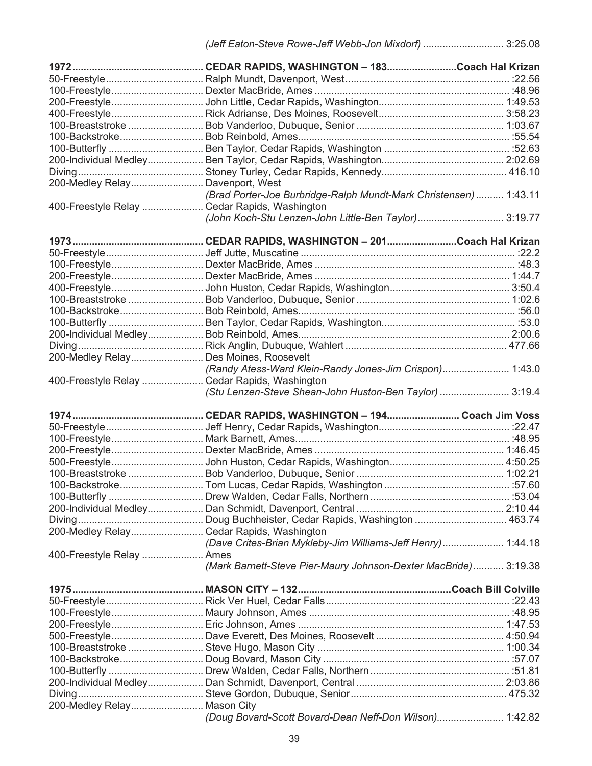(Jeff Eaton-Steve Rowe-Jeff Webb-Jon Mixdorf) ............................ 3:25.08

| | | |
|---|---|---|
| **1972** | **CEDAR RAPIDS, WASHINGTON – 183** | **Coach Hal Krizan** |
| 50-Freestyle | Ralph Mundt, Davenport, West | :22.56 |
| 100-Freestyle | Dexter MacBride, Ames | :48.96 |
| 200-Freestyle | John Little, Cedar Rapids, Washington | 1:49.53 |
| 400-Freestyle | Rick Adrianse, Des Moines, Roosevelt | 3:58.23 |
| 100-Breaststroke | Bob Vanderloo, Dubuque, Senior | 1:03.67 |
| 100-Backstroke | Bob Reinbold, Ames | :55.54 |
| 100-Butterfly | Ben Taylor, Cedar Rapids, Washington | :52.63 |
| 200-Individual Medley | Ben Taylor, Cedar Rapids, Washington | 2:02.69 |
| Diving | Stoney Turley, Cedar Rapids, Kennedy | 416.10 |
| 200-Medley Relay | Davenport, West | |
| | *(Brad Porter-Joe Burbridge-Ralph Mundt-Mark Christensen)* | 1:43.11 |
| 400-Freestyle Relay | Cedar Rapids, Washington | |
| | *(John Koch-Stu Lenzen-John Little-Ben Taylor)* | 3:19.77 |

| | | |
|---|---|---|
| **1973** | **CEDAR RAPIDS, WASHINGTON – 201** | **Coach Hal Krizan** |
| 50-Freestyle | Jeff Jutte, Muscatine | :22.2 |
| 100-Freestyle | Dexter MacBride, Ames | :48.3 |
| 200-Freestyle | Dexter MacBride, Ames | 1:44.7 |
| 400-Freestyle | John Huston, Cedar Rapids, Washington | 3:50.4 |
| 100-Breaststroke | Bob Vanderloo, Dubuque, Senior | 1:02.6 |
| 100-Backstroke | Bob Reinbold, Ames | :56.0 |
| 100-Butterfly | Ben Taylor, Cedar Rapids, Washington | :53.0 |
| 200-Individual Medley | Bob Reinbold, Ames | 2:00.6 |
| Diving | Rick Anglin, Dubuque, Wahlert | 477.66 |
| 200-Medley Relay | Des Moines, Roosevelt | |
| | *(Randy Atess-Ward Klein-Randy Jones-Jim Crispon)* | 1:43.0 |
| 400-Freestyle Relay | Cedar Rapids, Washington | |
| | *(Stu Lenzen-Steve Shean-John Huston-Ben Taylor)* | 3:19.4 |

| | | |
|---|---|---|
| **1974** | **CEDAR RAPIDS, WASHINGTON – 194** | **Coach Jim Voss** |
| 50-Freestyle | Jeff Henry, Cedar Rapids, Washington | :22.47 |
| 100-Freestyle | Mark Barnett, Ames | :48.95 |
| 200-Freestyle | Dexter MacBride, Ames | 1:46.45 |
| 500-Freestyle | John Huston, Cedar Rapids, Washington | 4:50.25 |
| 100-Breaststroke | Bob Vanderloo, Dubuque, Senior | 1:02.21 |
| 100-Backstroke | Tom Lucas, Cedar Rapids, Washington | :57.60 |
| 100-Butterfly | Drew Walden, Cedar Falls, Northern | :53.04 |
| 200-Individual Medley | Dan Schmidt, Davenport, Central | 2:10.44 |
| Diving | Doug Buchheister, Cedar Rapids, Washington | 463.74 |
| 200-Medley Relay | Cedar Rapids, Washington | |
| | *(Dave Crites-Brian Mykleby-Jim Williams-Jeff Henry)* | 1:44.18 |
| 400-Freestyle Relay | Ames | |
| | *(Mark Barnett-Steve Pier-Maury Johnson-Dexter MacBride)* | 3:19.38 |

| | | |
|---|---|---|
| **1975** | **MASON CITY – 132** | **Coach Bill Colville** |
| 50-Freestyle | Rick Ver Huel, Cedar Falls | :22.43 |
| 100-Freestyle | Maury Johnson, Ames | :48.95 |
| 200-Freestyle | Eric Johnson, Ames | 1:47.53 |
| 500-Freestyle | Dave Everett, Des Moines, Roosevelt | 4:50.94 |
| 100-Breaststroke | Steve Hugo, Mason City | 1:00.34 |
| 100-Backstroke | Doug Bovard, Mason City | :57.07 |
| 100-Butterfly | Drew Walden, Cedar Falls, Northern | :51.81 |
| 200-Individual Medley | Dan Schmidt, Davenport, Central | 2:03.86 |
| Diving | Steve Gordon, Dubuque, Senior | 475.32 |
| 200-Medley Relay | Mason City | |
| | *(Doug Bovard-Scott Bovard-Dean Neff-Don Wilson)* | 1:42.82 |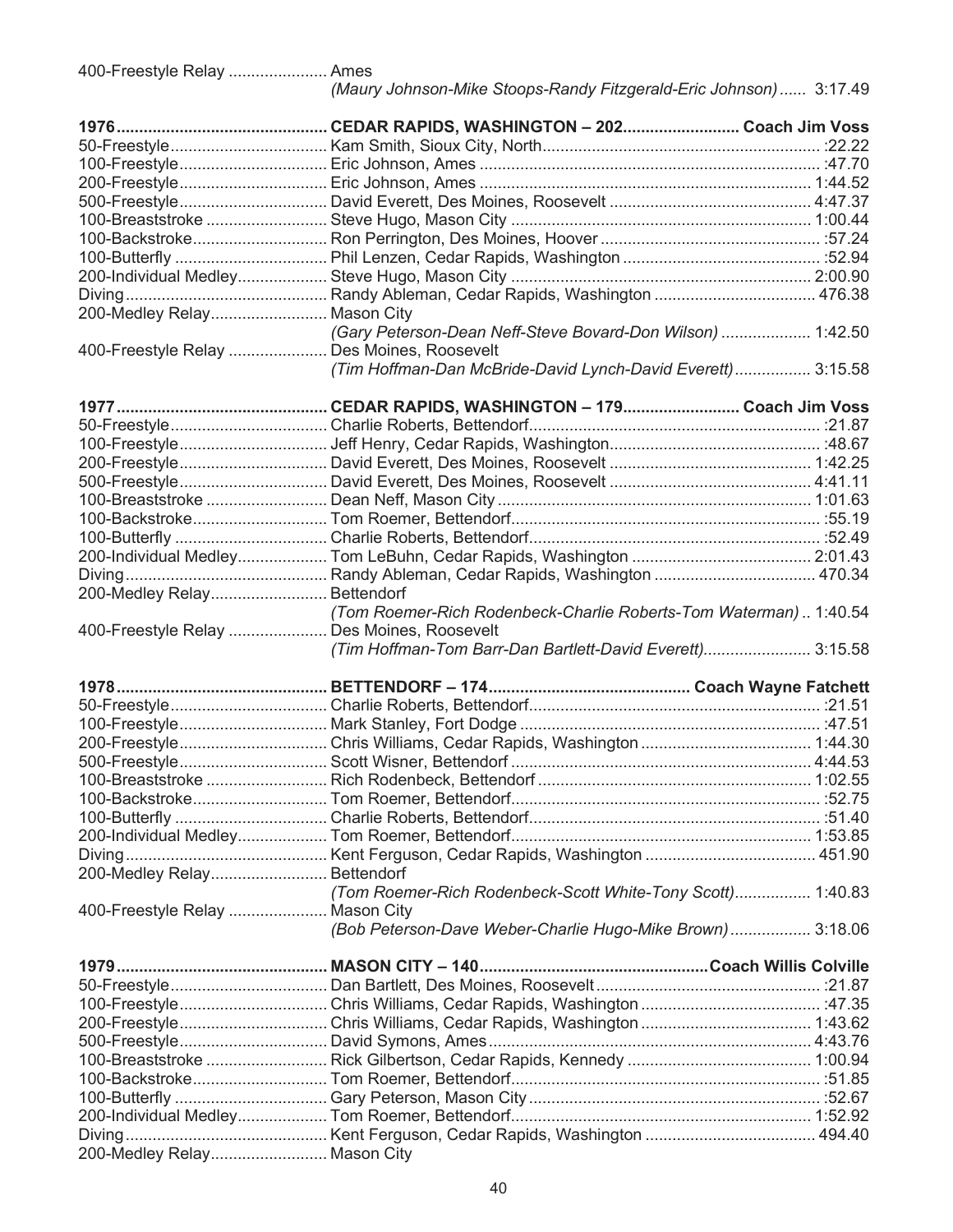| | | |
|---|---|---|
| 400-Freestyle Relay | Ames | |
| | *(Maury Johnson-Mike Stoops-Randy Fitzgerald-Eric Johnson)* | 3:17.49 |

| **1976** | **CEDAR RAPIDS, WASHINGTON – 202** | **Coach Jim Voss** |
|---|---|---|
| 50-Freestyle | Kam Smith, Sioux City, North | :22.22 |
| 100-Freestyle | Eric Johnson, Ames | :47.70 |
| 200-Freestyle | Eric Johnson, Ames | 1:44.52 |
| 500-Freestyle | David Everett, Des Moines, Roosevelt | 4:47.37 |
| 100-Breaststroke | Steve Hugo, Mason City | 1:00.44 |
| 100-Backstroke | Ron Perrington, Des Moines, Hoover | :57.24 |
| 100-Butterfly | Phil Lenzen, Cedar Rapids, Washington | :52.94 |
| 200-Individual Medley | Steve Hugo, Mason City | 2:00.90 |
| Diving | Randy Ableman, Cedar Rapids, Washington | 476.38 |
| 200-Medley Relay | Mason City | |
| | *(Gary Peterson-Dean Neff-Steve Bovard-Don Wilson)* | 1:42.50 |
| 400-Freestyle Relay | Des Moines, Roosevelt | |
| | *(Tim Hoffman-Dan McBride-David Lynch-David Everett)* | 3:15.58 |

| **1977** | **CEDAR RAPIDS, WASHINGTON – 179** | **Coach Jim Voss** |
|---|---|---|
| 50-Freestyle | Charlie Roberts, Bettendorf | :21.87 |
| 100-Freestyle | Jeff Henry, Cedar Rapids, Washington | :48.67 |
| 200-Freestyle | David Everett, Des Moines, Roosevelt | 1:42.25 |
| 500-Freestyle | David Everett, Des Moines, Roosevelt | 4:41.11 |
| 100-Breaststroke | Dean Neff, Mason City | 1:01.63 |
| 100-Backstroke | Tom Roemer, Bettendorf | :55.19 |
| 100-Butterfly | Charlie Roberts, Bettendorf | :52.49 |
| 200-Individual Medley | Tom LeBuhn, Cedar Rapids, Washington | 2:01.43 |
| Diving | Randy Ableman, Cedar Rapids, Washington | 470.34 |
| 200-Medley Relay | Bettendorf | |
| | *(Tom Roemer-Rich Rodenbeck-Charlie Roberts-Tom Waterman)* | 1:40.54 |
| 400-Freestyle Relay | Des Moines, Roosevelt | |
| | *(Tim Hoffman-Tom Barr-Dan Bartlett-David Everett)* | 3:15.58 |

| **1978** | **BETTENDORF – 174** | **Coach Wayne Fatchett** |
|---|---|---|
| 50-Freestyle | Charlie Roberts, Bettendorf | :21.51 |
| 100-Freestyle | Mark Stanley, Fort Dodge | :47.51 |
| 200-Freestyle | Chris Williams, Cedar Rapids, Washington | 1:44.30 |
| 500-Freestyle | Scott Wisner, Bettendorf | 4:44.53 |
| 100-Breaststroke | Rich Rodenbeck, Bettendorf | 1:02.55 |
| 100-Backstroke | Tom Roemer, Bettendorf | :52.75 |
| 100-Butterfly | Charlie Roberts, Bettendorf | :51.40 |
| 200-Individual Medley | Tom Roemer, Bettendorf | 1:53.85 |
| Diving | Kent Ferguson, Cedar Rapids, Washington | 451.90 |
| 200-Medley Relay | Bettendorf | |
| | *(Tom Roemer-Rich Rodenbeck-Scott White-Tony Scott)* | 1:40.83 |
| 400-Freestyle Relay | Mason City | |
| | *(Bob Peterson-Dave Weber-Charlie Hugo-Mike Brown)* | 3:18.06 |

| **1979** | **MASON CITY – 140** | **Coach Willis Colville** |
|---|---|---|
| 50-Freestyle | Dan Bartlett, Des Moines, Roosevelt | :21.87 |
| 100-Freestyle | Chris Williams, Cedar Rapids, Washington | :47.35 |
| 200-Freestyle | Chris Williams, Cedar Rapids, Washington | 1:43.62 |
| 500-Freestyle | David Symons, Ames | 4:43.76 |
| 100-Breaststroke | Rick Gilbertson, Cedar Rapids, Kennedy | 1:00.94 |
| 100-Backstroke | Tom Roemer, Bettendorf | :51.85 |
| 100-Butterfly | Gary Peterson, Mason City | :52.67 |
| 200-Individual Medley | Tom Roemer, Bettendorf | 1:52.92 |
| Diving | Kent Ferguson, Cedar Rapids, Washington | 494.40 |
| 200-Medley Relay | Mason City | |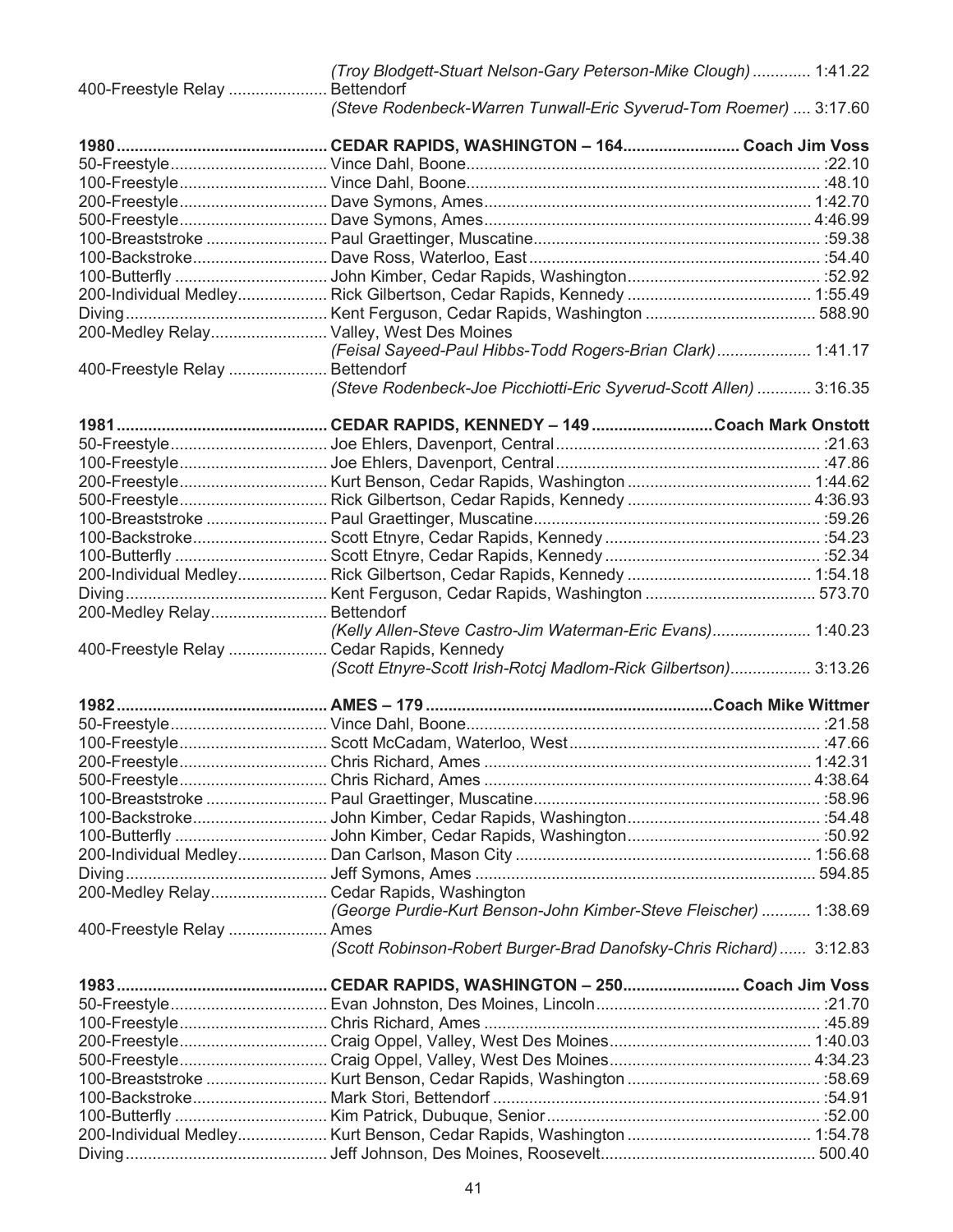| | | |
|---|---|---|
| | *(Troy Blodgett-Stuart Nelson-Gary Peterson-Mike Clough)* | 1:41.22 |
| 400-Freestyle Relay | Bettendorf | |
| | *(Steve Rodenbeck-Warren Tunwall-Eric Syverud-Tom Roemer)* | 3:17.60 |

| **1980** | **CEDAR RAPIDS, WASHINGTON – 164** | **Coach Jim Voss** |
|---|---|---|
| 50-Freestyle | Vince Dahl, Boone | :22.10 |
| 100-Freestyle | Vince Dahl, Boone | :48.10 |
| 200-Freestyle | Dave Symons, Ames | 1:42.70 |
| 500-Freestyle | Dave Symons, Ames | 4:46.99 |
| 100-Breaststroke | Paul Graettinger, Muscatine | :59.38 |
| 100-Backstroke | Dave Ross, Waterloo, East | :54.40 |
| 100-Butterfly | John Kimber, Cedar Rapids, Washington | :52.92 |
| 200-Individual Medley | Rick Gilbertson, Cedar Rapids, Kennedy | 1:55.49 |
| Diving | Kent Ferguson, Cedar Rapids, Washington | 588.90 |
| 200-Medley Relay | Valley, West Des Moines | |
| | *(Feisal Sayeed-Paul Hibbs-Todd Rogers-Brian Clark)* | 1:41.17 |
| 400-Freestyle Relay | Bettendorf | |
| | *(Steve Rodenbeck-Joe Picchiotti-Eric Syverud-Scott Allen)* | 3:16.35 |

| **1981** | **CEDAR RAPIDS, KENNEDY – 149** | **Coach Mark Onstott** |
|---|---|---|
| 50-Freestyle | Joe Ehlers, Davenport, Central | :21.63 |
| 100-Freestyle | Joe Ehlers, Davenport, Central | :47.86 |
| 200-Freestyle | Kurt Benson, Cedar Rapids, Washington | 1:44.62 |
| 500-Freestyle | Rick Gilbertson, Cedar Rapids, Kennedy | 4:36.93 |
| 100-Breaststroke | Paul Graettinger, Muscatine | :59.26 |
| 100-Backstroke | Scott Etnyre, Cedar Rapids, Kennedy | :54.23 |
| 100-Butterfly | Scott Etnyre, Cedar Rapids, Kennedy | :52.34 |
| 200-Individual Medley | Rick Gilbertson, Cedar Rapids, Kennedy | 1:54.18 |
| Diving | Kent Ferguson, Cedar Rapids, Washington | 573.70 |
| 200-Medley Relay | Bettendorf | |
| | *(Kelly Allen-Steve Castro-Jim Waterman-Eric Evans)* | 1:40.23 |
| 400-Freestyle Relay | Cedar Rapids, Kennedy | |
| | *(Scott Etnyre-Scott Irish-Rotcj Madlom-Rick Gilbertson)* | 3:13.26 |

| **1982** | **AMES – 179** | **Coach Mike Wittmer** |
|---|---|---|
| 50-Freestyle | Vince Dahl, Boone | :21.58 |
| 100-Freestyle | Scott McCadam, Waterloo, West | :47.66 |
| 200-Freestyle | Chris Richard, Ames | 1:42.31 |
| 500-Freestyle | Chris Richard, Ames | 4:38.64 |
| 100-Breaststroke | Paul Graettinger, Muscatine | :58.96 |
| 100-Backstroke | John Kimber, Cedar Rapids, Washington | :54.48 |
| 100-Butterfly | John Kimber, Cedar Rapids, Washington | :50.92 |
| 200-Individual Medley | Dan Carlson, Mason City | 1:56.68 |
| Diving | Jeff Symons, Ames | 594.85 |
| 200-Medley Relay | Cedar Rapids, Washington | |
| | *(George Purdie-Kurt Benson-John Kimber-Steve Fleischer)* | 1:38.69 |
| 400-Freestyle Relay | Ames | |
| | *(Scott Robinson-Robert Burger-Brad Danofsky-Chris Richard)* | 3:12.83 |

| **1983** | **CEDAR RAPIDS, WASHINGTON – 250** | **Coach Jim Voss** |
|---|---|---|
| 50-Freestyle | Evan Johnston, Des Moines, Lincoln | :21.70 |
| 100-Freestyle | Chris Richard, Ames | :45.89 |
| 200-Freestyle | Craig Oppel, Valley, West Des Moines | 1:40.03 |
| 500-Freestyle | Craig Oppel, Valley, West Des Moines | 4:34.23 |
| 100-Breaststroke | Kurt Benson, Cedar Rapids, Washington | :58.69 |
| 100-Backstroke | Mark Stori, Bettendorf | :54.91 |
| 100-Butterfly | Kim Patrick, Dubuque, Senior | :52.00 |
| 200-Individual Medley | Kurt Benson, Cedar Rapids, Washington | 1:54.78 |
| Diving | Jeff Johnson, Des Moines, Roosevelt | 500.40 |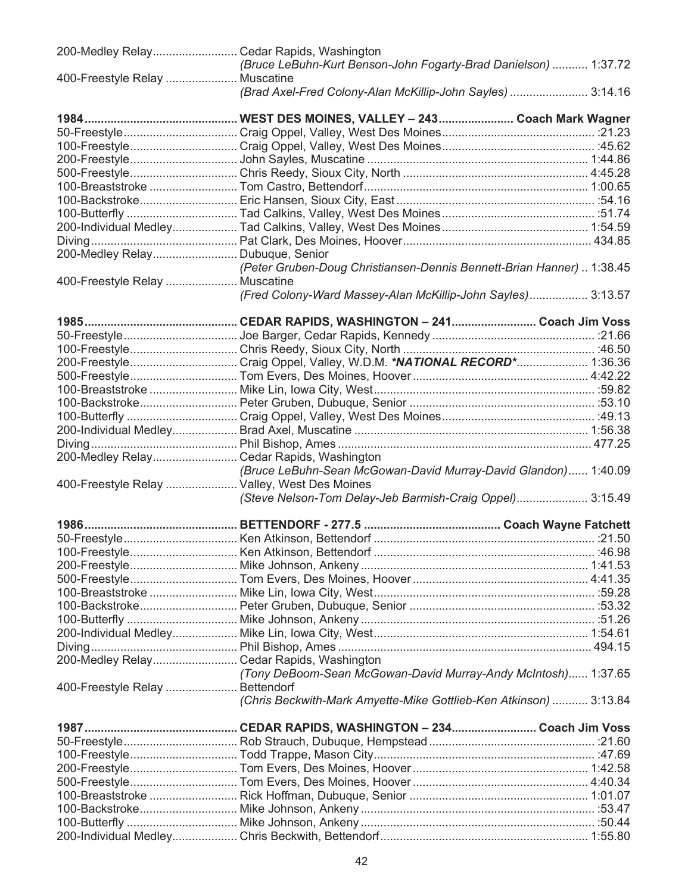| | | |
|---|---|---|
| 200-Medley Relay | Cedar Rapids, Washington | |
| | *(Bruce LeBuhn-Kurt Benson-John Fogarty-Brad Danielson)* | 1:37.72 |
| 400-Freestyle Relay | Muscatine | |
| | *(Brad Axel-Fred Colony-Alan McKillip-John Sayles)* | 3:14.16 |

| | | |
|---|---|---|
| **1984** | **WEST DES MOINES, VALLEY – 243** | **Coach Mark Wagner** |
| 50-Freestyle | Craig Oppel, Valley, West Des Moines | :21.23 |
| 100-Freestyle | Craig Oppel, Valley, West Des Moines | :45.62 |
| 200-Freestyle | John Sayles, Muscatine | 1:44.86 |
| 500-Freestyle | Chris Reedy, Sioux City, North | 4:45.28 |
| 100-Breaststroke | Tom Castro, Bettendorf | 1:00.65 |
| 100-Backstroke | Eric Hansen, Sioux City, East | :54.16 |
| 100-Butterfly | Tad Calkins, Valley, West Des Moines | :51.74 |
| 200-Individual Medley | Tad Calkins, Valley, West Des Moines | 1:54.59 |
| Diving | Pat Clark, Des Moines, Hoover | 434.85 |
| 200-Medley Relay | Dubuque, Senior | |
| | *(Peter Gruben-Doug Christiansen-Dennis Bennett-Brian Hanner)* | 1:38.45 |
| 400-Freestyle Relay | Muscatine | |
| | *(Fred Colony-Ward Massey-Alan McKillip-John Sayles)* | 3:13.57 |

| | | |
|---|---|---|
| **1985** | **CEDAR RAPIDS, WASHINGTON – 241** | **Coach Jim Voss** |
| 50-Freestyle | Joe Barger, Cedar Rapids, Kennedy | :21.66 |
| 100-Freestyle | Chris Reedy, Sioux City, North | :46.50 |
| 200-Freestyle | Craig Oppel, Valley, W.D.M. ***NATIONAL RECORD*** | 1:36.36 |
| 500-Freestyle | Tom Evers, Des Moines, Hoover | 4:42.22 |
| 100-Breaststroke | Mike Lin, Iowa City, West | :59.82 |
| 100-Backstroke | Peter Gruben, Dubuque, Senior | :53.10 |
| 100-Butterfly | Craig Oppel, Valley, West Des Moines | :49.13 |
| 200-Individual Medley | Brad Axel, Muscatine | 1:56.38 |
| Diving | Phil Bishop, Ames | 477.25 |
| 200-Medley Relay | Cedar Rapids, Washington | |
| | *(Bruce LeBuhn-Sean McGowan-David Murray-David Glandon)* | 1:40.09 |
| 400-Freestyle Relay | Valley, West Des Moines | |
| | *(Steve Nelson-Tom Delay-Jeb Barmish-Craig Oppel)* | 3:15.49 |

| | | |
|---|---|---|
| **1986** | **BETTENDORF - 277.5** | **Coach Wayne Fatchett** |
| 50-Freestyle | Ken Atkinson, Bettendorf | :21.50 |
| 100-Freestyle | Ken Atkinson, Bettendorf | :46.98 |
| 200-Freestyle | Mike Johnson, Ankeny | 1:41.53 |
| 500-Freestyle | Tom Evers, Des Moines, Hoover | 4:41.35 |
| 100-Breaststroke | Mike Lin, Iowa City, West | :59.28 |
| 100-Backstroke | Peter Gruben, Dubuque, Senior | :53.32 |
| 100-Butterfly | Mike Johnson, Ankeny | :51.26 |
| 200-Individual Medley | Mike Lin, Iowa City, West | 1:54.61 |
| Diving | Phil Bishop, Ames | 494.15 |
| 200-Medley Relay | Cedar Rapids, Washington | |
| | *(Tony DeBoom-Sean McGowan-David Murray-Andy McIntosh)* | 1:37.65 |
| 400-Freestyle Relay | Bettendorf | |
| | *(Chris Beckwith-Mark Amyette-Mike Gottlieb-Ken Atkinson)* | 3:13.84 |

| | | |
|---|---|---|
| **1987** | **CEDAR RAPIDS, WASHINGTON – 234** | **Coach Jim Voss** |
| 50-Freestyle | Rob Strauch, Dubuque, Hempstead | :21.60 |
| 100-Freestyle | Todd Trappe, Mason City | :47.69 |
| 200-Freestyle | Tom Evers, Des Moines, Hoover | 1:42.58 |
| 500-Freestyle | Tom Evers, Des Moines, Hoover | 4:40.34 |
| 100-Breaststroke | Rick Hoffman, Dubuque, Senior | 1:01.07 |
| 100-Backstroke | Mike Johnson, Ankeny | :53.47 |
| 100-Butterfly | Mike Johnson, Ankeny | :50.44 |
| 200-Individual Medley | Chris Beckwith, Bettendorf | 1:55.80 |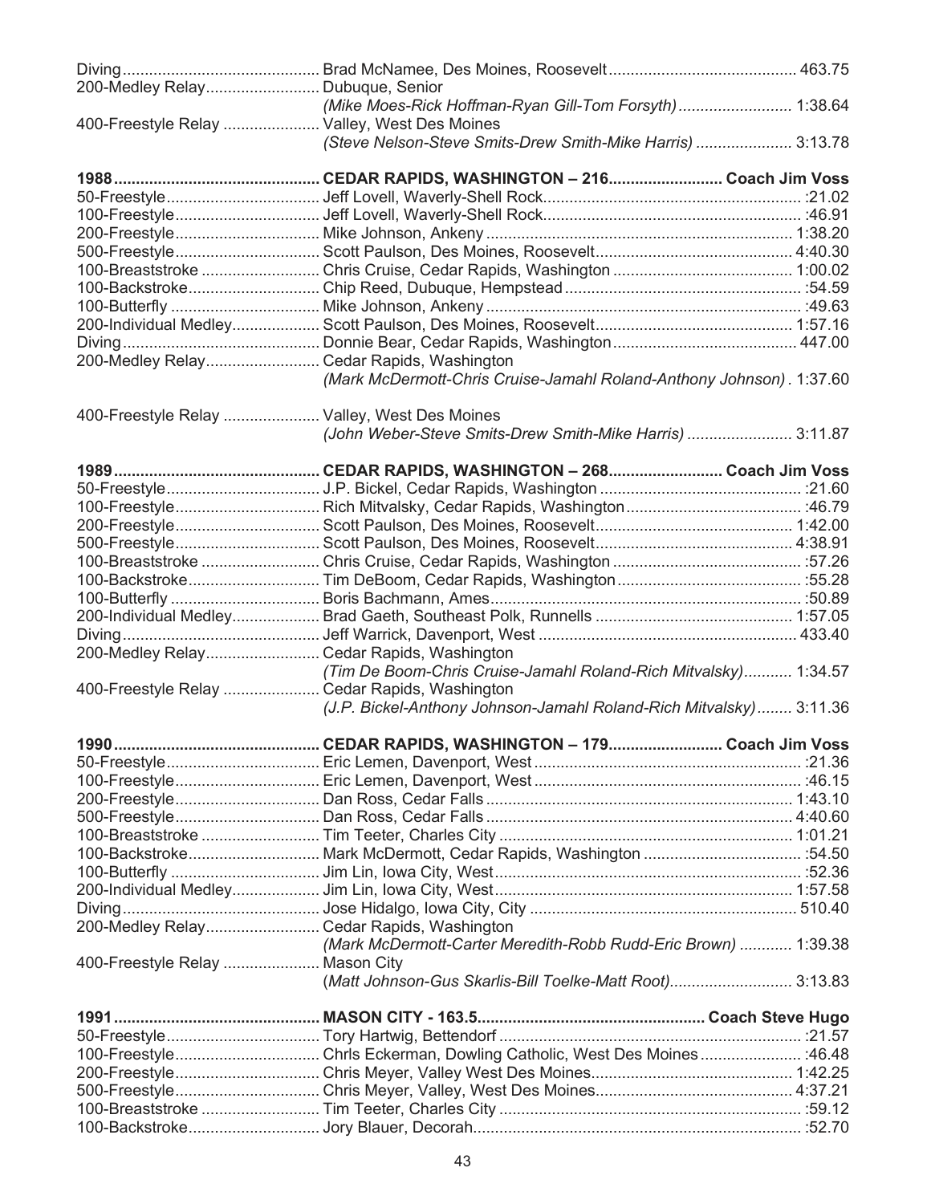| | | |
|---|---|---|
| Diving | Brad McNamee, Des Moines, Roosevelt | 463.75 |
| 200-Medley Relay | Dubuque, Senior | |
| | *(Mike Moes-Rick Hoffman-Ryan Gill-Tom Forsyth)* | 1:38.64 |
| 400-Freestyle Relay | Valley, West Des Moines | |
| | *(Steve Nelson-Steve Smits-Drew Smith-Mike Harris)* | 3:13.78 |
| **1988** | **CEDAR RAPIDS, WASHINGTON – 216** | **Coach Jim Voss** |
| 50-Freestyle | Jeff Lovell, Waverly-Shell Rock | :21.02 |
| 100-Freestyle | Jeff Lovell, Waverly-Shell Rock | :46.91 |
| 200-Freestyle | Mike Johnson, Ankeny | 1:38.20 |
| 500-Freestyle | Scott Paulson, Des Moines, Roosevelt | 4:40.30 |
| 100-Breaststroke | Chris Cruise, Cedar Rapids, Washington | 1:00.02 |
| 100-Backstroke | Chip Reed, Dubuque, Hempstead | :54.59 |
| 100-Butterfly | Mike Johnson, Ankeny | :49.63 |
| 200-Individual Medley | Scott Paulson, Des Moines, Roosevelt | 1:57.16 |
| Diving | Donnie Bear, Cedar Rapids, Washington | 447.00 |
| 200-Medley Relay | Cedar Rapids, Washington | |
| | *(Mark McDermott-Chris Cruise-Jamahl Roland-Anthony Johnson)* | 1:37.60 |
| 400-Freestyle Relay | Valley, West Des Moines | |
| | *(John Weber-Steve Smits-Drew Smith-Mike Harris)* | 3:11.87 |
| **1989** | **CEDAR RAPIDS, WASHINGTON – 268** | **Coach Jim Voss** |
| 50-Freestyle | J.P. Bickel, Cedar Rapids, Washington | :21.60 |
| 100-Freestyle | Rich Mitvalsky, Cedar Rapids, Washington | :46.79 |
| 200-Freestyle | Scott Paulson, Des Moines, Roosevelt | 1:42.00 |
| 500-Freestyle | Scott Paulson, Des Moines, Roosevelt | 4:38.91 |
| 100-Breaststroke | Chris Cruise, Cedar Rapids, Washington | :57.26 |
| 100-Backstroke | Tim DeBoom, Cedar Rapids, Washington | :55.28 |
| 100-Butterfly | Boris Bachmann, Ames | :50.89 |
| 200-Individual Medley | Brad Gaeth, Southeast Polk, Runnells | 1:57.05 |
| Diving | Jeff Warrick, Davenport, West | 433.40 |
| 200-Medley Relay | Cedar Rapids, Washington | |
| | *(Tim De Boom-Chris Cruise-Jamahl Roland-Rich Mitvalsky)* | 1:34.57 |
| 400-Freestyle Relay | Cedar Rapids, Washington | |
| | *(J.P. Bickel-Anthony Johnson-Jamahl Roland-Rich Mitvalsky)* | 3:11.36 |
| **1990** | **CEDAR RAPIDS, WASHINGTON – 179** | **Coach Jim Voss** |
| 50-Freestyle | Eric Lemen, Davenport, West | :21.36 |
| 100-Freestyle | Eric Lemen, Davenport, West | :46.15 |
| 200-Freestyle | Dan Ross, Cedar Falls | 1:43.10 |
| 500-Freestyle | Dan Ross, Cedar Falls | 4:40.60 |
| 100-Breaststroke | Tim Teeter, Charles City | 1:01.21 |
| 100-Backstroke | Mark McDermott, Cedar Rapids, Washington | :54.50 |
| 100-Butterfly | Jim Lin, Iowa City, West | :52.36 |
| 200-Individual Medley | Jim Lin, Iowa City, West | 1:57.58 |
| Diving | Jose Hidalgo, Iowa City, City | 510.40 |
| 200-Medley Relay | Cedar Rapids, Washington | |
| | *(Mark McDermott-Carter Meredith-Robb Rudd-Eric Brown)* | 1:39.38 |
| 400-Freestyle Relay | Mason City | |
| | (*Matt Johnson-Gus Skarlis-Bill Toelke-Matt Root)* | 3:13.83 |
| **1991** | **MASON CITY - 163.5** | **Coach Steve Hugo** |
| 50-Freestyle | Tory Hartwig, Bettendorf | :21.57 |
| 100-Freestyle | Chrls Eckerman, Dowling Catholic, West Des Moines | :46.48 |
| 200-Freestyle | Chris Meyer, Valley West Des Moines | 1:42.25 |
| 500-Freestyle | Chris Meyer, Valley, West Des Moines | 4:37.21 |
| 100-Breaststroke | Tim Teeter, Charles City | :59.12 |
| 100-Backstroke | Jory Blauer, Decorah | :52.70 |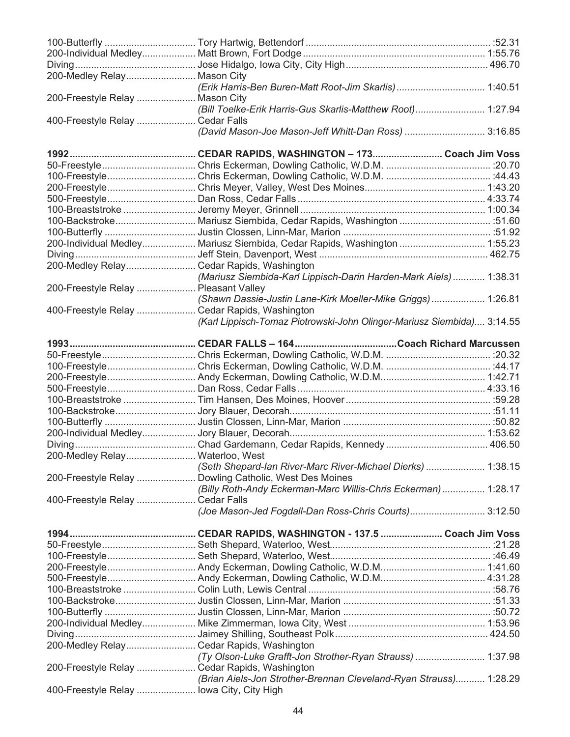| | | |
|---|---|---|
| 100-Butterfly | Tory Hartwig, Bettendorf | :52.31 |
| 200-Individual Medley | Matt Brown, Fort Dodge | 1:55.76 |
| Diving | Jose Hidalgo, Iowa City, City High | 496.70 |
| 200-Medley Relay | Mason City | |
| | *(Erik Harris-Ben Buren-Matt Root-Jim Skarlis)* | 1:40.51 |
| 200-Freestyle Relay | Mason City | |
| | *(Bill Toelke-Erik Harris-Gus Skarlis-Matthew Root)* | 1:27.94 |
| 400-Freestyle Relay | Cedar Falls | |
| | *(David Mason-Joe Mason-Jeff Whitt-Dan Ross)* | 3:16.85 |

| | | |
|---|---|---|
| **1992** | **CEDAR RAPIDS, WASHINGTON – 173** | **Coach Jim Voss** |
| 50-Freestyle | Chris Eckerman, Dowling Catholic, W.D.M. | :20.70 |
| 100-Freestyle | Chris Eckerman, Dowling Catholic, W.D.M. | :44.43 |
| 200-Freestyle | Chris Meyer, Valley, West Des Moines | 1:43.20 |
| 500-Freestyle | Dan Ross, Cedar Falls | 4:33.74 |
| 100-Breaststroke | Jeremy Meyer, Grinnell | 1:00.34 |
| 100-Backstroke | Mariusz Siembida, Cedar Rapids, Washington | :51.60 |
| 100-Butterfly | Justin Clossen, Linn-Mar, Marion | :51.92 |
| 200-Individual Medley | Mariusz Siembida, Cedar Rapids, Washington | 1:55.23 |
| Diving | Jeff Stein, Davenport, West | 462.75 |
| 200-Medley Relay | Cedar Rapids, Washington | |
| | *(Mariusz Siembida-Karl Lippisch-Darin Harden-Mark Aiels)* | 1:38.31 |
| 200-Freestyle Relay | Pleasant Valley | |
| | *(Shawn Dassie-Justin Lane-Kirk Moeller-Mike Griggs)* | 1:26.81 |
| 400-Freestyle Relay | Cedar Rapids, Washington | |
| | *(Karl Lippisch-Tomaz Piotrowski-John Olinger-Mariusz Siembida)* | 3:14.55 |

| | | |
|---|---|---|
| **1993** | **CEDAR FALLS – 164** | **Coach Richard Marcussen** |
| 50-Freestyle | Chris Eckerman, Dowling Catholic, W.D.M. | :20.32 |
| 100-Freestyle | Chris Eckerman, Dowling Catholic, W.D.M. | :44.17 |
| 200-Freestyle | Andy Eckerman, Dowling Catholic, W.D.M. | 1:42.71 |
| 500-Freestyle | Dan Ross, Cedar Falls | 4:33.16 |
| 100-Breaststroke | Tim Hansen, Des Moines, Hoover | :59.28 |
| 100-Backstroke | Jory Blauer, Decorah | :51.11 |
| 100-Butterfly | Justin Clossen, Linn-Mar, Marion | :50.82 |
| 200-Individual Medley | Jory Blauer, Decorah | 1:53.62 |
| Diving | Chad Gardemann, Cedar Rapids, Kennedy | 406.50 |
| 200-Medley Relay | Waterloo, West | |
| | *(Seth Shepard-Ian River-Marc River-Michael Dierks)* | 1:38.15 |
| 200-Freestyle Relay | Dowling Catholic, West Des Moines | |
| | *(Billy Roth-Andy Eckerman-Marc Willis-Chris Eckerman)* | 1:28.17 |
| 400-Freestyle Relay | Cedar Falls | |
| | *(Joe Mason-Jed Fogdall-Dan Ross-Chris Courts)* | 3:12.50 |

| | | |
|---|---|---|
| **1994** | **CEDAR RAPIDS, WASHINGTON - 137.5** | **Coach Jim Voss** |
| 50-Freestyle | Seth Shepard, Waterloo, West | :21.28 |
| 100-Freestyle | Seth Shepard, Waterloo, West | :46.49 |
| 200-Freestyle | Andy Eckerman, Dowling Catholic, W.D.M. | 1:41.60 |
| 500-Freestyle | Andy Eckerman, Dowling Catholic, W.D.M. | 4:31.28 |
| 100-Breaststroke | Colin Luth, Lewis Central | :58.76 |
| 100-Backstroke | Justin Clossen, Linn-Mar, Marion | :51.33 |
| 100-Butterfly | Justin Clossen, Linn-Mar, Marion | :50.72 |
| 200-Individual Medley | Mike Zimmerman, Iowa City, West | 1:53.96 |
| Diving | Jaimey Shilling, Southeast Polk | 424.50 |
| 200-Medley Relay | Cedar Rapids, Washington | |
| | *(Ty Olson-Luke Grafft-Jon Strother-Ryan Strauss)* | 1:37.98 |
| 200-Freestyle Relay | Cedar Rapids, Washington | |
| | *(Brian Aiels-Jon Strother-Brennan Cleveland-Ryan Strauss)* | 1:28.29 |
| 400-Freestyle Relay | Iowa City, City High | |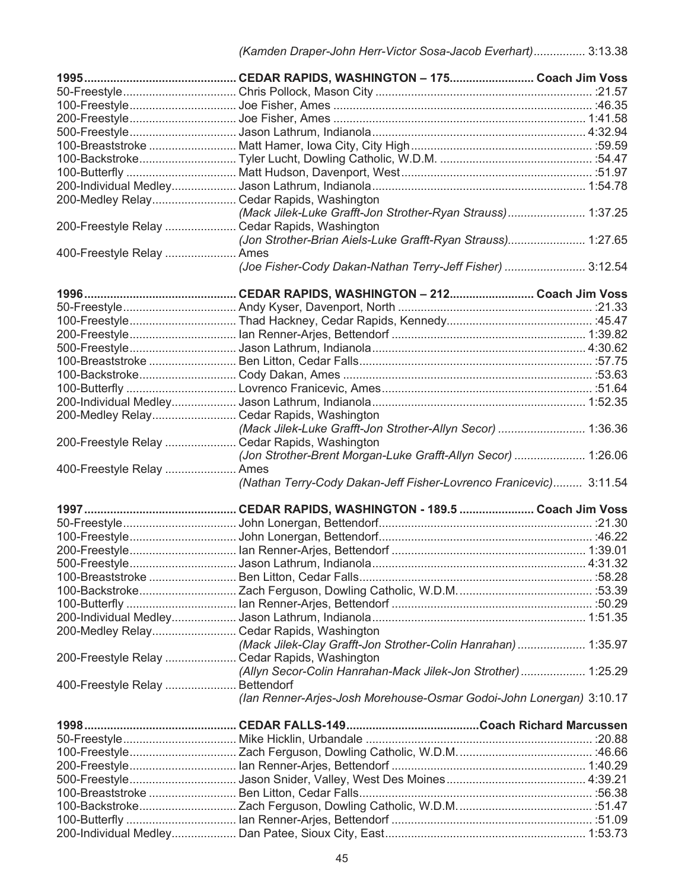(Kamden Draper-John Herr-Victor Sosa-Jacob Everhart) 3:13.38

| | | |
|---|---|---|
| **1995** | **CEDAR RAPIDS, WASHINGTON – 175** | **Coach Jim Voss** |
| 50-Freestyle | Chris Pollock, Mason City | :21.57 |
| 100-Freestyle | Joe Fisher, Ames | :46.35 |
| 200-Freestyle | Joe Fisher, Ames | 1:41.58 |
| 500-Freestyle | Jason Lathrum, Indianola | 4:32.94 |
| 100-Breaststroke | Matt Hamer, Iowa City, City High | :59.59 |
| 100-Backstroke | Tyler Lucht, Dowling Catholic, W.D.M. | :54.47 |
| 100-Butterfly | Matt Hudson, Davenport, West | :51.97 |
| 200-Individual Medley | Jason Lathrum, Indianola | 1:54.78 |
| 200-Medley Relay | Cedar Rapids, Washington *(Mack Jilek-Luke Grafft-Jon Strother-Ryan Strauss)* | 1:37.25 |
| 200-Freestyle Relay | Cedar Rapids, Washington *(Jon Strother-Brian Aiels-Luke Grafft-Ryan Strauss)* | 1:27.65 |
| 400-Freestyle Relay | Ames *(Joe Fisher-Cody Dakan-Nathan Terry-Jeff Fisher)* | 3:12.54 |

| | | |
|---|---|---|
| **1996** | **CEDAR RAPIDS, WASHINGTON – 212** | **Coach Jim Voss** |
| 50-Freestyle | Andy Kyser, Davenport, North | :21.33 |
| 100-Freestyle | Thad Hackney, Cedar Rapids, Kennedy | :45.47 |
| 200-Freestyle | Ian Renner-Arjes, Bettendorf | 1:39.82 |
| 500-Freestyle | Jason Lathrum, Indianola | 4:30.62 |
| 100-Breaststroke | Ben Litton, Cedar Falls | :57.75 |
| 100-Backstroke | Cody Dakan, Ames | :53.63 |
| 100-Butterfly | Lovrenco Franicevic, Ames | :51.64 |
| 200-Individual Medley | Jason Lathrum, Indianola | 1:52.35 |
| 200-Medley Relay | Cedar Rapids, Washington *(Mack Jilek-Luke Grafft-Jon Strother-Allyn Secor)* | 1:36.36 |
| 200-Freestyle Relay | Cedar Rapids, Washington *(Jon Strother-Brent Morgan-Luke Grafft-Allyn Secor)* | 1:26.06 |
| 400-Freestyle Relay | Ames *(Nathan Terry-Cody Dakan-Jeff Fisher-Lovrenco Franicevic)* | 3:11.54 |

| | | |
|---|---|---|
| **1997** | **CEDAR RAPIDS, WASHINGTON - 189.5** | **Coach Jim Voss** |
| 50-Freestyle | John Lonergan, Bettendorf | :21.30 |
| 100-Freestyle | John Lonergan, Bettendorf | :46.22 |
| 200-Freestyle | Ian Renner-Arjes, Bettendorf | 1:39.01 |
| 500-Freestyle | Jason Lathrum, Indianola | 4:31.32 |
| 100-Breaststroke | Ben Litton, Cedar Falls | :58.28 |
| 100-Backstroke | Zach Ferguson, Dowling Catholic, W.D.M. | :53.39 |
| 100-Butterfly | Ian Renner-Arjes, Bettendorf | :50.29 |
| 200-Individual Medley | Jason Lathrum, Indianola | 1:51.35 |
| 200-Medley Relay | Cedar Rapids, Washington *(Mack Jilek-Clay Grafft-Jon Strother-Colin Hanrahan)* | 1:35.97 |
| 200-Freestyle Relay | Cedar Rapids, Washington *(Allyn Secor-Colin Hanrahan-Mack Jilek-Jon Strother)* | 1:25.29 |
| 400-Freestyle Relay | Bettendorf *(Ian Renner-Arjes-Josh Morehouse-Osmar Godoi-John Lonergan)* | 3:10.17 |

| | | |
|---|---|---|
| **1998** | **CEDAR FALLS-149** | **Coach Richard Marcussen** |
| 50-Freestyle | Mike Hicklin, Urbandale | :20.88 |
| 100-Freestyle | Zach Ferguson, Dowling Catholic, W.D.M. | :46.66 |
| 200-Freestyle | Ian Renner-Arjes, Bettendorf | 1:40.29 |
| 500-Freestyle | Jason Snider, Valley, West Des Moines | 4:39.21 |
| 100-Breaststroke | Ben Litton, Cedar Falls | :56.38 |
| 100-Backstroke | Zach Ferguson, Dowling Catholic, W.D.M. | :51.47 |
| 100-Butterfly | Ian Renner-Arjes, Bettendorf | :51.09 |
| 200-Individual Medley | Dan Patee, Sioux City, East | 1:53.73 |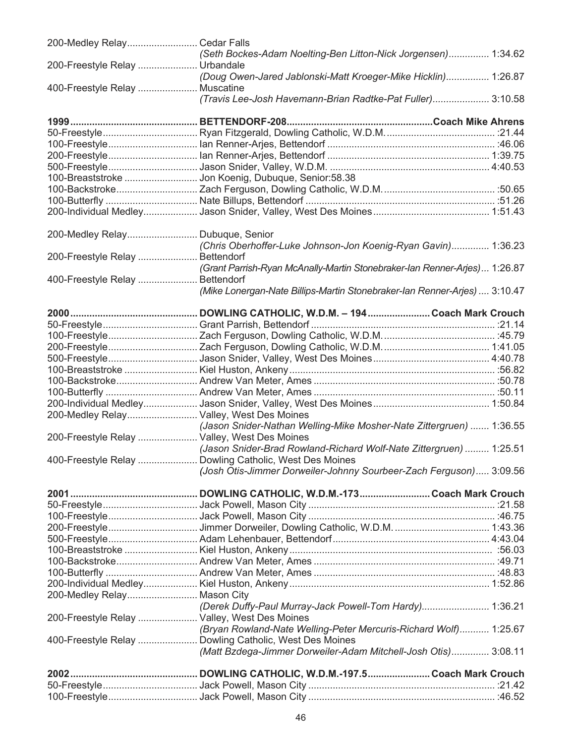| | | |
|---|---|---|
| 200-Medley Relay | Cedar Falls | |
| | *(Seth Bockes-Adam Noelting-Ben Litton-Nick Jorgensen)* | 1:34.62 |
| 200-Freestyle Relay | Urbandale | |
| | *(Doug Owen-Jared Jablonski-Matt Kroeger-Mike Hicklin)* | 1:26.87 |
| 400-Freestyle Relay | Muscatine | |
| | *(Travis Lee-Josh Havemann-Brian Radtke-Pat Fuller)* | 3:10.58 |

| | | |
|---|---|---|
| **1999** | **BETTENDORF-208** | **Coach Mike Ahrens** |
| 50-Freestyle | Ryan Fitzgerald, Dowling Catholic, W.D.M. | :21.44 |
| 100-Freestyle | Ian Renner-Arjes, Bettendorf | :46.06 |
| 200-Freestyle | Ian Renner-Arjes, Bettendorf | 1:39.75 |
| 500-Freestyle | Jason Snider, Valley, W.D.M. | 4:40.53 |
| 100-Breaststroke | Jon Koenig, Dubuque, Senior:58.38 | |
| 100-Backstroke | Zach Ferguson, Dowling Catholic, W.D.M. | :50.65 |
| 100-Butterfly | Nate Billups, Bettendorf | :51.26 |
| 200-Individual Medley | Jason Snider, Valley, West Des Moines | 1:51.43 |
| 200-Medley Relay | Dubuque, Senior | |
| | *(Chris Oberhoffer-Luke Johnson-Jon Koenig-Ryan Gavin)* | 1:36.23 |
| 200-Freestyle Relay | Bettendorf | |
| | *(Grant Parrish-Ryan McAnally-Martin Stonebraker-Ian Renner-Arjes)* | 1:26.87 |
| 400-Freestyle Relay | Bettendorf | |
| | *(Mike Lonergan-Nate Billips-Martin Stonebraker-Ian Renner-Arjes)* | 3:10.47 |

| | | |
|---|---|---|
| **2000** | **DOWLING CATHOLIC, W.D.M. – 194** | **Coach Mark Crouch** |
| 50-Freestyle | Grant Parrish, Bettendorf | :21.14 |
| 100-Freestyle | Zach Ferguson, Dowling Catholic, W.D.M. | :45.79 |
| 200-Freestyle | Zach Ferguson, Dowling Catholic, W.D.M. | 1:41.05 |
| 500-Freestyle | Jason Snider, Valley, West Des Moines | 4:40.78 |
| 100-Breaststroke | Kiel Huston, Ankeny | :56.82 |
| 100-Backstroke | Andrew Van Meter, Ames | :50.78 |
| 100-Butterfly | Andrew Van Meter, Ames | :50.11 |
| 200-Individual Medley | Jason Snider, Valley, West Des Moines | 1:50.84 |
| 200-Medley Relay | Valley, West Des Moines | |
| | *(Jason Snider-Nathan Welling-Mike Mosher-Nate Zittergruen)* | 1:36.55 |
| 200-Freestyle Relay | Valley, West Des Moines | |
| | *(Jason Snider-Brad Rowland-Richard Wolf-Nate Zittergruen)* | 1:25.51 |
| 400-Freestyle Relay | Dowling Catholic, West Des Moines | |
| | *(Josh Otis-Jimmer Dorweiler-Johnny Sourbeer-Zach Ferguson)* | 3:09.56 |

| | | |
|---|---|---|
| **2001** | **DOWLING CATHOLIC, W.D.M.-173** | **Coach Mark Crouch** |
| 50-Freestyle | Jack Powell, Mason City | :21.58 |
| 100-Freestyle | Jack Powell, Mason City | :46.75 |
| 200-Freestyle | Jimmer Dorweiler, Dowling Catholic, W.D.M. | 1:43.36 |
| 500-Freestyle | Adam Lehenbauer, Bettendorf | 4:43.04 |
| 100-Breaststroke | Kiel Huston, Ankeny | :56.03 |
| 100-Backstroke | Andrew Van Meter, Ames | :49.71 |
| 100-Butterfly | Andrew Van Meter, Ames | :48.83 |
| 200-Individual Medley | Kiel Huston, Ankeny | 1:52.86 |
| 200-Medley Relay | Mason City | |
| | *(Derek Duffy-Paul Murray-Jack Powell-Tom Hardy)* | 1:36.21 |
| 200-Freestyle Relay | Valley, West Des Moines | |
| | *(Bryan Rowland-Nate Welling-Peter Mercuris-Richard Wolf)* | 1:25.67 |
| 400-Freestyle Relay | Dowling Catholic, West Des Moines | |
| | *(Matt Bzdega-Jimmer Dorweiler-Adam Mitchell-Josh Otis)* | 3:08.11 |

| | | |
|---|---|---|
| **2002** | **DOWLING CATHOLIC, W.D.M.-197.5** | **Coach Mark Crouch** |
| 50-Freestyle | Jack Powell, Mason City | :21.42 |
| 100-Freestyle | Jack Powell, Mason City | :46.52 |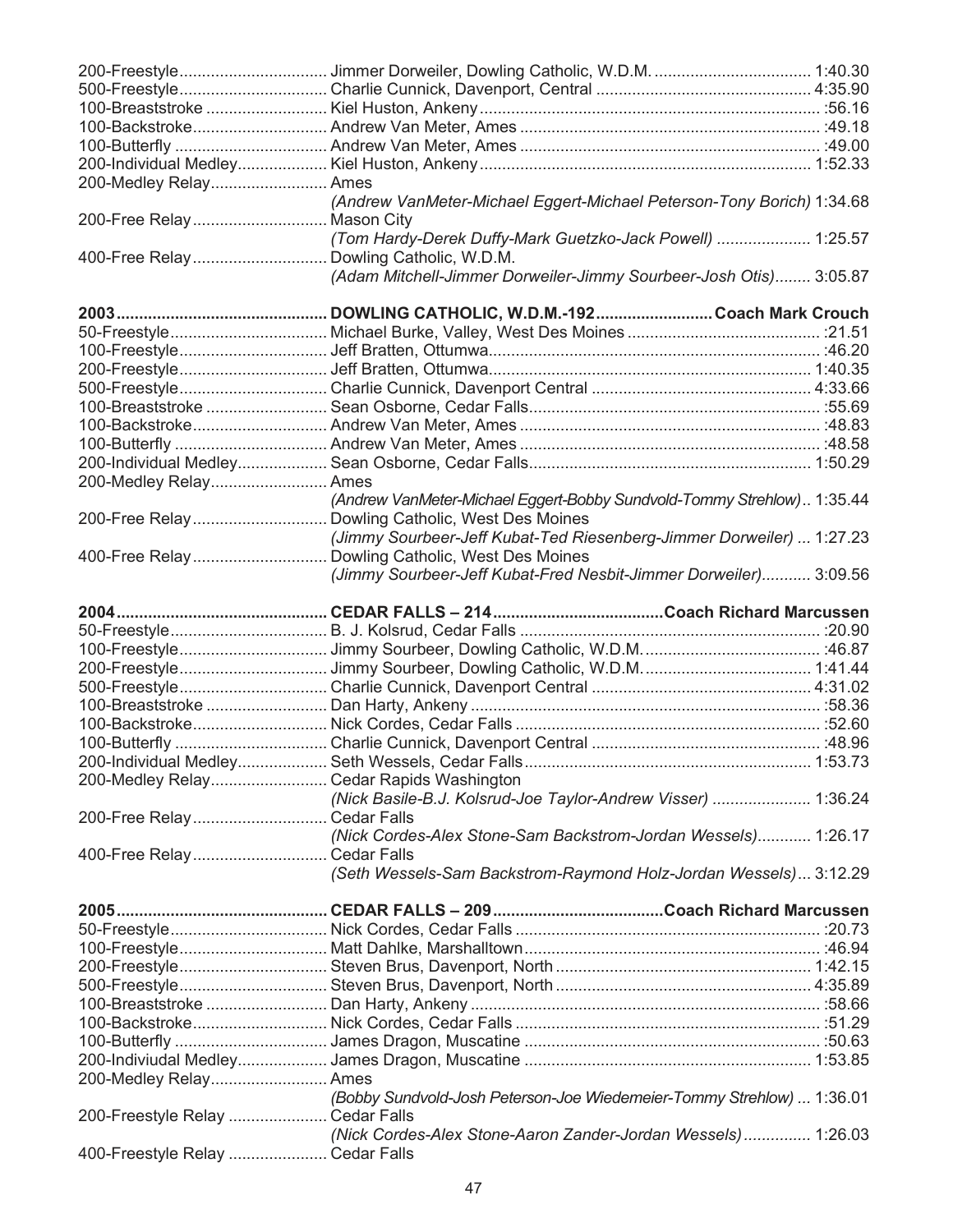| | | |
|---|---|---|
| 200-Freestyle | Jimmer Dorweiler, Dowling Catholic, W.D.M. | 1:40.30 |
| 500-Freestyle | Charlie Cunnick, Davenport, Central | 4:35.90 |
| 100-Breaststroke | Kiel Huston, Ankeny | :56.16 |
| 100-Backstroke | Andrew Van Meter, Ames | :49.18 |
| 100-Butterfly | Andrew Van Meter, Ames | :49.00 |
| 200-Individual Medley | Kiel Huston, Ankeny | 1:52.33 |
| 200-Medley Relay | Ames | |
| | *(Andrew VanMeter-Michael Eggert-Michael Peterson-Tony Borich)* | 1:34.68 |
| 200-Free Relay | Mason City | |
| | *(Tom Hardy-Derek Duffy-Mark Guetzko-Jack Powell)* | 1:25.57 |
| 400-Free Relay | Dowling Catholic, W.D.M. | |
| | *(Adam Mitchell-Jimmer Dorweiler-Jimmy Sourbeer-Josh Otis)* | 3:05.87 |

| | | |
|---|---|---|
| **2003** | **DOWLING CATHOLIC, W.D.M.-192** | **Coach Mark Crouch** |
| 50-Freestyle | Michael Burke, Valley, West Des Moines | :21.51 |
| 100-Freestyle | Jeff Bratten, Ottumwa | :46.20 |
| 200-Freestyle | Jeff Bratten, Ottumwa | 1:40.35 |
| 500-Freestyle | Charlie Cunnick, Davenport Central | 4:33.66 |
| 100-Breaststroke | Sean Osborne, Cedar Falls | :55.69 |
| 100-Backstroke | Andrew Van Meter, Ames | :48.83 |
| 100-Butterfly | Andrew Van Meter, Ames | :48.58 |
| 200-Individual Medley | Sean Osborne, Cedar Falls | 1:50.29 |
| 200-Medley Relay | Ames | |
| | *(Andrew VanMeter-Michael Eggert-Bobby Sundvold-Tommy Strehlow)* | 1:35.44 |
| 200-Free Relay | Dowling Catholic, West Des Moines | |
| | *(Jimmy Sourbeer-Jeff Kubat-Ted Riesenberg-Jimmer Dorweiler)* | 1:27.23 |
| 400-Free Relay | Dowling Catholic, West Des Moines | |
| | *(Jimmy Sourbeer-Jeff Kubat-Fred Nesbit-Jimmer Dorweiler)* | 3:09.56 |

| | | |
|---|---|---|
| **2004** | **CEDAR FALLS – 214** | **Coach Richard Marcussen** |
| 50-Freestyle | B. J. Kolsrud, Cedar Falls | :20.90 |
| 100-Freestyle | Jimmy Sourbeer, Dowling Catholic, W.D.M. | :46.87 |
| 200-Freestyle | Jimmy Sourbeer, Dowling Catholic, W.D.M. | 1:41.44 |
| 500-Freestyle | Charlie Cunnick, Davenport Central | 4:31.02 |
| 100-Breaststroke | Dan Harty, Ankeny | :58.36 |
| 100-Backstroke | Nick Cordes, Cedar Falls | :52.60 |
| 100-Butterfly | Charlie Cunnick, Davenport Central | :48.96 |
| 200-Individual Medley | Seth Wessels, Cedar Falls | 1:53.73 |
| 200-Medley Relay | Cedar Rapids Washington | |
| | *(Nick Basile-B.J. Kolsrud-Joe Taylor-Andrew Visser)* | 1:36.24 |
| 200-Free Relay | Cedar Falls | |
| | *(Nick Cordes-Alex Stone-Sam Backstrom-Jordan Wessels)* | 1:26.17 |
| 400-Free Relay | Cedar Falls | |
| | *(Seth Wessels-Sam Backstrom-Raymond Holz-Jordan Wessels)* | 3:12.29 |

| | | |
|---|---|---|
| **2005** | **CEDAR FALLS – 209** | **Coach Richard Marcussen** |
| 50-Freestyle | Nick Cordes, Cedar Falls | :20.73 |
| 100-Freestyle | Matt Dahlke, Marshalltown | :46.94 |
| 200-Freestyle | Steven Brus, Davenport, North | 1:42.15 |
| 500-Freestyle | Steven Brus, Davenport, North | 4:35.89 |
| 100-Breaststroke | Dan Harty, Ankeny | :58.66 |
| 100-Backstroke | Nick Cordes, Cedar Falls | :51.29 |
| 100-Butterfly | James Dragon, Muscatine | :50.63 |
| 200-Indiviudal Medley | James Dragon, Muscatine | 1:53.85 |
| 200-Medley Relay | Ames | |
| | *(Bobby Sundvold-Josh Peterson-Joe Wiedemeier-Tommy Strehlow)* | 1:36.01 |
| 200-Freestyle Relay | Cedar Falls | |
| | *(Nick Cordes-Alex Stone-Aaron Zander-Jordan Wessels)* | 1:26.03 |
| 400-Freestyle Relay | Cedar Falls | |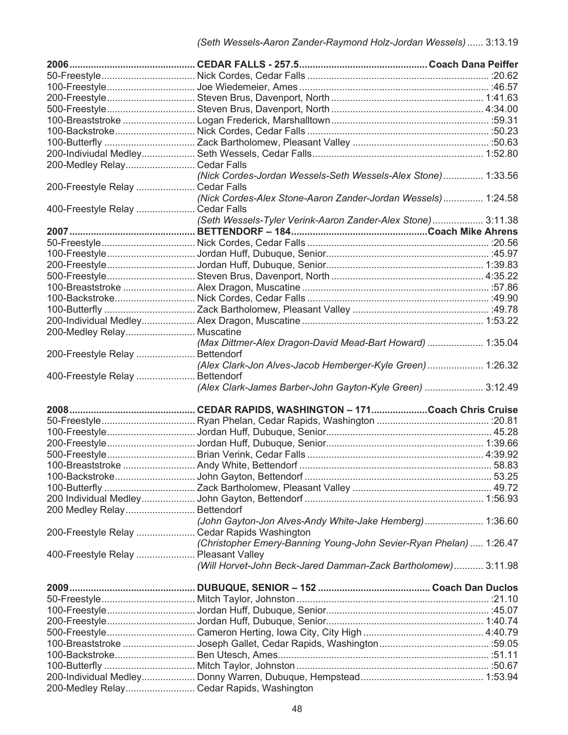*(Seth Wessels-Aaron Zander-Raymond Holz-Jordan Wessels)* ...... 3:13.19

| | | |
|---|---|---|
| **2006** | **CEDAR FALLS - 257.5** | **Coach Dana Peiffer** |
| 50-Freestyle | Nick Cordes, Cedar Falls | :20.62 |
| 100-Freestyle | Joe Wiedemeier, Ames | :46.57 |
| 200-Freestyle | Steven Brus, Davenport, North | 1:41.63 |
| 500-Freestyle | Steven Brus, Davenport, North | 4:34.00 |
| 100-Breaststroke | Logan Frederick, Marshalltown | :59.31 |
| 100-Backstroke | Nick Cordes, Cedar Falls | :50.23 |
| 100-Butterfly | Zack Bartholomew, Pleasant Valley | :50.63 |
| 200-Indiviudal Medley | Seth Wessels, Cedar Falls | 1:52.80 |
| 200-Medley Relay | Cedar Falls | |
| | *(Nick Cordes-Jordan Wessels-Seth Wessels-Alex Stone)* | 1:33.56 |
| 200-Freestyle Relay | Cedar Falls | |
| | *(Nick Cordes-Alex Stone-Aaron Zander-Jordan Wessels)* | 1:24.58 |
| 400-Freestyle Relay | Cedar Falls | |
| | *(Seth Wessels-Tyler Verink-Aaron Zander-Alex Stone)* | 3:11.38 |
| **2007** | **BETTENDORF – 184** | **Coach Mike Ahrens** |
| 50-Freestyle | Nick Cordes, Cedar Falls | :20.56 |
| 100-Freestyle | Jordan Huff, Dubuque, Senior | :45.97 |
| 200-Freestyle | Jordan Huff, Dubuque, Senior | 1:39.83 |
| 500-Freestyle | Steven Brus, Davenport, North | 4:35.22 |
| 100-Breaststroke | Alex Dragon, Muscatine | :57.86 |
| 100-Backstroke | Nick Cordes, Cedar Falls | :49.90 |
| 100-Butterfly | Zack Bartholomew, Pleasant Valley | :49.78 |
| 200-Individual Medley | Alex Dragon, Muscatine | 1:53.22 |
| 200-Medley Relay | Muscatine | |
| | *(Max Dittmer-Alex Dragon-David Mead-Bart Howard)* | 1:35.04 |
| 200-Freestyle Relay | Bettendorf | |
| | *(Alex Clark-Jon Alves-Jacob Hemberger-Kyle Green)* | 1:26.32 |
| 400-Freestyle Relay | Bettendorf | |
| | *(Alex Clark-James Barber-John Gayton-Kyle Green)* | 3:12.49 |
| **2008** | **CEDAR RAPIDS, WASHINGTON – 171** | **Coach Chris Cruise** |
| 50-Freestyle | Ryan Phelan, Cedar Rapids, Washington | :20.81 |
| 100-Freestyle | Jordan Huff, Dubuque, Senior | 45.28 |
| 200-Freestyle | Jordan Huff, Dubuque, Senior | 1:39.66 |
| 500-Freestyle | Brian Verink, Cedar Falls | 4:39.92 |
| 100-Breaststroke | Andy White, Bettendorf | 58.83 |
| 100-Backstroke | John Gayton, Bettendorf | 53.25 |
| 100-Butterfly | Zack Bartholomew, Pleasant Valley | 49.72 |
| 200 Individual Medley | John Gayton, Bettendorf | 1:56.93 |
| 200 Medley Relay | Bettendorf | |
| | *(John Gayton-Jon Alves-Andy White-Jake Hemberg)* | 1:36.60 |
| 200-Freestyle Relay | Cedar Rapids Washington | |
| | *(Christopher Emery-Banning Young-John Sevier-Ryan Phelan)* | 1:26.47 |
| 400-Freestyle Relay | Pleasant Valley | |
| | *(Will Horvet-John Beck-Jared Damman-Zack Bartholomew)* | 3:11.98 |
| **2009** | **DUBUQUE, SENIOR – 152** | **Coach Dan Duclos** |
| 50-Freestyle | Mitch Taylor, Johnston | :21.10 |
| 100-Freestyle | Jordan Huff, Dubuque, Senior | :45.07 |
| 200-Freestyle | Jordan Huff, Dubuque, Senior | 1:40.74 |
| 500-Freestyle | Cameron Herting, Iowa City, City High | 4:40.79 |
| 100-Breaststroke | Joseph Gallet, Cedar Rapids, Washington | :59.05 |
| 100-Backstroke | Ben Utesch, Ames | :51.11 |
| 100-Butterfly | Mitch Taylor, Johnston | :50.67 |
| 200-Individual Medley | Donny Warren, Dubuque, Hempstead | 1:53.94 |
| 200-Medley Relay | Cedar Rapids, Washington | |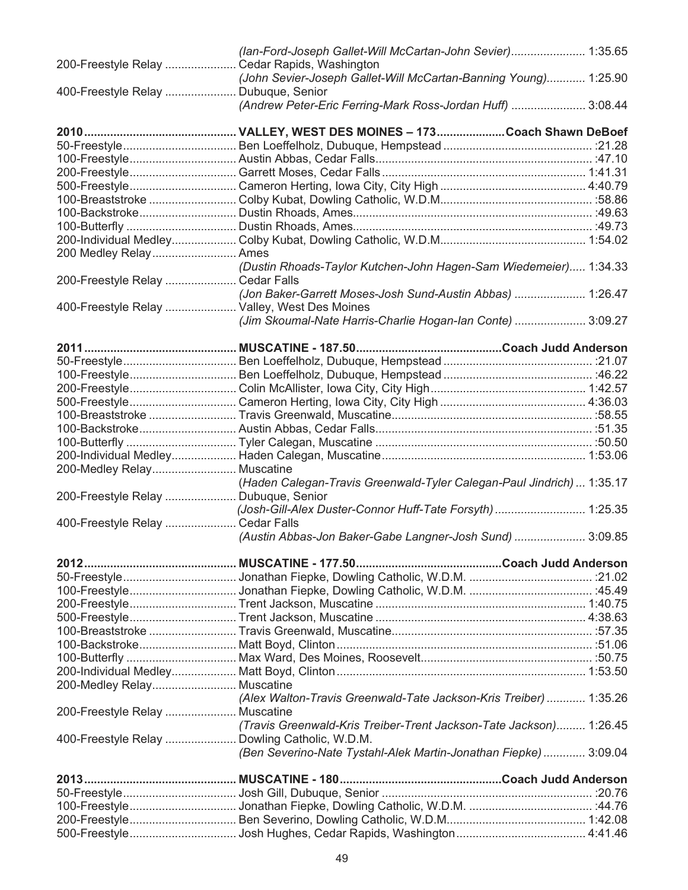| | | |
|---|---|---|
| | *(Ian-Ford-Joseph Gallet-Will McCartan-John Sevier)* | 1:35.65 |
| 200-Freestyle Relay | Cedar Rapids, Washington | |
| | *(John Sevier-Joseph Gallet-Will McCartan-Banning Young)* | 1:25.90 |
| 400-Freestyle Relay | Dubuque, Senior | |
| | *(Andrew Peter-Eric Ferring-Mark Ross-Jordan Huff)* | 3:08.44 |

| | | |
|---|---|---|
| **2010** | **VALLEY, WEST DES MOINES – 173** | **Coach Shawn DeBoef** |
| 50-Freestyle | Ben Loeffelholz, Dubuque, Hempstead | :21.28 |
| 100-Freestyle | Austin Abbas, Cedar Falls | :47.10 |
| 200-Freestyle | Garrett Moses, Cedar Falls | 1:41.31 |
| 500-Freestyle | Cameron Herting, Iowa City, City High | 4:40.79 |
| 100-Breaststroke | Colby Kubat, Dowling Catholic, W.D.M. | :58.86 |
| 100-Backstroke | Dustin Rhoads, Ames | :49.63 |
| 100-Butterfly | Dustin Rhoads, Ames | :49.73 |
| 200-Individual Medley | Colby Kubat, Dowling Catholic, W.D.M. | 1:54.02 |
| 200 Medley Relay | Ames | |
| | *(Dustin Rhoads-Taylor Kutchen-John Hagen-Sam Wiedemeier)* | 1:34.33 |
| 200-Freestyle Relay | Cedar Falls | |
| | *(Jon Baker-Garrett Moses-Josh Sund-Austin Abbas)* | 1:26.47 |
| 400-Freestyle Relay | Valley, West Des Moines | |
| | *(Jim Skoumal-Nate Harris-Charlie Hogan-Ian Conte)* | 3:09.27 |

| | | |
|---|---|---|
| **2011** | **MUSCATINE - 187.50** | **Coach Judd Anderson** |
| 50-Freestyle | Ben Loeffelholz, Dubuque, Hempstead | :21.07 |
| 100-Freestyle | Ben Loeffelholz, Dubuque, Hempstead | :46.22 |
| 200-Freestyle | Colin McAllister, Iowa City, City High | 1:42.57 |
| 500-Freestyle | Cameron Herting, Iowa City, City High | 4:36.03 |
| 100-Breaststroke | Travis Greenwald, Muscatine | :58.55 |
| 100-Backstroke | Austin Abbas, Cedar Falls | :51.35 |
| 100-Butterfly | Tyler Calegan, Muscatine | :50.50 |
| 200-Individual Medley | Haden Calegan, Muscatine | 1:53.06 |
| 200-Medley Relay | Muscatine | |
| | *(Haden Calegan-Travis Greenwald-Tyler Calegan-Paul Jindrich)* | 1:35.17 |
| 200-Freestyle Relay | Dubuque, Senior | |
| | *(Josh-Gill-Alex Duster-Connor Huff-Tate Forsyth)* | 1:25.35 |
| 400-Freestyle Relay | Cedar Falls | |
| | *(Austin Abbas-Jon Baker-Gabe Langner-Josh Sund)* | 3:09.85 |

| | | |
|---|---|---|
| **2012** | **MUSCATINE - 177.50** | **Coach Judd Anderson** |
| 50-Freestyle | Jonathan Fiepke, Dowling Catholic, W.D.M. | :21.02 |
| 100-Freestyle | Jonathan Fiepke, Dowling Catholic, W.D.M. | :45.49 |
| 200-Freestyle | Trent Jackson, Muscatine | 1:40.75 |
| 500-Freestyle | Trent Jackson, Muscatine | 4:38.63 |
| 100-Breaststroke | Travis Greenwald, Muscatine | :57.35 |
| 100-Backstroke | Matt Boyd, Clinton | :51.06 |
| 100-Butterfly | Max Ward, Des Moines, Roosevelt | :50.75 |
| 200-Individual Medley | Matt Boyd, Clinton | 1:53.50 |
| 200-Medley Relay | Muscatine | |
| | *(Alex Walton-Travis Greenwald-Tate Jackson-Kris Treiber)* | 1:35.26 |
| 200-Freestyle Relay | Muscatine | |
| | *(Travis Greenwald-Kris Treiber-Trent Jackson-Tate Jackson)* | 1:26.45 |
| 400-Freestyle Relay | Dowling Catholic, W.D.M. | |
| | *(Ben Severino-Nate Tystahl-Alek Martin-Jonathan Fiepke)* | 3:09.04 |

| | | |
|---|---|---|
| **2013** | **MUSCATINE - 180** | **Coach Judd Anderson** |
| 50-Freestyle | Josh Gill, Dubuque, Senior | :20.76 |
| 100-Freestyle | Jonathan Fiepke, Dowling Catholic, W.D.M. | :44.76 |
| 200-Freestyle | Ben Severino, Dowling Catholic, W.D.M. | 1:42.08 |
| 500-Freestyle | Josh Hughes, Cedar Rapids, Washington | 4:41.46 |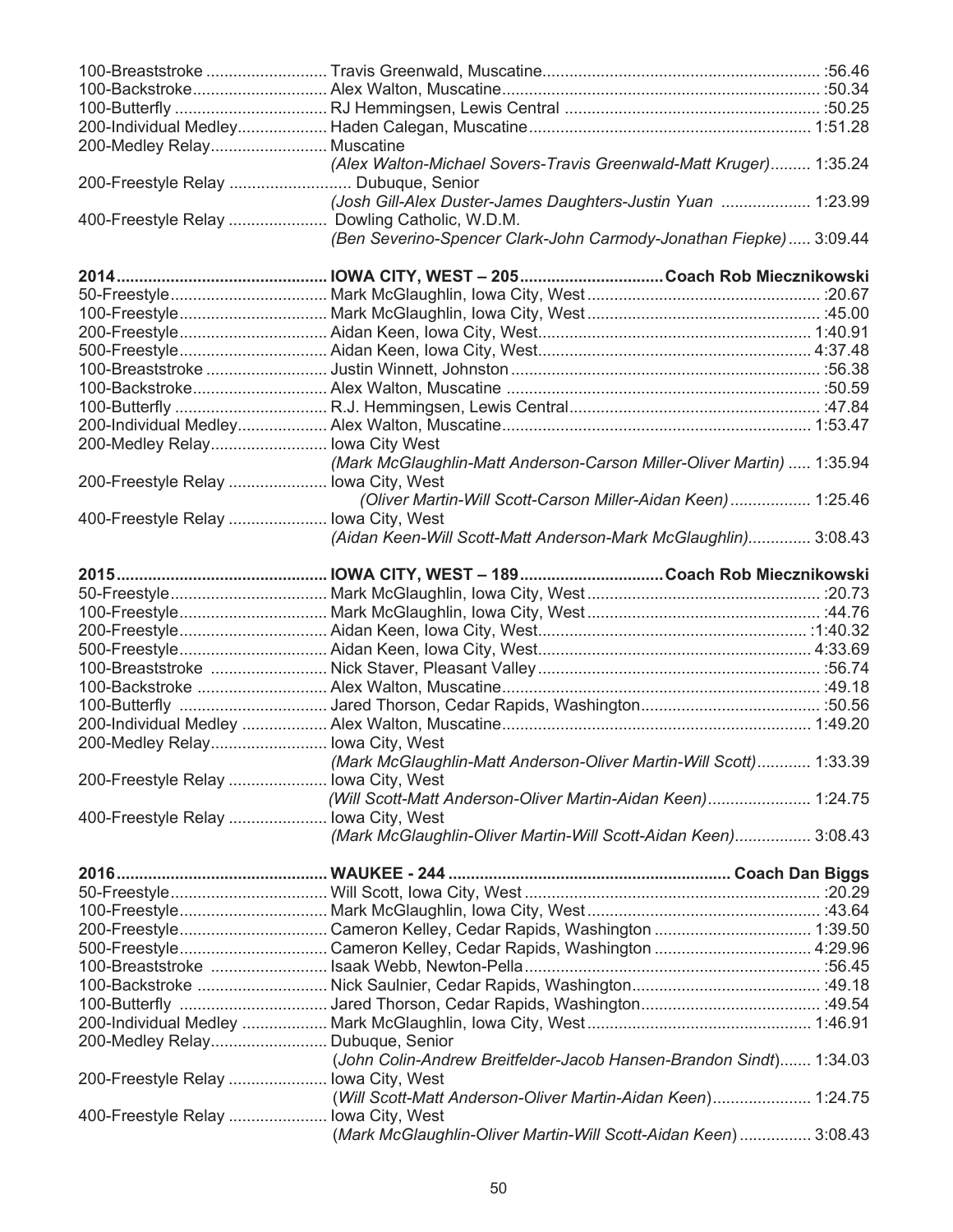| | | |
|---|---|---|
| 100-Breaststroke | Travis Greenwald, Muscatine | :56.46 |
| 100-Backstroke | Alex Walton, Muscatine | :50.34 |
| 100-Butterfly | RJ Hemmingsen, Lewis Central | :50.25 |
| 200-Individual Medley | Haden Calegan, Muscatine | 1:51.28 |
| 200-Medley Relay | Muscatine | |
| | *(Alex Walton-Michael Sovers-Travis Greenwald-Matt Kruger)* | 1:35.24 |
| 200-Freestyle Relay | Dubuque, Senior | |
| | *(Josh Gill-Alex Duster-James Daughters-Justin Yuan* | 1:23.99 |
| 400-Freestyle Relay | Dowling Catholic, W.D.M. | |
| | *(Ben Severino-Spencer Clark-John Carmody-Jonathan Fiepke)* | 3:09.44 |

| | | |
|---|---|---|
| **2014** | **IOWA CITY, WEST – 205** | **Coach Rob Miecznikowski** |
| 50-Freestyle | Mark McGlaughlin, Iowa City, West | :20.67 |
| 100-Freestyle | Mark McGlaughlin, Iowa City, West | :45.00 |
| 200-Freestyle | Aidan Keen, Iowa City, West | 1:40.91 |
| 500-Freestyle | Aidan Keen, Iowa City, West | 4:37.48 |
| 100-Breaststroke | Justin Winnett, Johnston | :56.38 |
| 100-Backstroke | Alex Walton, Muscatine | :50.59 |
| 100-Butterfly | R.J. Hemmingsen, Lewis Central | :47.84 |
| 200-Individual Medley | Alex Walton, Muscatine | 1:53.47 |
| 200-Medley Relay | Iowa City West | |
| | *(Mark McGlaughlin-Matt Anderson-Carson Miller-Oliver Martin)* | 1:35.94 |
| 200-Freestyle Relay | Iowa City, West | |
| | *(Oliver Martin-Will Scott-Carson Miller-Aidan Keen)* | 1:25.46 |
| 400-Freestyle Relay | Iowa City, West | |
| | *(Aidan Keen-Will Scott-Matt Anderson-Mark McGlaughlin)* | 3:08.43 |

| | | |
|---|---|---|
| **2015** | **IOWA CITY, WEST – 189** | **Coach Rob Miecznikowski** |
| 50-Freestyle | Mark McGlaughlin, Iowa City, West | :20.73 |
| 100-Freestyle | Mark McGlaughlin, Iowa City, West | :44.76 |
| 200-Freestyle | Aidan Keen, Iowa City, West | :1:40.32 |
| 500-Freestyle | Aidan Keen, Iowa City, West | 4:33.69 |
| 100-Breaststroke | Nick Staver, Pleasant Valley | :56.74 |
| 100-Backstroke | Alex Walton, Muscatine | :49.18 |
| 100-Butterfly | Jared Thorson, Cedar Rapids, Washington | :50.56 |
| 200-Individual Medley | Alex Walton, Muscatine | 1:49.20 |
| 200-Medley Relay | Iowa City, West | |
| | *(Mark McGlaughlin-Matt Anderson-Oliver Martin-Will Scott)* | 1:33.39 |
| 200-Freestyle Relay | Iowa City, West | |
| | *(Will Scott-Matt Anderson-Oliver Martin-Aidan Keen)* | 1:24.75 |
| 400-Freestyle Relay | Iowa City, West | |
| | *(Mark McGlaughlin-Oliver Martin-Will Scott-Aidan Keen)* | 3:08.43 |

| | | |
|---|---|---|
| **2016** | **WAUKEE - 244** | **Coach Dan Biggs** |
| 50-Freestyle | Will Scott, Iowa City, West | :20.29 |
| 100-Freestyle | Mark McGlaughlin, Iowa City, West | :43.64 |
| 200-Freestyle | Cameron Kelley, Cedar Rapids, Washington | 1:39.50 |
| 500-Freestyle | Cameron Kelley, Cedar Rapids, Washington | 4:29.96 |
| 100-Breaststroke | Isaak Webb, Newton-Pella | :56.45 |
| 100-Backstroke | Nick Saulnier, Cedar Rapids, Washington | :49.18 |
| 100-Butterfly | Jared Thorson, Cedar Rapids, Washington | :49.54 |
| 200-Individual Medley | Mark McGlaughlin, Iowa City, West | 1:46.91 |
| 200-Medley Relay | Dubuque, Senior | |
| | *(John Colin-Andrew Breitfelder-Jacob Hansen-Brandon Sindt)* | 1:34.03 |
| 200-Freestyle Relay | Iowa City, West | |
| | *(Will Scott-Matt Anderson-Oliver Martin-Aidan Keen)* | 1:24.75 |
| 400-Freestyle Relay | Iowa City, West | |
| | *(Mark McGlaughlin-Oliver Martin-Will Scott-Aidan Keen)* | 3:08.43 |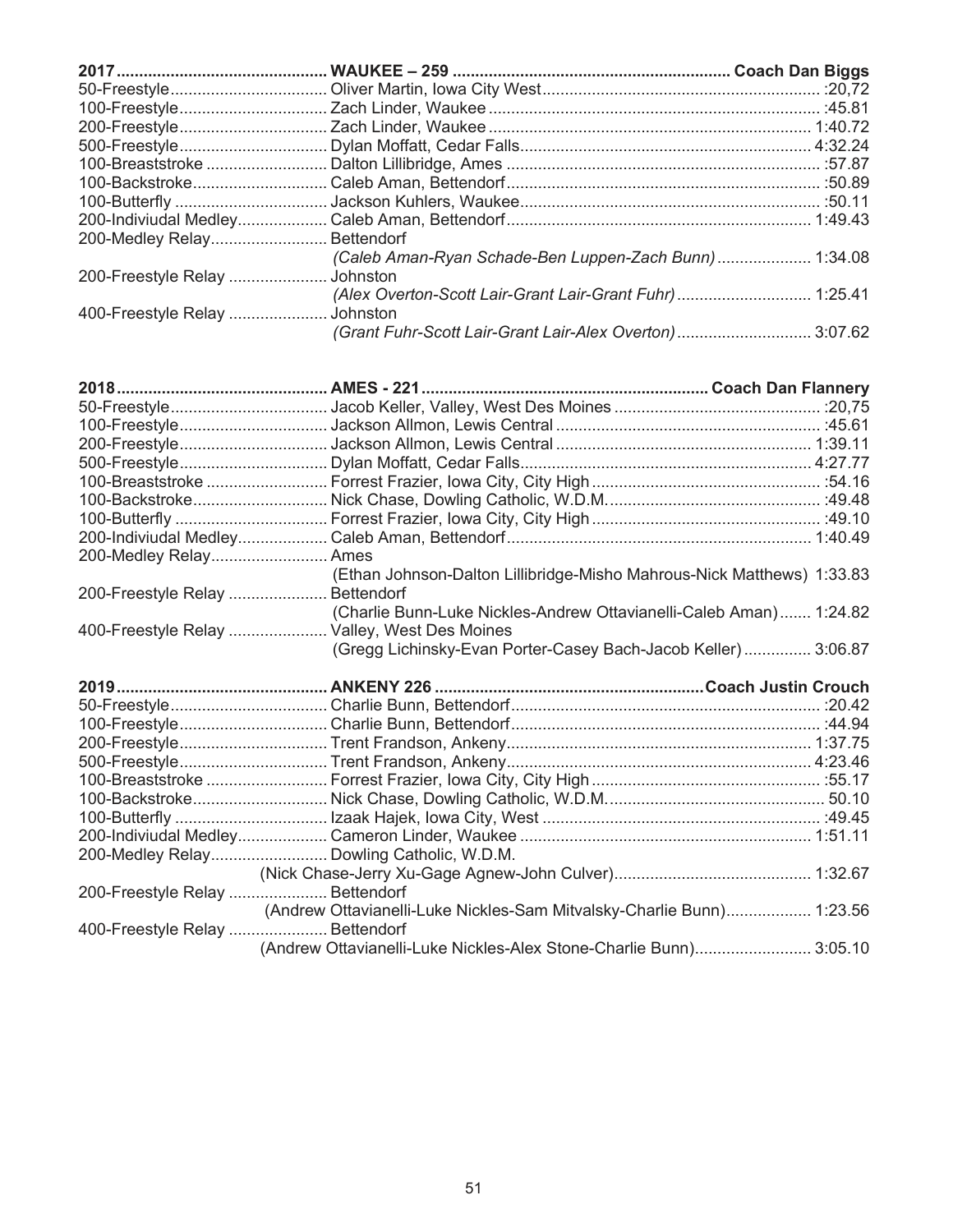| | | |
|---|---|---|
| **2017** | **WAUKEE – 259** | **Coach Dan Biggs** |
| 50-Freestyle | Oliver Martin, Iowa City West | :20,72 |
| 100-Freestyle | Zach Linder, Waukee | :45.81 |
| 200-Freestyle | Zach Linder, Waukee | 1:40.72 |
| 500-Freestyle | Dylan Moffatt, Cedar Falls | 4:32.24 |
| 100-Breaststroke | Dalton Lillibridge, Ames | :57.87 |
| 100-Backstroke | Caleb Aman, Bettendorf | :50.89 |
| 100-Butterfly | Jackson Kuhlers, Waukee | :50.11 |
| 200-Indiviudal Medley | Caleb Aman, Bettendorf | 1:49.43 |
| 200-Medley Relay | Bettendorf | |
| | *(Caleb Aman-Ryan Schade-Ben Luppen-Zach Bunn)* | 1:34.08 |
| 200-Freestyle Relay | Johnston | |
| | *(Alex Overton-Scott Lair-Grant Lair-Grant Fuhr)* | 1:25.41 |
| 400-Freestyle Relay | Johnston | |
| | *(Grant Fuhr-Scott Lair-Grant Lair-Alex Overton)* | 3:07.62 |

| | | |
|---|---|---|
| **2018** | **AMES - 221** | **Coach Dan Flannery** |
| 50-Freestyle | Jacob Keller, Valley, West Des Moines | :20,75 |
| 100-Freestyle | Jackson Allmon, Lewis Central | :45.61 |
| 200-Freestyle | Jackson Allmon, Lewis Central | 1:39.11 |
| 500-Freestyle | Dylan Moffatt, Cedar Falls | 4:27.77 |
| 100-Breaststroke | Forrest Frazier, Iowa City, City High | :54.16 |
| 100-Backstroke | Nick Chase, Dowling Catholic, W.D.M. | :49.48 |
| 100-Butterfly | Forrest Frazier, Iowa City, City High | :49.10 |
| 200-Indiviudal Medley | Caleb Aman, Bettendorf | 1:40.49 |
| 200-Medley Relay | Ames | |
| | (Ethan Johnson-Dalton Lillibridge-Misho Mahrous-Nick Matthews) | 1:33.83 |
| 200-Freestyle Relay | Bettendorf | |
| | (Charlie Bunn-Luke Nickles-Andrew Ottavianelli-Caleb Aman) | 1:24.82 |
| 400-Freestyle Relay | Valley, West Des Moines | |
| | (Gregg Lichinsky-Evan Porter-Casey Bach-Jacob Keller) | 3:06.87 |

| | | |
|---|---|---|
| **2019** | **ANKENY 226** | **Coach Justin Crouch** |
| 50-Freestyle | Charlie Bunn, Bettendorf | :20.42 |
| 100-Freestyle | Charlie Bunn, Bettendorf | :44.94 |
| 200-Freestyle | Trent Frandson, Ankeny | 1:37.75 |
| 500-Freestyle | Trent Frandson, Ankeny | 4:23.46 |
| 100-Breaststroke | Forrest Frazier, Iowa City, City High | :55.17 |
| 100-Backstroke | Nick Chase, Dowling Catholic, W.D.M. | 50.10 |
| 100-Butterfly | Izaak Hajek, Iowa City, West | :49.45 |
| 200-Indiviudal Medley | Cameron Linder, Waukee | 1:51.11 |
| 200-Medley Relay | Dowling Catholic, W.D.M. | |
| | (Nick Chase-Jerry Xu-Gage Agnew-John Culver) | 1:32.67 |
| 200-Freestyle Relay | Bettendorf | |
| | (Andrew Ottavianelli-Luke Nickles-Sam Mitvalsky-Charlie Bunn) | 1:23.56 |
| 400-Freestyle Relay | Bettendorf | |
| | (Andrew Ottavianelli-Luke Nickles-Alex Stone-Charlie Bunn) | 3:05.10 |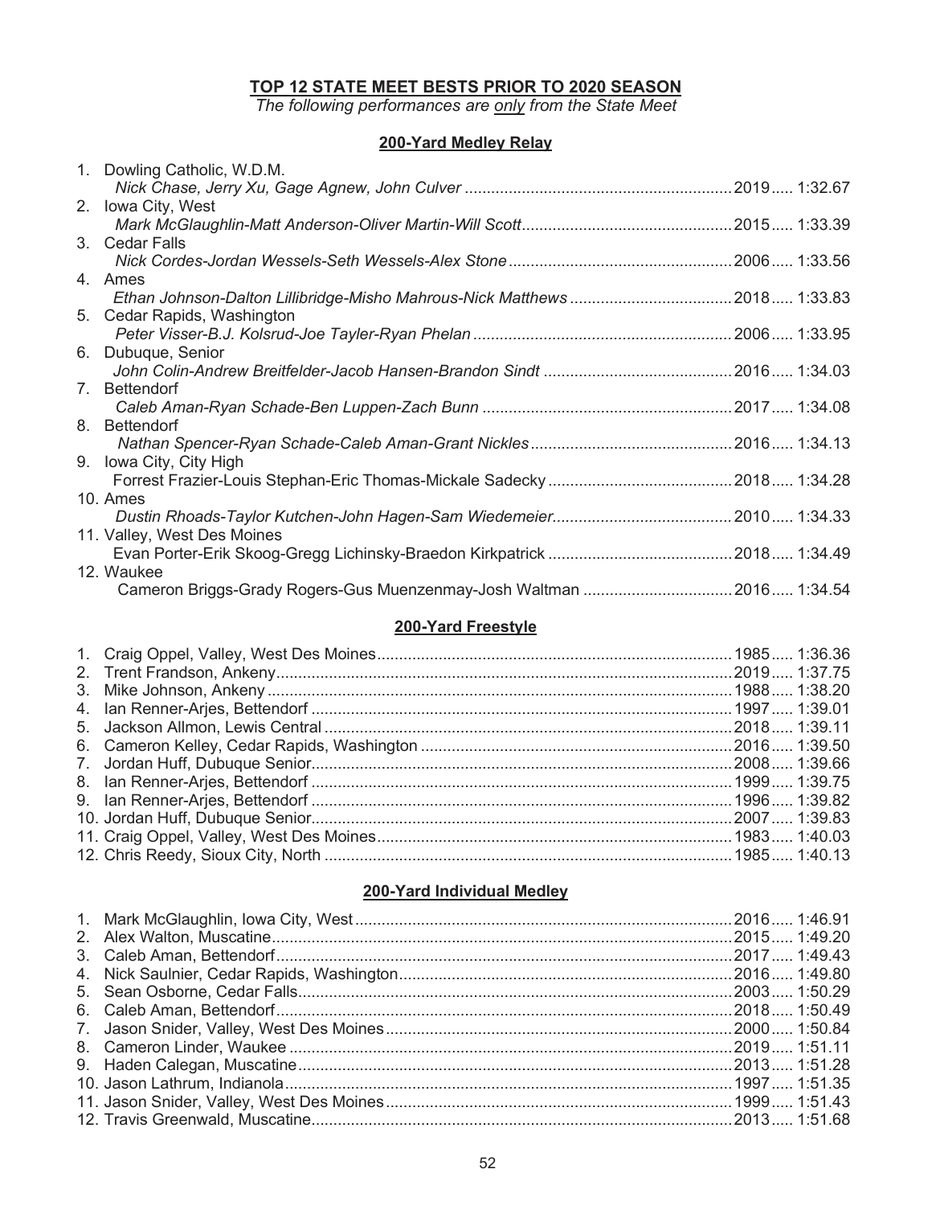# TOP 12 STATE MEET BESTS PRIOR TO 2020 SEASON

*The following performances are only from the State Meet*

## 200-Yard Medley Relay

1. Dowling Catholic, W.D.M.
   *Nick Chase, Jerry Xu, Gage Agnew, John Culver* ..... 2019 ..... 1:32.67
2. Iowa City, West
   *Mark McGlaughlin-Matt Anderson-Oliver Martin-Will Scott* ..... 2015 ..... 1:33.39
3. Cedar Falls
   *Nick Cordes-Jordan Wessels-Seth Wessels-Alex Stone* ..... 2006 ..... 1:33.56
4. Ames
   *Ethan Johnson-Dalton Lillibridge-Misho Mahrous-Nick Matthews* ..... 2018 ..... 1:33.83
5. Cedar Rapids, Washington
   *Peter Visser-B.J. Kolsrud-Joe Tayler-Ryan Phelan* ..... 2006 ..... 1:33.95
6. Dubuque, Senior
   *John Colin-Andrew Breitfelder-Jacob Hansen-Brandon Sindt* ..... 2016 ..... 1:34.03
7. Bettendorf
   *Caleb Aman-Ryan Schade-Ben Luppen-Zach Bunn* ..... 2017 ..... 1:34.08
8. Bettendorf
   *Nathan Spencer-Ryan Schade-Caleb Aman-Grant Nickles* ..... 2016 ..... 1:34.13
9. Iowa City, City High
   Forrest Frazier-Louis Stephan-Eric Thomas-Mickale Sadecky ..... 2018 ..... 1:34.28
10. Ames
    *Dustin Rhoads-Taylor Kutchen-John Hagen-Sam Wiedemeier.* ..... 2010 ..... 1:34.33
11. Valley, West Des Moines
    Evan Porter-Erik Skoog-Gregg Lichinsky-Braedon Kirkpatrick ..... 2018 ..... 1:34.49
12. Waukee
    Cameron Briggs-Grady Rogers-Gus Muenzenmay-Josh Waltman ..... 2016 ..... 1:34.54

## 200-Yard Freestyle

1. Craig Oppel, Valley, West Des Moines ..... 1985 ..... 1:36.36
2. Trent Frandson, Ankeny ..... 2019 ..... 1:37.75
3. Mike Johnson, Ankeny ..... 1988 ..... 1:38.20
4. Ian Renner-Arjes, Bettendorf ..... 1997 ..... 1:39.01
5. Jackson Allmon, Lewis Central ..... 2018 ..... 1:39.11
6. Cameron Kelley, Cedar Rapids, Washington ..... 2016 ..... 1:39.50
7. Jordan Huff, Dubuque Senior ..... 2008 ..... 1:39.66
8. Ian Renner-Arjes, Bettendorf ..... 1999 ..... 1:39.75
9. Ian Renner-Arjes, Bettendorf ..... 1996 ..... 1:39.82
10. Jordan Huff, Dubuque Senior ..... 2007 ..... 1:39.83
11. Craig Oppel, Valley, West Des Moines ..... 1983 ..... 1:40.03
12. Chris Reedy, Sioux City, North ..... 1985 ..... 1:40.13

## 200-Yard Individual Medley

1. Mark McGlaughlin, Iowa City, West ..... 2016 ..... 1:46.91
2. Alex Walton, Muscatine ..... 2015 ..... 1:49.20
3. Caleb Aman, Bettendorf ..... 2017 ..... 1:49.43
4. Nick Saulnier, Cedar Rapids, Washington ..... 2016 ..... 1:49.80
5. Sean Osborne, Cedar Falls ..... 2003 ..... 1:50.29
6. Caleb Aman, Bettendorf ..... 2018 ..... 1:50.49
7. Jason Snider, Valley, West Des Moines ..... 2000 ..... 1:50.84
8. Cameron Linder, Waukee ..... 2019 ..... 1:51.11
9. Haden Calegan, Muscatine ..... 2013 ..... 1:51.28
10. Jason Lathrum, Indianola ..... 1997 ..... 1:51.35
11. Jason Snider, Valley, West Des Moines ..... 1999 ..... 1:51.43
12. Travis Greenwald, Muscatine ..... 2013 ..... 1:51.68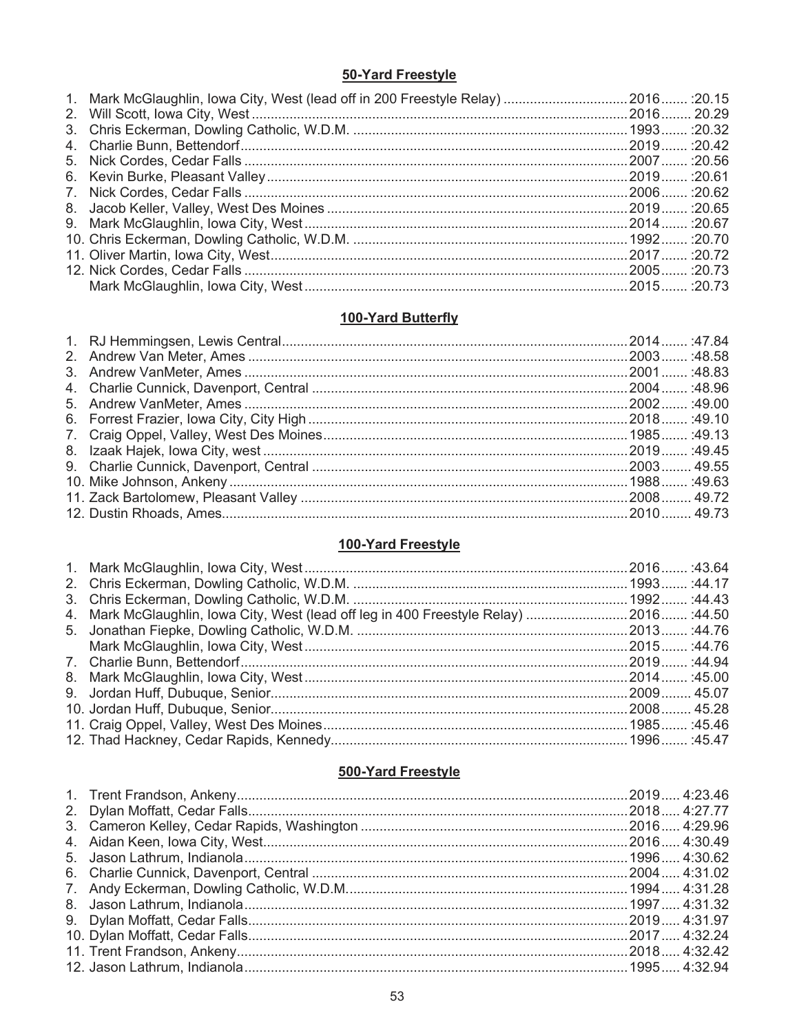## 50-Yard Freestyle

| | | | |
|---|---|---|---|
| 1. | Mark McGlaughlin, Iowa City, West (lead off in 200 Freestyle Relay) | 2016 | :20.15 |
| 2. | Will Scott, Iowa City, West | 2016 | 20.29 |
| 3. | Chris Eckerman, Dowling Catholic, W.D.M. | 1993 | :20.32 |
| 4. | Charlie Bunn, Bettendorf | 2019 | :20.42 |
| 5. | Nick Cordes, Cedar Falls | 2007 | :20.56 |
| 6. | Kevin Burke, Pleasant Valley | 2019 | :20.61 |
| 7. | Nick Cordes, Cedar Falls | 2006 | :20.62 |
| 8. | Jacob Keller, Valley, West Des Moines | 2019 | :20.65 |
| 9. | Mark McGlaughlin, Iowa City, West | 2014 | :20.67 |
| 10. | Chris Eckerman, Dowling Catholic, W.D.M. | 1992 | :20.70 |
| 11. | Oliver Martin, Iowa City, West | 2017 | :20.72 |
| 12. | Nick Cordes, Cedar Falls | 2005 | :20.73 |
| | Mark McGlaughlin, Iowa City, West | 2015 | :20.73 |

## 100-Yard Butterfly

| | | | |
|---|---|---|---|
| 1. | RJ Hemmingsen, Lewis Central | 2014 | :47.84 |
| 2. | Andrew Van Meter, Ames | 2003 | :48.58 |
| 3. | Andrew VanMeter, Ames | 2001 | :48.83 |
| 4. | Charlie Cunnick, Davenport, Central | 2004 | :48.96 |
| 5. | Andrew VanMeter, Ames | 2002 | :49.00 |
| 6. | Forrest Frazier, Iowa City, City High | 2018 | :49.10 |
| 7. | Craig Oppel, Valley, West Des Moines | 1985 | :49.13 |
| 8. | Izaak Hajek, Iowa City, west | 2019 | :49.45 |
| 9. | Charlie Cunnick, Davenport, Central | 2003 | 49.55 |
| 10. | Mike Johnson, Ankeny | 1988 | :49.63 |
| 11. | Zack Bartolomew, Pleasant Valley | 2008 | 49.72 |
| 12. | Dustin Rhoads, Ames | 2010 | 49.73 |

## 100-Yard Freestyle

| | | | |
|---|---|---|---|
| 1. | Mark McGlaughlin, Iowa City, West | 2016 | :43.64 |
| 2. | Chris Eckerman, Dowling Catholic, W.D.M. | 1993 | :44.17 |
| 3. | Chris Eckerman, Dowling Catholic, W.D.M. | 1992 | :44.43 |
| 4. | Mark McGlaughlin, Iowa City, West (lead off leg in 400 Freestyle Relay) | 2016 | :44.50 |
| 5. | Jonathan Fiepke, Dowling Catholic, W.D.M. | 2013 | :44.76 |
| | Mark McGlaughlin, Iowa City, West | 2015 | :44.76 |
| 7. | Charlie Bunn, Bettendorf | 2019 | :44.94 |
| 8. | Mark McGlaughlin, Iowa City, West | 2014 | :45.00 |
| 9. | Jordan Huff, Dubuque, Senior | 2009 | 45.07 |
| 10. | Jordan Huff, Dubuque, Senior | 2008 | 45.28 |
| 11. | Craig Oppel, Valley, West Des Moines | 1985 | :45.46 |
| 12. | Thad Hackney, Cedar Rapids, Kennedy | 1996 | :45.47 |

## 500-Yard Freestyle

| | | | |
|---|---|---|---|
| 1. | Trent Frandson, Ankeny | 2019 | 4:23.46 |
| 2. | Dylan Moffatt, Cedar Falls | 2018 | 4:27.77 |
| 3. | Cameron Kelley, Cedar Rapids, Washington | 2016 | 4:29.96 |
| 4. | Aidan Keen, Iowa City, West | 2016 | 4:30.49 |
| 5. | Jason Lathrum, Indianola | 1996 | 4:30.62 |
| 6. | Charlie Cunnick, Davenport, Central | 2004 | 4:31.02 |
| 7. | Andy Eckerman, Dowling Catholic, W.D.M. | 1994 | 4:31.28 |
| 8. | Jason Lathrum, Indianola | 1997 | 4:31.32 |
| 9. | Dylan Moffatt, Cedar Falls | 2019 | 4:31.97 |
| 10. | Dylan Moffatt, Cedar Falls | 2017 | 4:32.24 |
| 11. | Trent Frandson, Ankeny | 2018 | 4:32.42 |
| 12. | Jason Lathrum, Indianola | 1995 | 4:32.94 |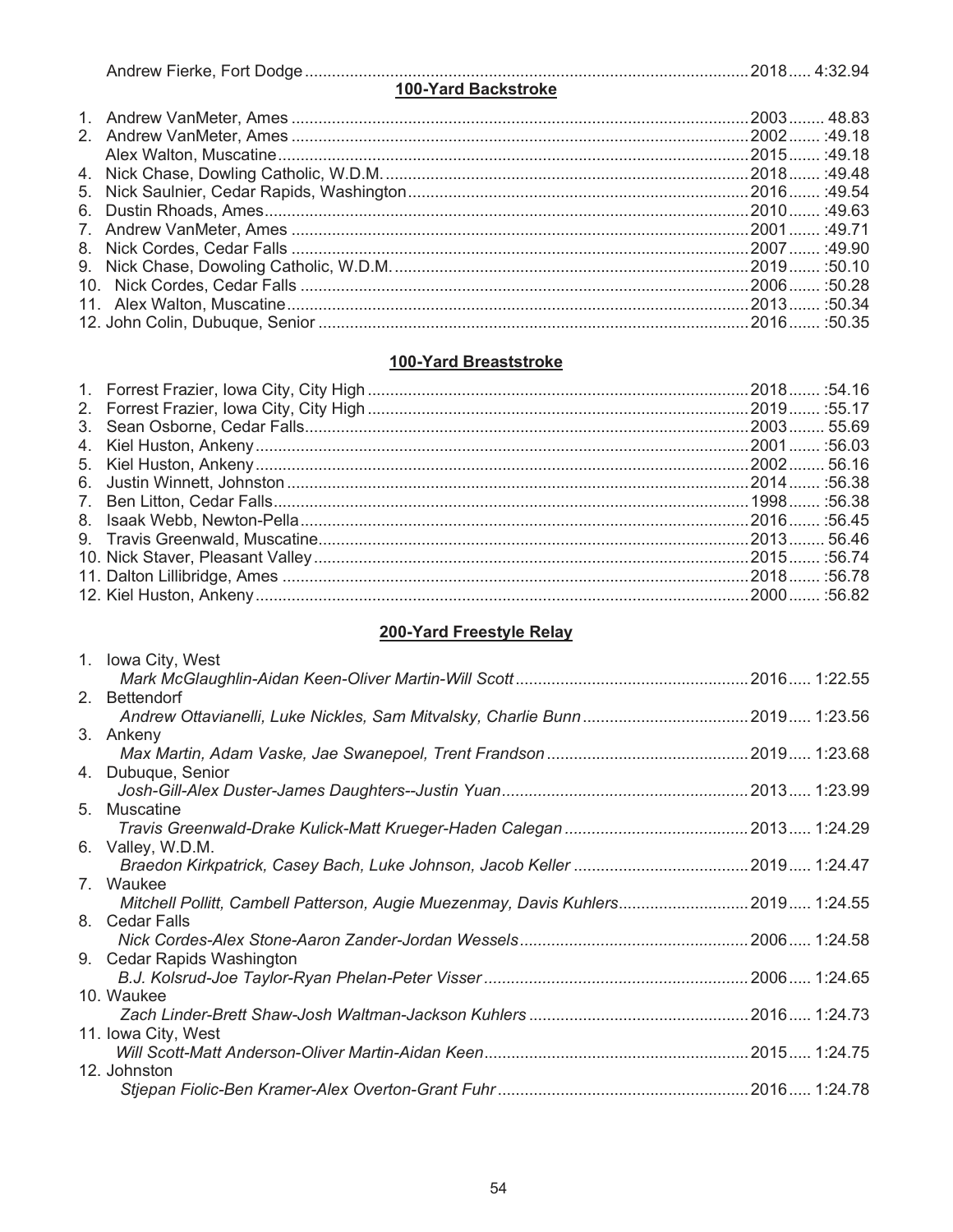Andrew Fierke, Fort Dodge ........................................................................ 2018..... 4:32.94

## 100-Yard Backstroke

1. Andrew VanMeter, Ames ........................................................................ 2003........ 48.83
2. Andrew VanMeter, Ames ........................................................................ 2002....... :49.18
   Alex Walton, Muscatine........................................................................ 2015....... :49.18
4. Nick Chase, Dowling Catholic, W.D.M. ........................................................................ 2018....... :49.48
5. Nick Saulnier, Cedar Rapids, Washington........................................................................ 2016....... :49.54
6. Dustin Rhoads, Ames........................................................................ 2010....... :49.63
7. Andrew VanMeter, Ames ........................................................................ 2001....... :49.71
8. Nick Cordes, Cedar Falls ........................................................................ 2007....... :49.90
9. Nick Chase, Dowoling Catholic, W.D.M. ........................................................................ 2019....... :50.10
10. Nick Cordes, Cedar Falls ........................................................................ 2006....... :50.28
11. Alex Walton, Muscatine........................................................................ 2013....... :50.34
12. John Colin, Dubuque, Senior ........................................................................ 2016....... :50.35

## 100-Yard Breaststroke

1. Forrest Frazier, Iowa City, City High ........................................................................ 2018....... :54.16
2. Forrest Frazier, Iowa City, City High ........................................................................ 2019....... :55.17
3. Sean Osborne, Cedar Falls........................................................................ 2003........ 55.69
4. Kiel Huston, Ankeny........................................................................ 2001....... :56.03
5. Kiel Huston, Ankeny........................................................................ 2002........ 56.16
6. Justin Winnett, Johnston ........................................................................ 2014....... :56.38
7. Ben Litton, Cedar Falls........................................................................ 1998....... :56.38
8. Isaak Webb, Newton-Pella........................................................................ 2016....... :56.45
9. Travis Greenwald, Muscatine........................................................................ 2013........ 56.46
10. Nick Staver, Pleasant Valley ........................................................................ 2015....... :56.74
11. Dalton Lillibridge, Ames ........................................................................ 2018....... :56.78
12. Kiel Huston, Ankeny........................................................................ 2000....... :56.82

## 200-Yard Freestyle Relay

1. Iowa City, West
   *Mark McGlaughlin-Aidan Keen-Oliver Martin-Will Scott* ........................................................................ 2016..... 1:22.55
2. Bettendorf
   *Andrew Ottavianelli, Luke Nickles, Sam Mitvalsky, Charlie Bunn* ........................................................................ 2019..... 1:23.56
3. Ankeny
   *Max Martin, Adam Vaske, Jae Swanepoel, Trent Frandson* ........................................................................ 2019..... 1:23.68
4. Dubuque, Senior
   *Josh-Gill-Alex Duster-James Daughters--Justin Yuan* ........................................................................ 2013..... 1:23.99
5. Muscatine
   *Travis Greenwald-Drake Kulick-Matt Krueger-Haden Calegan* ........................................................................ 2013..... 1:24.29
6. Valley, W.D.M.
   *Braedon Kirkpatrick, Casey Bach, Luke Johnson, Jacob Keller* ........................................................................ 2019..... 1:24.47
7. Waukee
   *Mitchell Pollitt, Cambell Patterson, Augie Muezenmay, Davis Kuhlers* ........................................................................ 2019..... 1:24.55
8. Cedar Falls
   *Nick Cordes-Alex Stone-Aaron Zander-Jordan Wessels* ........................................................................ 2006..... 1:24.58
9. Cedar Rapids Washington
   *B.J. Kolsrud-Joe Taylor-Ryan Phelan-Peter Visser* ........................................................................ 2006..... 1:24.65
10. Waukee
    *Zach Linder-Brett Shaw-Josh Waltman-Jackson Kuhlers* ........................................................................ 2016..... 1:24.73
11. Iowa City, West
    *Will Scott-Matt Anderson-Oliver Martin-Aidan Keen* ........................................................................ 2015..... 1:24.75
12. Johnston
    *Stjepan Fiolic-Ben Kramer-Alex Overton-Grant Fuhr* ........................................................................ 2016..... 1:24.78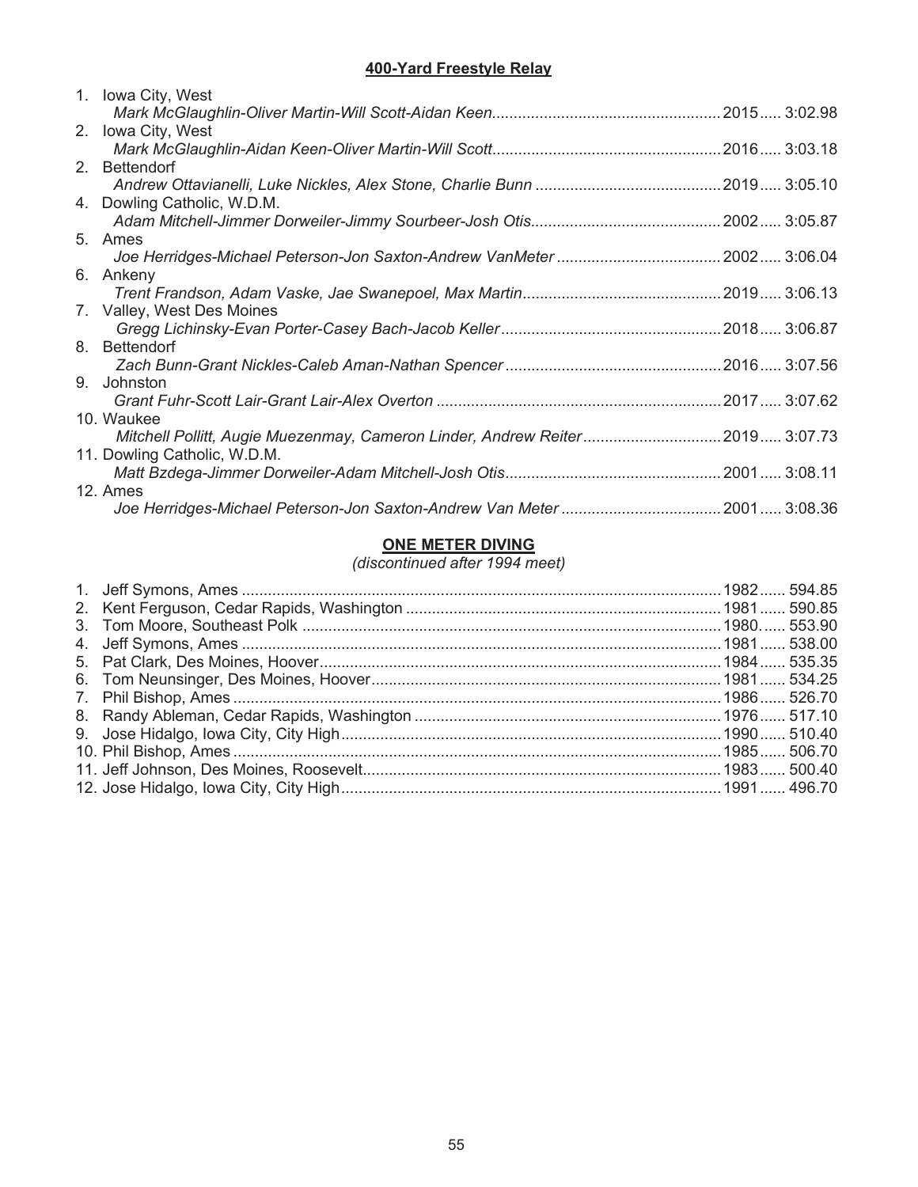**400-Yard Freestyle Relay**

1. Iowa City, West
   *Mark McGlaughlin-Oliver Martin-Will Scott-Aidan Keen*.....................................................2015..... 3:02.98
2. Iowa City, West
   *Mark McGlaughlin-Aidan Keen-Oliver Martin-Will Scott*.....................................................2016..... 3:03.18
2. Bettendorf
   *Andrew Ottavianelli, Luke Nickles, Alex Stone, Charlie Bunn* ...........................................2019..... 3:05.10
4. Dowling Catholic, W.D.M.
   *Adam Mitchell-Jimmer Dorweiler-Jimmy Sourbeer-Josh Otis*............................................2002..... 3:05.87
5. Ames
   *Joe Herridges-Michael Peterson-Jon Saxton-Andrew VanMeter* ......................................2002..... 3:06.04
6. Ankeny
   *Trent Frandson, Adam Vaske, Jae Swanepoel, Max Martin*..............................................2019..... 3:06.13
7. Valley, West Des Moines
   *Gregg Lichinsky-Evan Porter-Casey Bach-Jacob Keller*...................................................2018..... 3:06.87
8. Bettendorf
   *Zach Bunn-Grant Nickles-Caleb Aman-Nathan Spencer*..................................................2016..... 3:07.56
9. Johnston
   *Grant Fuhr-Scott Lair-Grant Lair-Alex Overton*..................................................................2017..... 3:07.62
10. Waukee
   *Mitchell Pollitt, Augie Muezenmay, Cameron Linder, Andrew Reiter*................................2019..... 3:07.73
11. Dowling Catholic, W.D.M.
   *Matt Bzdega-Jimmer Dorweiler-Adam Mitchell-Josh Otis*..................................................2001..... 3:08.11
12. Ames
   *Joe Herridges-Michael Peterson-Jon Saxton-Andrew Van Meter* .....................................2001..... 3:08.36

**ONE METER DIVING**

*(discontinued after 1994 meet)*

1. Jeff Symons, Ames ...............................................................................................................1982...... 594.85
2. Kent Ferguson, Cedar Rapids, Washington .........................................................................1981...... 590.85
3. Tom Moore, Southeast Polk .................................................................................................1980...... 553.90
4. Jeff Symons, Ames ...............................................................................................................1981...... 538.00
5. Pat Clark, Des Moines, Hoover.............................................................................................1984...... 535.35
6. Tom Neunsinger, Des Moines, Hoover.................................................................................1981...... 534.25
7. Phil Bishop, Ames .................................................................................................................1986...... 526.70
8. Randy Ableman, Cedar Rapids, Washington .......................................................................1976...... 517.10
9. Jose Hidalgo, Iowa City, City High........................................................................................1990...... 510.40
10. Phil Bishop, Ames .................................................................................................................1985...... 506.70
11. Jeff Johnson, Des Moines, Roosevelt...................................................................................1983...... 500.40
12. Jose Hidalgo, Iowa City, City High........................................................................................1991...... 496.70